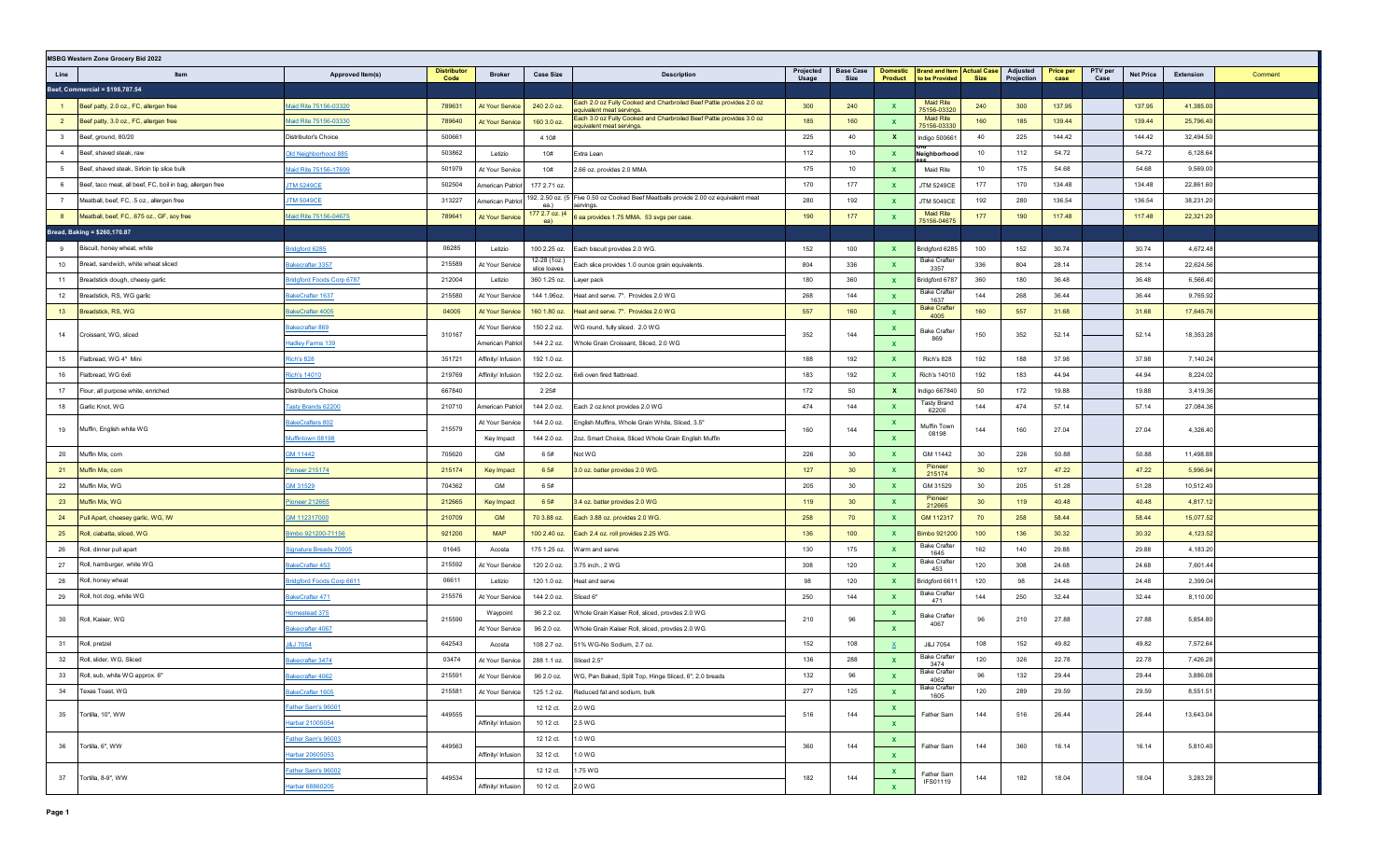**MSBG Western Zone Grocery Bid 2022**

| Line | Item | Approved Item(s) | Distributor Code | Broker | Case Size | Description | Projected Usage | Base Case Size | Domestic Product | Brand and Item to be Provided | Actual Case Size | Adjusted Projection | Price per case | PTV per Case | Net Price | Extension | Comment |
|---|---|---|---|---|---|---|---|---|---|---|---|---|---|---|---|---|---|
| **Beef, Commercial = $198,787.54** | | | | | | | | | | | | | | | | | |
| 1 | Beef patty, 2.0 oz., FC, allergen free | Maid Rite 75156-03320 | 789631 | At Your Service | 240 2.0 oz. | Each 2.0 oz Fully Cooked and Charbroiled Beef Pattie provides 2.0 oz equivalent meat servings. | 300 | 240 | X | Maid Rite 75156-03320 | 240 | 300 | 137.95 | | 137.95 | 41,385.00 | |
| 2 | Beef patty, 3.0 oz., FC, allergen free | Maid Rite 75156-03330 | 789640 | At Your Service | 160 3.0 oz. | Each 3.0 oz Fully Cooked and Charbroiled Beef Pattie provides 3.0 oz equivalent meat servings. | 185 | 160 | X | Maid Rite 75156-03330 | 160 | 185 | 139.44 | | 139.44 | 25,796.40 | |
| 3 | Beef, ground, 80/20 | Distributor's Choice | 500661 | | 4 10# | | 225 | 40 | X | Indigo 500661 | 40 | 225 | 144.42 | | 144.42 | 32,494.50 | |
| 4 | Beef, shaved steak, raw | Old Neighborhood 885 | 503862 | Letizio | 10# | Extra Lean | 112 | 10 | X | Old Neighborhood 885 | 10 | 112 | 54.72 | | 54.72 | 6,128.64 | |
| 5 | Beef, shaved steak, Sirloin tip slice bulk | Maid Rite 75156-17899 | 501979 | At Your Service | 10# | 2.66 oz. provides 2.0 MMA | 175 | 10 | X | Maid Rite | 10 | 175 | 54.68 | | 54.68 | 9,569.00 | |
| 6 | Beef, taco meat, all beef, FC, boil in bag, allergen free | JTM 5249CE | 502504 | American Patriot | 177 2.71 oz. | | 170 | 177 | X | JTM 5249CE | 177 | 170 | 134.48 | | 134.48 | 22,861.60 | |
| 7 | Meatball, beef, FC, .5 oz., allergen free | JTM 5049CE | 313227 | American Patriot | 192. 2.50 oz. (5 ea.) | Five 0.50 oz Cooked Beef Meatballs provide 2.00 oz equivalent meat servings. | 280 | 192 | X | JTM 5049CE | 192 | 280 | 136.54 | | 136.54 | 38,231.20 | |
| 8 | Meatball, beef, FC, .675 oz., GF, soy free | Maid Rite 75156-04675 | 789641 | At Your Service | 177 2.7 oz. (4 ea) | 6 ea provides 1.75 MMA. 53 svgs per case. | 190 | 177 | X | Maid Rite 75156-04675 | 177 | 190 | 117.48 | | 117.48 | 22,321.20 | |
| **Bread, Baking = $260,170.87** | | | | | | | | | | | | | | | | | |
| 9 | Biscuit, honey wheat, white | Bridgford 6285 | 06285 | Letizio | 100 2.25 oz. | Each biscuit provides 2.0 WG. | 152 | 100 | X | Bridgford 6285 | 100 | 152 | 30.74 | | 30.74 | 4,672.48 | |
| 10 | Bread, sandwich, white wheat sliced | Bakecrafter 3357 | 215589 | At Your Service | 12-28 (1oz.) slice loaves | Each slice provides 1.0 ounce grain equivalents. | 804 | 336 | X | Bake Crafter 3357 | 336 | 804 | 28.14 | | 28.14 | 22,624.56 | |
| 11 | Breadstick dough, cheesy garlic | Bridgford Foods Corp 6787 | 212004 | Letizio | 360 1.25 oz. | Layer pack | 180 | 360 | X | Bridgford 6787 | 360 | 180 | 36.48 | | 36.48 | 6,566.40 | |
| 12 | Breadstick, RS, WG garlic | BakeCrafter 1637 | 215580 | At Your Service | 144 1.96oz. | Heat and serve. 7". Provides 2.0 WG | 268 | 144 | X | Bake Crafter 1637 | 144 | 268 | 36.44 | | 36.44 | 9,765.92 | |
| 13 | Breadstick, RS, WG | BakeCrafter 4005 | 04005 | At Your Service | 160 1.80 oz. | Heat and serve. 7". Provides 2.0 WG | 557 | 160 | X | Bake Crafter 4005 | 160 | 557 | 31.68 | | 31.68 | 17,645.76 | |
| 14 | Croissant, WG, sliced | Bakecrafter 869 | 310167 | At Your Service | 150 2.2 oz. | WG round, fully sliced. 2.0 WG | 352 | 144 | X | Bake Crafter 869 | 150 | 352 | 52.14 | | 52.14 | 18,353.28 | |
| | | Hadley Farms 139 | | American Patriot | 144 2.2 oz. | Whole Grain Croissant, Sliced, 2.0 WG | | | X | | | | | | | | |
| 15 | Flatbread, WG 4" Mini | Rich's 828 | 351721 | Affinity/ Infusion | 192 1.0 oz. | | 188 | 192 | X | Rich's 828 | 192 | 188 | 37.98 | | 37.98 | 7,140.24 | |
| 16 | Flatbread, WG 6x6 | Rich's 14010 | 219769 | Affinity/ Infusion | 192 2.0 oz. | 6x6 oven fired flatbread. | 183 | 192 | X | Rich's 14010 | 192 | 183 | 44.94 | | 44.94 | 8,224.02 | |
| 17 | Flour, all purpose white, enriched | Distributor's Choice | 667840 | | 2 25# | | 172 | 50 | X | Indigo 667840 | 50 | 172 | 19.88 | | 19.88 | 3,419.36 | |
| 18 | Garlic Knot, WG | Tasty Brands 62200 | 210710 | American Patriot | 144 2.0 oz. | Each 2 oz.knot provides 2.0 WG | 474 | 144 | X | Tasty Brand 62200 | 144 | 474 | 57.14 | | 57.14 | 27,084.36 | |
| 19 | Muffin, English white WG | BakeCrafters 802 | 215579 | At Your Service | 144 2.0 oz. | English Muffins, Whole Grain White, Sliced, 3.5" | 160 | 144 | X | Muffin Town 08198 | 144 | 160 | 27.04 | | 27.04 | 4,326.40 | |
| | | Muffintown 08198 | | Key Impact | 144 2.0 oz. | 2oz. Smart Choice, Sliced Whole Grain English Muffin | | | X | | | | | | | | |
| 20 | Muffin Mix, corn | GM 11442 | 705620 | GM | 6 5# | Not WG | 226 | 30 | X | GM 11442 | 30 | 226 | 50.88 | | 50.88 | 11,498.88 | |
| 21 | Muffin Mix, corn | Pioneer 215174 | 215174 | Key Impact | 6 5# | 3.0 oz. batter provides 2.0 WG. | 127 | 30 | X | Pioneer 215174 | 30 | 127 | 47.22 | | 47.22 | 5,996.94 | |
| 22 | Muffin Mix, WG | GM 31529 | 704362 | GM | 6 5# | | 205 | 30 | X | GM 31529 | 30 | 205 | 51.28 | | 51.28 | 10,512.40 | |
| 23 | Muffin Mix, WG | Pioneer 212665 | 212665 | Key Impact | 6 5# | 3.4 oz. batter provides 2.0 WG | 119 | 30 | X | Pioneer 212665 | 30 | 119 | 40.48 | | 40.48 | 4,817.12 | |
| 24 | Pull Apart, cheesey garlic, WG, IW | GM 112317000 | 210709 | GM | 70 3.88 oz. | Each 3.88 oz. provides 2.0 WG. | 258 | 70 | X | GM 112317 | 70 | 258 | 58.44 | | 58.44 | 15,077.52 | |
| 25 | Roll, ciabatta, sliced, WG | Bimbo 921200-71156 | 921200 | MAP | 100 2.40 oz. | Each 2.4 oz. roll provides 2.25 WG. | 136 | 100 | X | Bimbo 921200 | 100 | 136 | 30.32 | | 30.32 | 4,123.52 | |
| 26 | Roll, dinner pull apart | Signature Breads 70005 | 01645 | Acosta | 175 1.25 oz. | Warm and serve | 130 | 175 | X | Bake Crafter 1645 | 162 | 140 | 29.88 | | 29.88 | 4,183.20 | |
| 27 | Roll, hamburger, white WG | BakeCrafter 453 | 215592 | At Your Service | 120 2.0 oz. | 3.75 inch., 2 WG | 308 | 120 | X | Bake Crafter 453 | 120 | 308 | 24.68 | | 24.68 | 7,601.44 | |
| 28 | Roll, honey wheat | Bridgford Foods Corp 6611 | 06611 | Letizio | 120 1.0 oz. | Heat and serve | 98 | 120 | X | Bridgford 6611 | 120 | 98 | 24.48 | | 24.48 | 2,399.04 | |
| 29 | Roll, hot dog, white WG | BakeCrafter 471 | 215576 | At Your Service | 144 2.0 oz. | Sliced 6" | 250 | 144 | X | Bake Crafter 471 | 144 | 250 | 32.44 | | 32.44 | 8,110.00 | |
| 30 | Roll, Kaiser, WG | Homestead 375 | 215590 | Waypoint | 96 2.2 oz. | Whole Grain Kaiser Roll, sliced, provdes 2.0 WG | 210 | 96 | X | Bake Crafter 4067 | 96 | 210 | 27.88 | | 27.88 | 5,854.80 | |
| | | Bakecrafter 4067 | | At Your Service | 96 2.0 oz. | Whole Grain Kaiser Roll, sliced, provides 2.0 WG | | | X | | | | | | | | |
| 31 | Roll, pretzel | J&J 7054 | 642543 | Acosta | 108 2.7 oz. | 51% WG-No Sodium, 2.7 oz. | 152 | 108 | X | J&J 7054 | 108 | 152 | 49.82 | | 49.82 | 7,572.64 | |
| 32 | Roll, slider, WG, Sliced | Bakecrafter 3474 | 03474 | At Your Service | 288 1.1 oz. | Sliced 2.5" | 136 | 288 | X | Bake Crafter 3474 | 120 | 326 | 22.78 | | 22.78 | 7,426.28 | |
| 33 | Roll, sub, white WG approx. 6" | Bakecrafter 4062 | 215591 | At Your Service | 96 2.0 oz. | WG, Pan Baked, Split Top, Hinge Sliced, 6", 2.0 breads | 132 | 96 | X | Bake Crafter 4062 | 96 | 132 | 29.44 | | 29.44 | 3,886.08 | |
| 34 | Texas Toast, WG | BakeCrafter 1605 | 215581 | At Your Service | 125 1.2 oz. | Reduced fat and sodium, bulk | 277 | 125 | X | Bake Crafter 1605 | 120 | 289 | 29.59 | | 29.59 | 8,551.51 | |
| 35 | Tortilla, 10", WW | Father Sam's 96001 | 449555 | | 12 12 ct. | 2.0 WG | 516 | 144 | X | Father Sam | 144 | 516 | 26.44 | | 26.44 | 13,643.04 | |
| | | Harbar 21005054 | | Affinity/ Infusion | 10 12 ct. | 2.5 WG | | | X | | | | | | | | |
| 36 | Tortilla, 6", WW | Father Sam's 96003 | 449563 | | 12 12 ct. | 1.0 WG | 360 | 144 | X | Father Sam | 144 | 360 | 16.14 | | 16.14 | 5,810.40 | |
| | | Harbar 20605053 | | Affinity/ Infusion | 32 12 ct. | 1.0 WG | | | X | | | | | | | | |
| 37 | Tortilla, 8-9", WW | Father Sam's 96002 | 449534 | | 12 12 ct. | 1.75 WG | 182 | 144 | X | Father Sam IFS01119 | 144 | 182 | 18.04 | | 18.04 | 3,283.28 | |
| | | Harbar 68860205 | | Affinity/ Infusion | 10 12 ct. | 2.0 WG | | | X | | | | | | | | |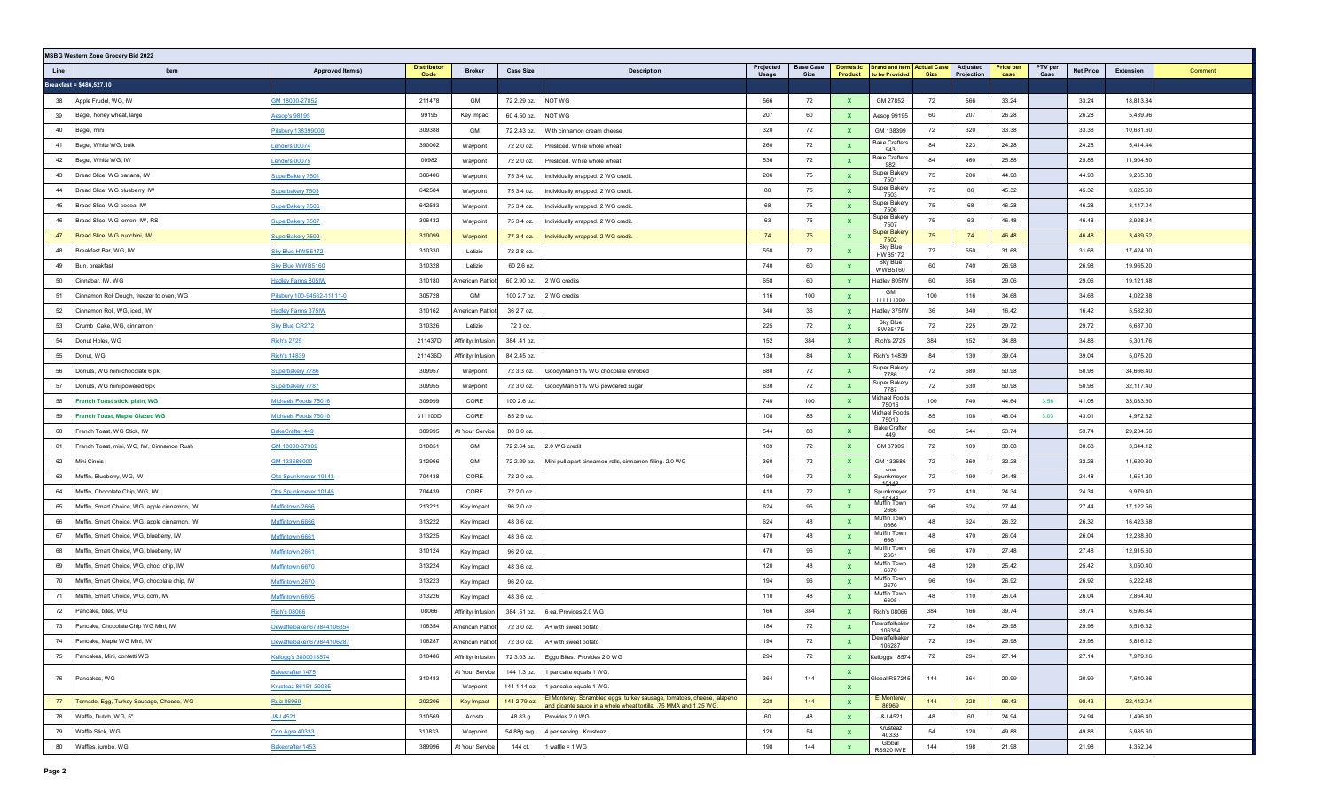**MSBG Western Zone Grocery Bid 2022**

| Line | Item | Approved Item(s) | Distributor Code | Broker | Case Size | Description | Projected Usage | Base Case Size | Domestic Product | Brand and Item to be Provided | Actual Case Size | Adjusted Projection | Price per case | PTV per Case | Net Price | Extension | Comment |
|---|---|---|---|---|---|---|---|---|---|---|---|---|---|---|---|---|---|
| **Breakfast = $486,527.10** | | | | | | | | | | | | | | | | | |
| 38 | Apple Frudel, WG, IW | GM 18000-27852 | 211478 | GM | 72 2.29 oz. | NOT WG | 566 | 72 | X | GM 27852 | 72 | 566 | 33.24 | | 33.24 | 18,813.84 | |
| 39 | Bagel, honey wheat, large | Aesop's 98195 | 99195 | Key Impact | 60 4.50 oz. | NOT WG | 207 | 60 | X | Aesop 99195 | 60 | 207 | 26.28 | | 26.28 | 5,439.96 | |
| 40 | Bagel, mini | Pillsbury 138399000 | 309388 | GM | 72 2.43 oz. | With cinnamon cream cheese | 320 | 72 | X | GM 138399 | 72 | 320 | 33.38 | | 33.38 | 10,681.60 | |
| 41 | Bagel, White WG, bulk | Lenders 00074 | 390002 | Waypoint | 72 2.0 oz. | Presliced. White whole wheat | 260 | 72 | X | Bake Crafters 943 | 84 | 223 | 24.28 | | 24.28 | 5,414.44 | |
| 42 | Bagel, White WG, IW | Lenders 00075 | 00982 | Waypoint | 72 2.0 oz. | Presliced. White whole wheat | 536 | 72 | X | Bake Crafters 982 | 84 | 460 | 25.88 | | 25.88 | 11,904.80 | |
| 43 | Bread Slice, WG banana, IW | SuperBakery 7501 | 306406 | Waypoint | 75 3.4 oz. | Individually wrapped. 2 WG credit. | 206 | 75 | X | Super Bakery 7501 | 75 | 206 | 44.98 | | 44.98 | 9,265.88 | |
| 44 | Bread Slice, WG blueberry, IW | Superbakery 7503 | 642584 | Waypoint | 75 3.4 oz. | Individually wrapped. 2 WG credit. | 80 | 75 | X | Super Bakery 7503 | 75 | 80 | 45.32 | | 45.32 | 3,625.60 | |
| 45 | Bread Slice, WG cocoa, IW | SuperBakery 7506 | 642583 | Waypoint | 75 3.4 oz. | Individually wrapped. 2 WG credit. | 68 | 75 | X | Super Bakery 7506 | 75 | 68 | 46.28 | | 46.28 | 3,147.04 | |
| 46 | Bread Slice, WG lemon, IW, RS | SuperBakery 7507 | 306432 | Waypoint | 75 3.4 oz. | Individually wrapped. 2 WG credit. | 63 | 75 | X | Super Bakery 7507 | 75 | 63 | 46.48 | | 46.48 | 2,928.24 | |
| 47 | Bread Slice, WG zucchini, IW | SuperBakery 7502 | 310099 | Waypoint | 77 3.4 oz. | Individually wrapped. 2 WG credit. | 74 | 75 | X | Super Bakery 7502 | 75 | 74 | 46.48 | | 46.48 | 3,439.52 | |
| 48 | Breakfast Bar, WG, IW | Sky Blue HWB5172 | 310330 | Letizio | 72 2.8 oz. | | 550 | 72 | X | Sky Blue HWB5172 | 72 | 550 | 31.68 | | 31.68 | 17,424.00 | |
| 49 | Bun, breakfast | Sky Blue WWB5160 | 310328 | Letizio | 60 2.6 oz. | | 740 | 60 | X | Sky Blue WWB5160 | 60 | 740 | 26.98 | | 26.98 | 19,965.20 | |
| 50 | Cinnabar, IW, WG | Hadley Farms 805IW | 310180 | American Patriot | 60 2.90 oz. | 2 WG credits | 658 | 60 | X | Hadley 805IW | 60 | 658 | 29.06 | | 29.06 | 19,121.48 | |
| 51 | Cinnamon Roll Dough, freezer to oven, WG | Pillsbury 100-94562-11111-0 | 305728 | GM | 100 2.7 oz. | 2 WG credits | 116 | 100 | X | GM 111111000 | 100 | 116 | 34.68 | | 34.68 | 4,022.88 | |
| 52 | Cinnamon Roll, WG, iced, IW | Hadley Farms 375IW | 310162 | American Patriot | 36 2.7 oz. | | 340 | 36 | X | Hadley 375IW | 36 | 340 | 16.42 | | 16.42 | 5,582.80 | |
| 53 | Crumb Cake, WG, cinnamon | Sky Blue CR272 | 310326 | Letizio | 72 3 oz. | | 225 | 72 | X | Sky Blue SWB5175 | 72 | 225 | 29.72 | | 29.72 | 6,687.00 | |
| 54 | Donut Holes, WG | Rich's 2725 | 211437D | Affinity/ Infusion | 384 .41 oz. | | 152 | 384 | X | Rich's 2725 | 384 | 152 | 34.88 | | 34.88 | 5,301.76 | |
| 55 | Donut, WG | Rich's 14839 | 211436D | Affinity/ Infusion | 84 2.45 oz. | | 130 | 84 | X | Rich's 14839 | 84 | 130 | 39.04 | | 39.04 | 5,075.20 | |
| 56 | Donuts, WG mini chocolate 6 pk | Superbakery 7786 | 309957 | Waypoint | 72 3.3 oz. | GoodyMan 51% WG chocolate enrobed | 680 | 72 | X | Super Bakery 7786 | 72 | 680 | 50.98 | | 50.98 | 34,666.40 | |
| 57 | Donuts, WG mini powered 6pk | Superbakery 7787 | 309955 | Waypoint | 72 3.0 oz. | GoodyMan 51% WG powdered sugar | 630 | 72 | X | Super Bakery 7787 | 72 | 630 | 50.98 | | 50.98 | 32,117.40 | |
| 58 | French Toast stick, plain, WG | Michaels Foods 75016 | 309999 | CORE | 100 2.8 oz. | | 740 | 100 | X | Michael Foods 75016 | 100 | 740 | 44.64 | 3.56 | 41.08 | 33,033.60 | |
| 59 | French Toast, Maple Glazed WG | Michaels Foods 75010 | 311100D | CORE | 85 2.9 oz. | | 108 | 85 | X | Michael Foods 75010 | 85 | 108 | 46.04 | 3.03 | 43.01 | 4,972.32 | |
| 60 | French Toast, WG Stick, IW | BakeCrafter 449 | 389995 | At Your Service | 88 3.0 oz. | | 544 | 88 | X | Bake Crafter 449 | 88 | 544 | 53.74 | | 53.74 | 29,234.56 | |
| 61 | French Toast, mini, WG, IW, Cinnamon Rush | GM 18000-37309 | 310851 | GM | 72 2.64 oz. | 2.0 WG credit | 109 | 72 | X | GM 37309 | 72 | 109 | 30.68 | | 30.68 | 3,344.12 | |
| 62 | Mini Cinnis | GM 133686000 | 312966 | GM | 72 2.29 oz. | Mini pull apart cinnamon rolls, cinnamon filling. 2.0 WG | 360 | 72 | X | GM 133686 | 72 | 360 | 32.28 | | 32.28 | 11,620.80 | |
| 63 | Muffin, Blueberry, WG, IW | Otis Spunkmeyer 10143 | 704438 | CORE | 72 2.0 oz. | | 190 | 72 | X | Otis Spunkmeyer 10143 | 72 | 190 | 24.48 | | 24.48 | 4,651.20 | |
| 64 | Muffin, Chocolate Chip, WG, IW | Otis Spunkmeyer 10145 | 704439 | CORE | 72 2.0 oz. | | 410 | 72 | X | Spunkmeyer 10145 | 72 | 410 | 24.34 | | 24.34 | 9,979.40 | |
| 65 | Muffin, Smart Choice, WG, apple cinnamon, IW | Muffintown 2666 | 213221 | Key Impact | 96 2.0 oz. | | 624 | 96 | X | Muffin Town 2666 | 96 | 624 | 27.44 | | 27.44 | 17,122.56 | |
| 66 | Muffin, Smart Choice, WG, apple cinnamon, IW | Muffintown 6666 | 313222 | Key Impact | 48 3.6 oz. | | 624 | 48 | X | Muffin Town 6666 | 48 | 624 | 26.32 | | 26.32 | 16,423.68 | |
| 67 | Muffin, Smart Choice, WG, blueberry, IW | Muffintown 6661 | 313225 | Key Impact | 48 3.6 oz. | | 470 | 48 | X | Muffin Town 6661 | 48 | 470 | 26.04 | | 26.04 | 12,238.80 | |
| 68 | Muffin, Smart Choice, WG, blueberry, IW | Muffintown 2661 | 310124 | Key Impact | 96 2.0 oz. | | 470 | 96 | X | Muffin Town 2661 | 96 | 470 | 27.48 | | 27.48 | 12,915.60 | |
| 69 | Muffin, Smart Choice, WG, choc. chip, IW | Muffintown 6670 | 313224 | Key Impact | 48 3.6 oz. | | 120 | 48 | X | Muffin Town 6670 | 48 | 120 | 25.42 | | 25.42 | 3,050.40 | |
| 70 | Muffin, Smart Choice, WG, chocolate chip, IW | Muffintown 2670 | 313223 | Key Impact | 96 2.0 oz. | | 194 | 96 | X | Muffin Town 2670 | 96 | 194 | 26.92 | | 26.92 | 5,222.48 | |
| 71 | Muffin, Smart Choice, WG, corn, IW | Muffintown 6605 | 313226 | Key Impact | 48 3.6 oz. | | 110 | 48 | X | Muffin Town 6605 | 48 | 110 | 26.04 | | 26.04 | 2,864.40 | |
| 72 | Pancake, bites, WG | Rich's 08066 | 08066 | Affinity/ Infusion | 384 .51 oz. | 6 ea. Provides 2.0 WG | 166 | 384 | X | Rich's 08066 | 384 | 166 | 39.74 | | 39.74 | 6,596.84 | |
| 73 | Pancake, Chocolate Chip WG Mini, IW | Dewafflebaker 679844106354 | 106354 | American Patriot | 72 3.0 oz. | A+ with sweet potato | 184 | 72 | X | Dewafflebaker 106354 | 72 | 184 | 29.98 | | 29.98 | 5,516.32 | |
| 74 | Pancake, Maple WG Mini, IW | Dewafflebaker 679844106287 | 106287 | American Patriot | 72 3.0 oz. | A+ with sweet potato | 194 | 72 | X | Dewafflebaker 106287 | 72 | 194 | 29.98 | | 29.98 | 5,816.12 | |
| 75 | Pancakes, Mini, confetti WG | Kellogg's 3800018574 | 310486 | Affinity/ Infusion | 72 3.03 oz. | Eggo Bites. Provides 2.0 WG | 294 | 72 | X | Kelloggs 18574 | 72 | 294 | 27.14 | | 27.14 | 7,979.16 | |
| 76 | Pancakes, WG | Bakecrafter 1475 | 310483 | At Your Service | 144 1.3 oz. | 1 pancake equals 1 WG. | 364 | 144 | X | Global RS7245 | 144 | 364 | 20.99 | | 20.99 | 7,640.36 | |
| | | Krusteaz 86151-20085 | | Waypoint | 144 1.14 oz. | 1 pancake equals 1 WG. | | | X | | | | | | | | |
| 77 | Tornado, Egg, Turkey Sausage, Cheese, WG | Ruiz 86969 | 202206 | Key Impact | 144 2.79 oz. | El Monterey. Scrambled eggs, turkey sausage, tomatoes, cheese, jalapeno and picante sauce in a whole wheat tortilla. .75 MMA and 1.25 WG. | 228 | 144 | X | El Monterey 86969 | 144 | 228 | 98.43 | | 98.43 | 22,442.04 | |
| 78 | Waffle, Dutch, WG, 5" | J&J 4521 | 310569 | Acosta | 48 83 g | Provides 2.0 WG | 60 | 48 | X | J&J 4521 | 48 | 60 | 24.94 | | 24.94 | 1,496.40 | |
| 79 | Waffle Stick, WG | Con Agra 40333 | 310833 | Waypoint | 54 88g svg. | 4 per serving. Krusteaz | 120 | 54 | X | Krusteaz 40333 | 54 | 120 | 49.88 | | 49.88 | 5,985.60 | |
| 80 | Waffles, jumbo, WG | Bakecrafter 1453 | 389996 | At Your Service | 144 ct. | 1 waffle = 1 WG | 198 | 144 | X | Global RS9201WE | 144 | 198 | 21.98 | | 21.98 | 4,352.04 | |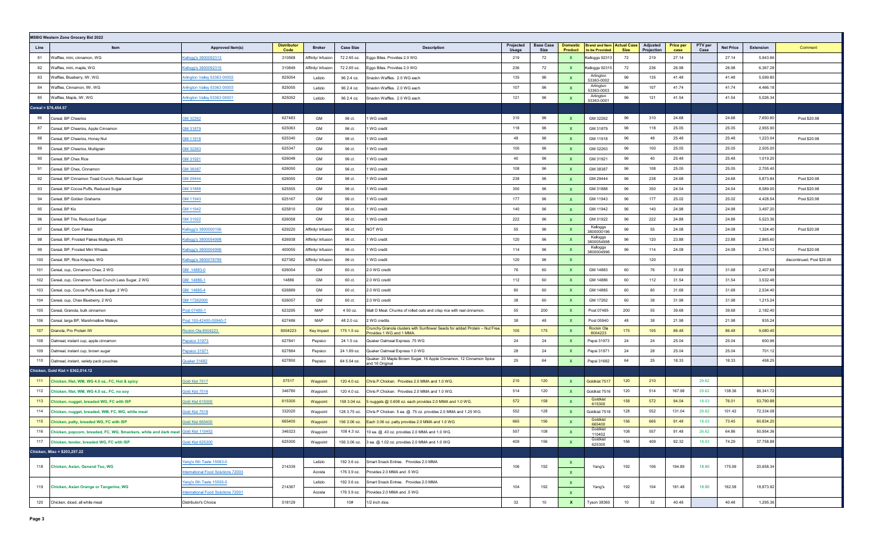**MSBG Western Zone Grocery Bid 2022**

| Line | Item | Approved Item(s) | Distributor Code | Broker | Case Size | Description | Projected Usage | Base Case Size | Domestic Product | Brand and Item to be Provided | Actual Case Size | Adjusted Projection | Price per case | PTV per Case | Net Price | Extension | Comment |
|---|---|---|---|---|---|---|---|---|---|---|---|---|---|---|---|---|---|
| 81 | Waffles, mini, cinnamon, WG | Kellogg's 3800092313 | 310568 | Affinity/ Infusion | 72 2.65 oz. | Eggo Bites. Provides 2.0 WG | 219 | 72 | X | Kelloggs 92313 | 72 | 219 | 27.14 | | 27.14 | 5,943.66 | |
| 82 | Waffles, mini, maple, WG | Kellogg's 3800092315 | 310849 | Affinity/ Infusion | 72 2.65 oz. | Eggo Bites. Provides 2.0 WG | 236 | 72 | X | Kelloggs 92315 | 72 | 236 | 26.98 | | 26.98 | 6,367.28 | |
| 83 | Waffles, Blueberry, IW, WG | Arlington Valley 53363 00002 | 825054 | Letizio | 96 2.4 oz. | Snackn Waffles. 2.0 WG each | 135 | 96 | X | Arlington 53363-0002 | 96 | 135 | 41.48 | | 41.48 | 5,599.80 | |
| 84 | Waffles, Cinnamon, IW, WG | Arlington Valley 53363 00003 | 825055 | Letizio | 96 2.4 oz. | Snackn Waffles. 2.0 WG each | 107 | 96 | X | Arlington 53363-0003 | 96 | 107 | 41.74 | | 41.74 | 4,466.18 | |
| 85 | Waffles, Maple, IW, WG | Arlington Valley 53363 00001 | 825052 | Letizio | 96 2.4 oz. | Snackn Waffles. 2.0 WG each | 121 | 96 | X | Arlington 53363-0001 | 96 | 121 | 41.54 | | 41.54 | 5,026.34 | |
| **Cereal = $76,454.57** | | | | | | | | | | | | | | | | | |
| 86 | Cereal, BP Cheerios | GM 32262 | 627483 | GM | 96 ct. | 1 WG credit | 310 | 96 | X | GM 32262 | 96 | 310 | 24.68 | | 24.68 | 7,650.80 | Post $20.98 |
| 87 | Cereal, BP Cheerios, Apple Cinnamon | GM 31879 | 625063 | GM | 96 ct. | 1 WG credit | 118 | 96 | X | GM 31879 | 96 | 118 | 25.05 | | 25.05 | 2,955.90 | |
| 88 | Cereal, BP Cheerios, Honey Nut | GM 11918 | 625340 | GM | 96 ct. | 1 WG credit | 48 | 96 | X | GM 11918 | 96 | 48 | 25.48 | | 25.48 | 1,223.04 | Post $20.98 |
| 89 | Cereal, BP Cheerios, Multigrain | GM 32263 | 625347 | GM | 96 ct. | 1 WG credit | 100 | 96 | X | GM 32263 | 96 | 100 | 25.05 | | 25.05 | 2,505.00 | |
| 90 | Cereal, BP Chex Rice | GM 31921 | 626048 | GM | 96 ct. | 1 WG credit | 40 | 96 | X | GM 31921 | 96 | 40 | 25.48 | | 25.48 | 1,019.20 | |
| 91 | Cereal, BP Chex, Cinnamon | GM 38387 | 626050 | GM | 96 ct. | 1 WG credit | 108 | 96 | X | GM 38387 | 96 | 108 | 25.05 | | 25.05 | 2,705.40 | |
| 92 | Cereal, BP Cinnamon Toast Crunch, Reduced Sugar | GM 29444 | 626055 | GM | 96 ct. | 1 WG credit | 238 | 96 | X | GM 29444 | 96 | 238 | 24.68 | | 24.68 | 5,873.84 | Post $20.98 |
| 93 | Cereal, BP Cocoa Puffs, Reduced Sugar | GM 31888 | 625555 | GM | 96 ct. | 1 WG credit | 350 | 96 | X | GM 31888 | 96 | 350 | 24.54 | | 24.54 | 8,589.00 | Post $20.98 |
| 94 | Cereal, BP Golden Grahams | GM 11943 | 625167 | GM | 96 ct. | 1 WG credit | 177 | 96 | X | GM 11943 | 96 | 177 | 25.02 | | 25.02 | 4,428.54 | Post $20.98 |
| 95 | Cereal, BP Kix | GM 11942 | 625810 | GM | 96 ct. | 1 WG credit | 140 | 96 | X | GM 11942 | 96 | 140 | 24.98 | | 24.98 | 3,497.20 | |
| 96 | Cereal, BP Trix, Reduced Sugar | GM 31922 | 626058 | GM | 96 ct. | 1 WG credit | 222 | 96 | X | GM 31922 | 96 | 222 | 24.88 | | 24.88 | 5,523.36 | |
| 97 | Cereal, BP, Corn Flakes | Kellogg's 3800000196 | 629220 | Affinity/ Infusion | 96 ct. | NOT WG | 55 | 96 | X | Kelloggs 3800000196 | 96 | 55 | 24.08 | | 24.08 | 1,324.40 | Post $20.98 |
| 98 | Cereal, BP, Frosted Flakes Multigrain, RS | Kellogg's 3800054998 | 626938 | Affinity/ Infusion | 96 ct. | 1 WG credit | 120 | 96 | X | Kelloggs 3800054998 | 96 | 120 | 23.88 | | 23.88 | 2,865.60 | |
| 99 | Cereal, BP, Frosted Mini Wheats | Kellogg's 3800004996 | 400055 | Affinity/ Infusion | 96 ct. | 1 WG credit | 114 | 96 | X | Kelloggs 3800004996 | 96 | 114 | 24.08 | | 24.08 | 2,745.12 | Post $20.98 |
| 100 | Cereal, BP, Rice Krispies, WG | Kellogg's 3800078789 | 627382 | Affinity/ Infusion | 96 ct. | 1 WG credit | 120 | 96 | X | | | 120 | | | | | discontinued; Post $20.98 |
| 101 | Cereal, cup, Cinnamon Chex, 2 WG | GM 14883-0 | 626054 | GM | 60 ct. | 2.0 WG credit | 76 | 60 | X | GM 14883 | 60 | 76 | 31.68 | | 31.68 | 2,407.68 | |
| 102 | Cereal, cup, Cinnamon Toast Crunch Less Sugar, 2 WG | GM 14886-1 | 14886 | GM | 60 ct. | 2.0 WG credit | 112 | 60 | X | GM 14886 | 60 | 112 | 31.54 | | 31.54 | 3,532.48 | |
| 103 | Cereal, cup, Cocoa Puffs Less Sugar, 2 WG | GM 14885-4 | 626889 | GM | 60 ct. | 2.0 WG credit | 80 | 60 | X | GM 14885 | 60 | 80 | 31.68 | | 31.68 | 2,534.40 | |
| 104 | Cereal, cup, Chex Blueberry, 2 WG | GM 17262000 | 626057 | GM | 60 ct. | 2.0 WG credit | 38 | 60 | X | GM 17262 | 60 | 38 | 31.98 | | 31.98 | 1,215.24 | |
| 105 | Cereal, Granola, bulk cinnamon | Post 07485-1 | 623295 | MAP | 4 50 oz. | Malt O Meal. Chunks of rolled oats and crisp rice with real cinnamon. | 55 | 200 | X | Post 07485 | 200 | 55 | 39.68 | | 39.68 | 2,182.40 | |
| 106 | Cereal, large BP, Marshmallow Mateys | Post 100-42400-05940-7 | 627486 | MAP | 48 2.0 oz. | 2 WG credits | 38 | 48 | X | Post 05940 | 48 | 38 | 21.98 | | 21.98 | 835.24 | |
| 107 | Granola, Pro Protein IW | Rockin Ola 8004223 | 8004223 | Key Impact | 175 1.5 oz. | Crunchy Granola clusters with Sunflower Seeds for added Protein – Nut Free. Provides 1 WG and 1 MMA. | 105 | 175 | X | Rockin Ola 8004223 | 175 | 105 | 86.48 | | 86.48 | 9,080.40 | |
| 108 | Oatmeal, instant cup, apple cinnamon | Pepsico 31973 | 627841 | Pepsico | 24 1.5 oz. | Quaker Oatmeal Express .75 WG | 24 | 24 | X | Pepsi 31973 | 24 | 24 | 25.04 | | 25.04 | 600.96 | |
| 109 | Oatmeal, instant cup, brown sugar | Pepsico 31971 | 627884 | Pepsico | 24 1.69 oz. | Quaker Oatmeal Express 1.0 WG | 28 | 24 | X | Pepsi 31971 | 24 | 28 | 25.04 | | 25.04 | 701.12 | |
| 110 | Oatmeal, instant, variety pack pouches | Quaker 31682 | 627850 | Pepsico | 64 5.54 oz. | Quaker. 20 Maple Brown Sugar, 16 Apple Cinnamon, 12 Cinnamon Spice and 16 Original | 25 | 64 | X | Pepsi 31682 | 64 | 25 | 18.33 | | 18.33 | 458.25 | |
| **Chicken, Gold Kist = $362,014.12** | | | | | | | | | | | | | | | | | |
| 111 | Chicken, filet, WM, WG 4.0 oz., FC, Hot & spicy | Gold Kist 7517 | 07517 | Waypoint | 120 4.0 oz. | Chris P Chicken. Provides 2.0 MMA and 1.0 WG. | 210 | 120 | X | Goldkist 7517 | 120 | 210 | | 29.62 | | | |
| 112 | Chicken, filet, WM, WG 4.0 oz., FC, no soy | Gold Kist 7516 | 346780 | Waypoint | 120 4.0 oz. | Chris P Chicken. Provides 2.0 MMA and 1.0 WG. | 514 | 120 | X | Goldkist 7516 | 120 | 514 | 167.98 | 29.62 | 138.36 | 86,341.72 | |
| 113 | Chicken, nugget, breaded WG, FC with ISP | Gold Kist 615300 | 615300 | Waypoint | 158 3.04 oz. | 5 nuggets @ 0.608 oz. each provides 2.0 MMA and 1.0 WG. | 572 | 158 | X | Goldkist 615300 | 158 | 572 | 94.04 | 18.03 | 76.01 | 53,790.88 | |
| 114 | Chicken, nugget, breaded, WM, FC, WG, white meat | Gold Kist 7518 | 332020 | Waypoint | 128 3.75 oz. | Chris P Chicken. 5 ea. @ .75 oz. provides 2.0 MMA and 1.25 WG. | 552 | 128 | X | Goldkist 7518 | 128 | 552 | 131.04 | 29.62 | 101.42 | 72,334.08 | |
| 115 | Chicken, patty, breaded WG, FC with ISP | Gold Kist 665400 | 665400 | Waypoint | 156 3.06 oz. | Each 3.06 oz. patty provides 2.0 MMA and 1.0 WG | 665 | 156 | X | Goldkist 665400 | 156 | 665 | 91.48 | 18.03 | 73.45 | 60,834.20 | |
| 116 | Chicken, popcorn, breaded, FC, WG, Smackers, white and dark meat | Gold Kist 110452 | 346323 | Waypoint | 108 4.3 oz. | 10 ea. @ .43 oz. provides 2.0 MMA and 1.0 WG. | 557 | 108 | X | Goldkist 110452 | 108 | 557 | 91.48 | 26.62 | 64.86 | 50,954.36 | |
| 117 | Chicken, tender, breaded WG, FC with ISP | Gold Kist 625300 | 625300 | Waypoint | 156 3.06 oz. | 3 ea. @ 1.02 oz. provides 2.0 MMA and 1.0 WG | 409 | 156 | X | Goldkist 625300 | 156 | 409 | 92.32 | 18.03 | 74.29 | 37,758.88 | |
| **Chicken, Misc = $203,257.22** | | | | | | | | | | | | | | | | | |
| 118 | Chicken, Asian, General Tso, WG | Yang's 5th Taste 15563-0 | 214339 | Letizio | 192 3.6 oz. | Smart Snack Entree. Provides 2.0 MMA | 106 | 192 | X | Yang's | 192 | 106 | 194.89 | 18.90 | 175.99 | 20,658.34 | |
| | | International Food Solutions 72003 | | Acosta | 176 3.9 oz. | Provides 2.0 MMA and .5 WG | | | X | | | | | | | | |
| 119 | Chicken, Asian Orange or Tangerine, WG | Yang's 5th Taste 15555-5 | 214367 | Letizio | 192 3.6 oz. | Smart Snack Entree. Provides 2.0 MMA | 104 | 192 | X | Yang's | 192 | 104 | 181.48 | 18.90 | 162.58 | 18,873.92 | |
| | | International Food Solutions 72001 | | Acosta | 176 3.9 oz. | Provides 2.0 MMA and .5 WG | | | X | | | | | | | | |
| 120 | Chicken, diced, all white meat | Distributor's Choice | 518129 | | 10# | 1/2 inch dice. | 32 | 10 | X | Tyson 38360 | 10 | 32 | 40.48 | | 40.48 | 1,295.36 | |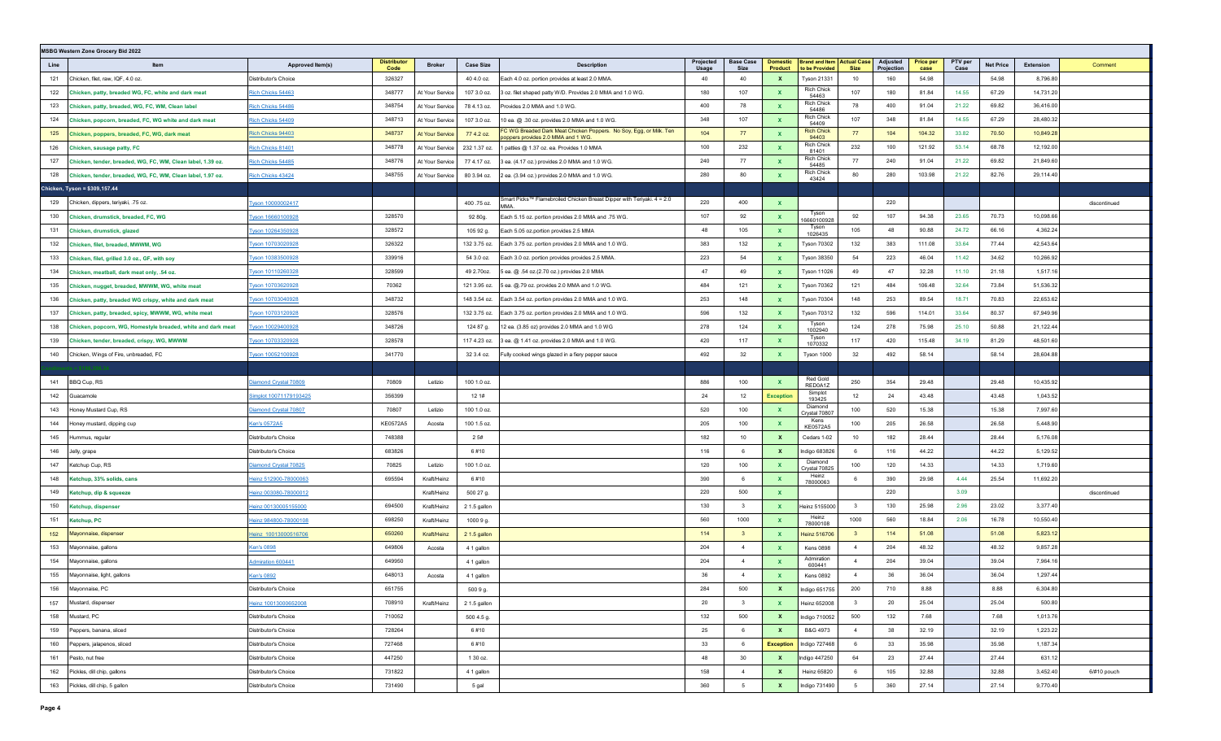**MSBG Western Zone Grocery Bid 2022**

| Line | Item | Approved Item(s) | Distributor Code | Broker | Case Size | Description | Projected Usage | Base Case Size | Domestic Product | Brand and Item to be Provided | Actual Case Size | Adjusted Projection | Price per case | PTV per Case | Net Price | Extension | Comment |
|---|---|---|---|---|---|---|---|---|---|---|---|---|---|---|---|---|---|
| 121 | Chicken, filet, raw, IQF, 4.0 oz. | Distributor's Choice | 326327 | | 40 4.0 oz. | Each 4.0 oz. portion provides at least 2.0 MMA. | 40 | 40 | X | Tyson 21331 | 10 | 160 | 54.98 | | 54.98 | 8,796.80 | |
| 122 | Chicken, patty, breaded, WG, FC, white and dark meat | Rich Chicks 54463 | 348777 | At Your Service | 107 3.0 oz. | 3 oz. filet shaped patty W/D. Provides 2.0 MMA and 1.0 WG. | 180 | 107 | X | Rich Chick 54463 | 107 | 180 | 81.84 | 14.55 | 67.29 | 14,731.20 | |
| 123 | Chicken, patty, breaded, WG, FC, WM, Clean label | Rich Chicks 54486 | 348754 | At Your Service | 78 4.13 oz. | Provides 2.0 MMA and 1.0 WG. | 400 | 78 | X | Rich Chick 54486 | 78 | 400 | 91.04 | 21.22 | 69.82 | 36,416.00 | |
| 124 | Chicken, popcorn, breaded, FC, WG white and dark meat | Rich Chicks 54409 | 348713 | At Your Service | 107 3.0 oz. | 10 ea. @ .30 oz. provides 2.0 MMA and 1.0 WG. | 348 | 107 | X | Rich Chick 54409 | 107 | 348 | 81.84 | 14.55 | 67.29 | 28,480.32 | |
| 125 | Chicken, poppers, breaded, FC, WG, dark meat | Rich Chicks 94403 | 348737 | At Your Service | 77 4.2 oz. | FC WG Breaded Dark Meat Chicken Poppers. No Soy, Egg, or Milk. Ten poppers provides 2.0 MMA and 1 WG. | 104 | 77 | X | Rich Chick 94403 | 77 | 104 | 104.32 | 33.82 | 70.50 | 10,849.28 | |
| 126 | Chicken, sausage patty, FC | Rich Chicks 81401 | 348778 | At Your Service | 232 1.37 oz. | 1 patties @ 1.37 oz. ea. Provides 1.0 MMA | 100 | 232 | X | Rich Chick 81401 | 232 | 100 | 121.92 | 53.14 | 68.78 | 12,192.00 | |
| 127 | Chicken, tender, breaded, WG, FC, WM, Clean label, 1.39 oz. | Rich Chicks 54485 | 348776 | At Your Service | 77 4.17 oz. | 3 ea. (4.17 oz.) provides 2.0 MMA and 1.0 WG. | 240 | 77 | X | Rich Chick 54485 | 77 | 240 | 91.04 | 21.22 | 69.82 | 21,849.60 | |
| 128 | Chicken, tender, breaded, WG, FC, WM, Clean label, 1.97 oz. | Rich Chicks 43424 | 348755 | At Your Service | 80 3.94 oz. | 2 ea. (3.94 oz.) provides 2.0 MMA and 1.0 WG. | 280 | 80 | X | Rich Chick 43424 | 80 | 280 | 103.98 | 21.22 | 82.76 | 29,114.40 | |
| **Chicken, Tyson = $309,157.44** | | | | | | | | | | | | | | | | | |
| 129 | Chicken, dippers, teriyaki, .75 oz. | Tyson 10000002417 | | | 400 .75 oz. | Smart Picks™ Flamebroiled Chicken Breast Dipper with Teriyaki. 4 = 2.0 MMA. | 220 | 400 | X | | | 220 | | | | | discontinued |
| 130 | Chicken, drumstick, breaded, FC, WG | Tyson 16660100928 | 328570 | | 92 80g. | Each 5.15 oz. portion provides 2.0 MMA and .75 WG. | 107 | 92 | X | Tyson 16660100928 | 92 | 107 | 94.38 | 23.65 | 70.73 | 10,098.66 | |
| 131 | Chicken, drumstick, glazed | Tyson 10264350928 | 328572 | | 105 92 g. | Each 5.05 oz.portion provides 2.5 MMA | 48 | 105 | X | Tyson 1026435 | 105 | 48 | 90.88 | 24.72 | 66.16 | 4,362.24 | |
| 132 | Chicken, filet, breaded, MWWM, WG | Tyson 10703020928 | 326322 | | 132 3.75 oz. | Each 3.75 oz. portion provides 2.0 MMA and 1.0 WG. | 383 | 132 | X | Tyson 70302 | 132 | 383 | 111.08 | 33.64 | 77.44 | 42,543.64 | |
| 133 | Chicken, filet, grilled 3.0 oz., GF, with soy | Tyson 10383500928 | 339916 | | 54 3.0 oz. | Each 3.0 oz. portion provides 2.5 MMA. | 223 | 54 | X | Tyson 38350 | 54 | 223 | 46.04 | 11.42 | 34.62 | 10,266.92 | |
| 134 | Chicken, meatball, dark meat only, .54 oz. | Tyson 10110260328 | 328599 | | 49 2.70oz. | 5 ea. @ .54 oz.(2.70 oz.) provides 2.0 MMA | 47 | 49 | X | Tyson 11026 | 49 | 47 | 32.28 | 11.10 | 21.18 | 1,517.16 | |
| 135 | Chicken, nugget, breaded, MWWM, WG, white meat | Tyson 10703620928 | 70362 | | 121 3.95 oz. | 5 ea. @ .79 oz. provides 2.0 MMA and 1.0 WG. | 484 | 121 | X | Tyson 70362 | 121 | 484 | 106.48 | 32.64 | 73.84 | 51,536.32 | |
| 136 | Chicken, patty, breaded WG crispy, white and dark meat | Tyson 10703040928 | 348732 | | 148 3.54 oz. | Each 3.54 oz. portion provides 2.0 MMA and 1.0 WG. | 253 | 148 | X | Tyson 70304 | 148 | 253 | 89.54 | 18.71 | 70.83 | 22,653.62 | |
| 137 | Chicken, patty, breaded, spicy, MWWM, WG, white meat | Tyson 10703120928 | 328576 | | 132 3.75 oz. | Each 3.75 oz. portion provides 2.0 MMA and 1.0 WG. | 596 | 132 | X | Tyson 70312 | 132 | 596 | 114.01 | 33.64 | 80.37 | 67,949.96 | |
| 138 | Chicken, popcorn, WG, Homestyle breaded, white and dark meat | Tyson 10029400928 | 348726 | | 124 87 g. | 12 ea. (3.85 oz) provides 2.0 MMA and 1.0 WG | 278 | 124 | X | Tyson 1002940 | 124 | 278 | 75.98 | 25.10 | 50.88 | 21,122.44 | |
| 139 | Chicken, tender, breaded, crispy, WG, MWWM | Tyson 10703320928 | 328578 | | 117 4.23 oz. | 3 ea. @ 1.41 oz. provides 2.0 MMA and 1.0 WG. | 420 | 117 | X | Tyson 1070332 | 117 | 420 | 115.48 | 34.19 | 81.29 | 48,501.60 | |
| 140 | Chicken, Wings of Fire, unbreaded, FC | Tyson 10052100928 | 341770 | | 32 3.4 oz. | Fully cooked wings glazed in a fiery pepper sauce | 492 | 32 | X | Tyson 1000 | 32 | 492 | 58.14 | | 58.14 | 28,604.88 | |
| **Condiments = $125,298.34** | | | | | | | | | | | | | | | | | |
| 141 | BBQ Cup, RS | Diamond Crystal 70809 | 70809 | Letizio | 100 1.0 oz. | | 886 | 100 | X | Red Gold RED0A1Z | 250 | 354 | 29.48 | | 29.48 | 10,435.92 | |
| 142 | Guacamole | Simplot 10071179193425 | 356399 | | 12 1# | | 24 | 12 | Exception | Simplot 193425 | 12 | 24 | 43.48 | | 43.48 | 1,043.52 | |
| 143 | Honey Mustard Cup, RS | Diamond Crystal 70807 | 70807 | Letizio | 100 1.0 oz. | | 520 | 100 | X | Diamond Crystal 70807 | 100 | 520 | 15.38 | | 15.38 | 7,997.60 | |
| 144 | Honey mustard, dipping cup | Ken's 0572A5 | KE0572A5 | Acosta | 100 1.5 oz. | | 205 | 100 | X | Kens KE0572A5 | 100 | 205 | 26.58 | | 26.58 | 5,448.90 | |
| 145 | Hummus, regular | Distributor's Choice | 748388 | | 2 5# | | 182 | 10 | X | Cedars 1-02 | 10 | 182 | 28.44 | | 28.44 | 5,176.08 | |
| 146 | Jelly, grape | Distributor's Choice | 683826 | | 6 #10 | | 116 | 6 | X | Indigo 683826 | 6 | 116 | 44.22 | | 44.22 | 5,129.52 | |
| 147 | Ketchup Cup, RS | Diamond Crystal 70825 | 70825 | Letizio | 100 1.0 oz. | | 120 | 100 | X | Diamond Crystal 70825 | 100 | 120 | 14.33 | | 14.33 | 1,719.60 | |
| 148 | Ketchup, 33% solids, cans | Heinz 512900-78000063 | 695594 | Kraft/Heinz | 6 #10 | | 390 | 6 | X | Heinz 78000063 | 6 | 390 | 29.98 | 4.44 | 25.54 | 11,692.20 | |
| 149 | Ketchup, dip & squeeze | Heinz 003080-78000012 | | Kraft/Heinz | 500 27 g. | | 220 | 500 | X | | | 220 | | 3.09 | | | discontinued |
| 150 | Ketchup, dispenser | Heinz 00130005155000 | 694500 | Kraft/Heinz | 2 1.5 gallon | | 130 | 3 | X | Heinz 5155000 | 3 | 130 | 25.98 | 2.96 | 23.02 | 3,377.40 | |
| 151 | Ketchup, PC | Heinz 984800-78000108 | 698250 | Kraft/Heinz | 1000 9 g. | | 560 | 1000 | X | Heinz 78000108 | 1000 | 560 | 18.84 | 2.06 | 16.78 | 10,550.40 | |
| 152 | Mayonnaise, dispenser | Heinz 10013000516706 | 650260 | Kraft/Heinz | 2 1.5 gallon | | 114 | 3 | X | Heinz 516706 | 3 | 114 | 51.08 | | 51.08 | 5,823.12 | |
| 153 | Mayonnaise, gallons | Ken's 0898 | 649806 | Acosta | 4 1 gallon | | 204 | 4 | X | Kens 0898 | 4 | 204 | 48.32 | | 48.32 | 9,857.28 | |
| 154 | Mayonnaise, gallons | Admiration 600441 | 649950 | | 4 1 gallon | | 204 | 4 | X | Admiration 600441 | 4 | 204 | 39.04 | | 39.04 | 7,964.16 | |
| 155 | Mayonnaise, light, gallons | Ken's 0892 | 648013 | Acosta | 4 1 gallon | | 36 | 4 | X | Kens 0892 | 4 | 36 | 36.04 | | 36.04 | 1,297.44 | |
| 156 | Mayonnaise, PC | Distributor's Choice | 651755 | | 500 9 g. | | 284 | 500 | X | Indigo 651755 | 200 | 710 | 8.88 | | 8.88 | 6,304.80 | |
| 157 | Mustard, dispenser | Heinz 10013000652008 | 708910 | Kraft/Heinz | 2 1.5 gallon | | 20 | 3 | X | Heinz 652008 | 3 | 20 | 25.04 | | 25.04 | 500.80 | |
| 158 | Mustard, PC | Distributor's Choice | 710052 | | 500 4.5 g. | | 132 | 500 | X | Indigo 710052 | 500 | 132 | 7.68 | | 7.68 | 1,013.76 | |
| 159 | Peppers, banana, sliced | Distributor's Choice | 728264 | | 6 #10 | | 25 | 6 | X | B&G 4973 | 4 | 38 | 32.19 | | 32.19 | 1,223.22 | |
| 160 | Peppers, jalapenos, sliced | Distributor's Choice | 727468 | | 6 #10 | | 33 | 6 | Exception | Indigo 727468 | 6 | 33 | 35.98 | | 35.98 | 1,187.34 | |
| 161 | Pesto, nut free | Distributor's Choice | 447250 | | 1 30 oz. | | 48 | 30 | X | Indigo 447250 | 64 | 23 | 27.44 | | 27.44 | 631.12 | |
| 162 | Pickles, dill chip, gallons | Distributor's Choice | 731822 | | 4 1 gallon | | 158 | 4 | X | Heinz 65820 | 6 | 105 | 32.88 | | 32.88 | 3,452.40 | 6/#10 pouch |
| 163 | Pickles, dill chip, 5 gallon | Distributor's Choice | 731490 | | 5 gal | | 360 | 5 | X | Indigo 731490 | 5 | 360 | 27.14 | | 27.14 | 9,770.40 | |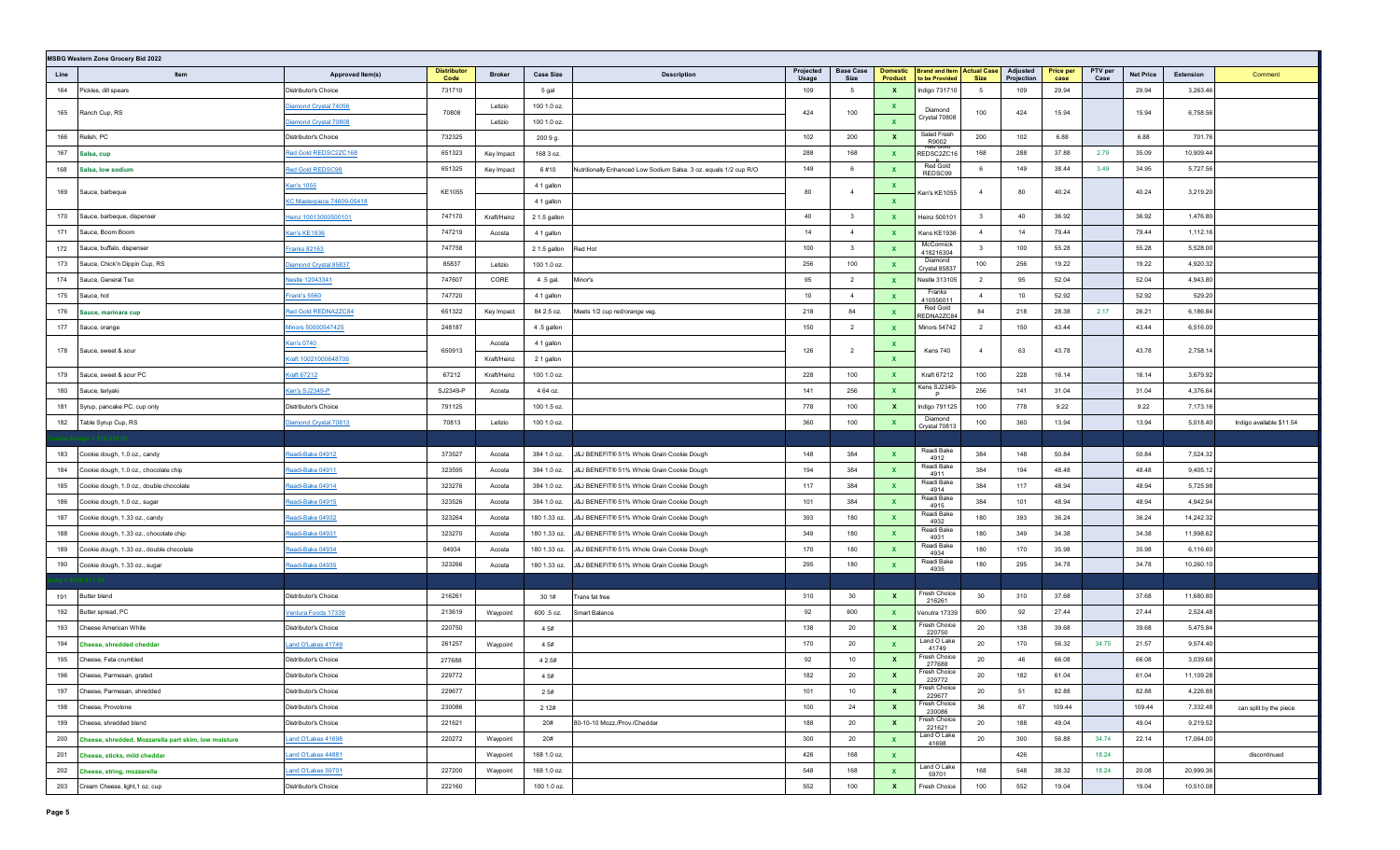**MSBG Western Zone Grocery Bid 2022**

| Line | Item | Approved Item(s) | Distributor Code | Broker | Case Size | Description | Projected Usage | Base Case Size | Domestic Product | Brand and Item to be Provided | Actual Case Size | Adjusted Projection | Price per case | PTV per Case | Net Price | Extension | Comment |
|---|---|---|---|---|---|---|---|---|---|---|---|---|---|---|---|---|---|
| 164 | Pickles, dill spears | Distributor's Choice | 731710 | | 5 gal | | 109 | 5 | X | Indigo 731710 | 5 | 109 | 29.94 | | 29.94 | 3,263.46 | |
| 165 | Ranch Cup, RS | Diamond Crystal 74056 | 70808 | Letizio | 100 1.0 oz. | | 424 | 100 | X | Diamond Crystal 70808 | 100 | 424 | 15.94 | | 15.94 | 6,758.56 | |
| | | Diamond Crystal 70808 | | Letizio | 100 1.0 oz. | | | | X | | | | | | | | |
| 166 | Relish, PC | Distributor's Choice | 732325 | | 200 9 g. | | 102 | 200 | X | Salad Fresh R9002 | 200 | 102 | 6.88 | | 6.88 | 701.76 | |
| 167 | Salsa, cup | Red Gold REDSC2ZC168 | 651323 | Key Impact | 168 3 oz. | | 288 | 168 | X | Red Gold REDSC2ZC16 8 | 168 | 288 | 37.88 | 2.79 | 35.09 | 10,909.44 | |
| 168 | Salsa, low sodium | Red Gold REDSC99 | 651325 | Key Impact | 6 #10 | Nutritionally Enhanced Low Sodium Salsa. 3 oz. equals 1/2 cup R/O | 149 | 6 | X | Red Gold REDSC99 | 6 | 149 | 38.44 | 3.49 | 34.95 | 5,727.56 | |
| 169 | Sauce, barbeque | Ken's 1055 | KE1055 | | 4 1 gallon | | 80 | 4 | X | Ken's KE1055 | 4 | 80 | 40.24 | | 40.24 | 3,219.20 | |
| | | KC Masterpiece 74609-05418 | | | 4 1 gallon | | | | X | | | | | | | | |
| 170 | Sauce, barbeque, dispenser | Heinz 10013000500101 | 747170 | Kraft/Heinz | 2 1.5 gallon | | 40 | 3 | X | Heinz 500101 | 3 | 40 | 36.92 | | 36.92 | 1,476.80 | |
| 171 | Sauce, Boom Boom | Ken's KE1936 | 747219 | Acosta | 4 1 gallon | | 14 | 4 | X | Kens KE1936 | 4 | 14 | 79.44 | | 79.44 | 1,112.16 | |
| 172 | Sauce, buffalo, dispenser | Franks 82163 | 747758 | | 2 1.5 gallon | Red Hot | 100 | 3 | X | McCormick 418216304 | 3 | 100 | 55.28 | | 55.28 | 5,528.00 | |
| 173 | Sauce, Chick'n Dippin Cup, RS | Diamond Crystal 85837 | 85837 | Letizio | 100 1.0 oz. | | 256 | 100 | X | Diamond Crystal 85837 | 100 | 256 | 19.22 | | 19.22 | 4,920.32 | |
| 174 | Sauce, General Tso | Nestle 12043341 | 747607 | CORE | 4 .5 gal. | Minor's | 95 | 2 | X | Nestle 313105 | 2 | 95 | 52.04 | | 52.04 | 4,943.80 | |
| 175 | Sauce, hot | Frank's 5580 | 747720 | | 4 1 gallon | | 10 | 4 | X | Franks 410556011 | 4 | 10 | 52.92 | | 52.92 | 529.20 | |
| 176 | Sauce, marinara cup | Red Gold REDNA2ZC84 | 651322 | Key Impact | 84 2.5 oz. | Meets 1/2 cup red/orange veg. | 218 | 84 | X | Red Gold REDNA2ZC84 | 84 | 218 | 28.38 | 2.17 | 26.21 | 6,186.84 | |
| 177 | Sauce, orange | Minors 50000547425 | 248187 | | 4 .5 gallon | | 150 | 2 | X | Minors 54742 | 2 | 150 | 43.44 | | 43.44 | 6,516.00 | |
| 178 | Sauce, sweet & sour | Ken's 0740 | 650913 | Acosta | 4 1 gallon | | 126 | 2 | X | Kens 740 | 4 | 63 | 43.78 | | 43.78 | 2,758.14 | |
| | | Kraft 10021000648709 | | Kraft/Heinz | 2 1 gallon | | | | X | | | | | | | | |
| 179 | Sauce, sweet & sour PC | Kraft 67212 | 67212 | Kraft/Heinz | 100 1.0 oz. | | 228 | 100 | X | Kraft 67212 | 100 | 228 | 16.14 | | 16.14 | 3,679.92 | |
| 180 | Sauce, teriyaki | Ken's SJ2349-P | SJ2349-P | Acosta | 4 64 oz. | | 141 | 256 | X | Kens SJ2349-P | 256 | 141 | 31.04 | | 31.04 | 4,376.64 | |
| 181 | Syrup, pancake PC, cup only | Distributor's Choice | 791125 | | 100 1.5 oz. | | 778 | 100 | X | Indigo 791125 | 100 | 778 | 9.22 | | 9.22 | 7,173.16 | |
| 182 | Table Syrup Cup, RS | Diamond Crystal 70813 | 70813 | Letizio | 100 1.0 oz. | | 360 | 100 | X | Diamond Crystal 70813 | 100 | 360 | 13.94 | | 13.94 | 5,018.40 | Indigo available $11.54 |
| **Cookie Dough = $74,218.85** | | | | | | | | | | | | | | | | | |
| 183 | Cookie dough, 1.0 oz., candy | Readi-Bake 04912 | 373527 | Acosta | 384 1.0 oz. | J&J BENEFIT® 51% Whole Grain Cookie Dough | 148 | 384 | X | Readi Bake 4912 | 384 | 148 | 50.84 | | 50.84 | 7,524.32 | |
| 184 | Cookie dough, 1.0 oz., chocolate chip | Readi-Bake 04911 | 323595 | Acosta | 384 1.0 oz. | J&J BENEFIT® 51% Whole Grain Cookie Dough | 194 | 384 | X | Readi Bake 4911 | 384 | 194 | 48.48 | | 48.48 | 9,405.12 | |
| 185 | Cookie dough, 1.0 oz., double chocolate | Readi-Bake 04914 | 323276 | Acosta | 384 1.0 oz. | J&J BENEFIT® 51% Whole Grain Cookie Dough | 117 | 384 | X | Readi Bake 4914 | 384 | 117 | 48.94 | | 48.94 | 5,725.98 | |
| 186 | Cookie dough, 1.0 oz., sugar | Readi-Bake 04915 | 323526 | Acosta | 384 1.0 oz. | J&J BENEFIT® 51% Whole Grain Cookie Dough | 101 | 384 | X | Readi Bake 4915 | 384 | 101 | 48.94 | | 48.94 | 4,942.94 | |
| 187 | Cookie dough, 1.33 oz., candy | Readi-Bake 04932 | 323264 | Acosta | 180 1.33 oz. | J&J BENEFIT® 51% Whole Grain Cookie Dough | 393 | 180 | X | Readi Bake 4932 | 180 | 393 | 36.24 | | 36.24 | 14,242.32 | |
| 188 | Cookie dough, 1.33 oz., chocolate chip | Readi-Bake 04931 | 323270 | Acosta | 180 1.33 oz. | J&J BENEFIT® 51% Whole Grain Cookie Dough | 349 | 180 | X | Readi Bake 4931 | 180 | 349 | 34.38 | | 34.38 | 11,998.62 | |
| 189 | Cookie dough, 1.33 oz., double chocolate | Readi-Bake 04934 | 04934 | Acosta | 180 1.33 oz. | J&J BENEFIT® 51% Whole Grain Cookie Dough | 170 | 180 | X | Readi Bake 4934 | 180 | 170 | 35.98 | | 35.98 | 6,116.60 | |
| 190 | Cookie dough, 1.33 oz., sugar | Readi-Bake 04935 | 323266 | Acosta | 180 1.33 oz. | J&J BENEFIT® 51% Whole Grain Cookie Dough | 295 | 180 | X | Readi Bake 4935 | 180 | 295 | 34.78 | | 34.78 | 10,260.10 | |
| **Dairy = $206,471.45** | | | | | | | | | | | | | | | | | |
| 191 | Butter blend | Distributor's Choice | 216261 | | 30 1# | Trans fat free | 310 | 30 | X | Fresh Choice 216261 | 30 | 310 | 37.68 | | 37.68 | 11,680.80 | |
| 192 | Butter spread, PC | Ventura Foods 17339 | 213619 | Waypoint | 600 .5 oz. | Smart Balance | 92 | 600 | X | Venutra 17339 | 600 | 92 | 27.44 | | 27.44 | 2,524.48 | |
| 193 | Cheese American White | Distributor's Choice | 220750 | | 4 5# | | 138 | 20 | X | Fresh Choice 220750 | 20 | 138 | 39.68 | | 39.68 | 5,475.84 | |
| 194 | Cheese, shredded cheddar | Land O'Lakes 41749 | 261257 | Waypoint | 4 5# | | 170 | 20 | X | Land O Lake 41749 | 20 | 170 | 56.32 | 34.75 | 21.57 | 9,574.40 | |
| 195 | Cheese, Feta crumbled | Distributor's Choice | 277688 | | 4 2.5# | | 92 | 10 | X | Fresh Choice 277688 | 20 | 46 | 66.08 | | 66.08 | 3,039.68 | |
| 196 | Cheese, Parmesan, grated | Distributor's Choice | 229772 | | 4 5# | | 182 | 20 | X | Fresh Choice 229772 | 20 | 182 | 61.04 | | 61.04 | 11,109.28 | |
| 197 | Cheese, Parmesan, shredded | Distributor's Choice | 229677 | | 2 5# | | 101 | 10 | X | Fresh Choice 229677 | 20 | 51 | 82.88 | | 82.88 | 4,226.88 | |
| 198 | Cheese, Provolone | Distributor's Choice | 230086 | | 2 12# | | 100 | 24 | X | Fresh Choice 230086 | 36 | 67 | 109.44 | | 109.44 | 7,332.48 | can split by the piece |
| 199 | Cheese, shredded blend | Distributor's Choice | 221621 | | 20# | 80-10-10 Mozz./Prov./Cheddar | 188 | 20 | X | Fresh Choice 221621 | 20 | 188 | 49.04 | | 49.04 | 9,219.52 | |
| 200 | Cheese, shredded, Mozzarella part skim, low moisture | Land O'Lakes 41698 | 220272 | Waypoint | 20# | | 300 | 20 | X | Land O Lake 41698 | 20 | 300 | 56.88 | 34.74 | 22.14 | 17,064.00 | |
| 201 | Cheese, sticks, mild cheddar | Land O'Lakes 44881 | | Waypoint | 168 1.0 oz. | | 426 | 168 | X | | | 426 | | 18.24 | | | discontinued |
| 202 | Cheese, string, mozzarella | Land O'Lakes 59701 | 227200 | Waypoint | 168 1.0 oz. | | 548 | 168 | X | Land O Lake 59701 | 168 | 548 | 38.32 | 18.24 | 20.08 | 20,999.36 | |
| 203 | Cream Cheese, light,1 oz. cup | Distributor's Choice | 222160 | | 100 1.0 oz. | | 552 | 100 | X | Fresh Choice | 100 | 552 | 19.04 | | 19.04 | 10,510.08 | |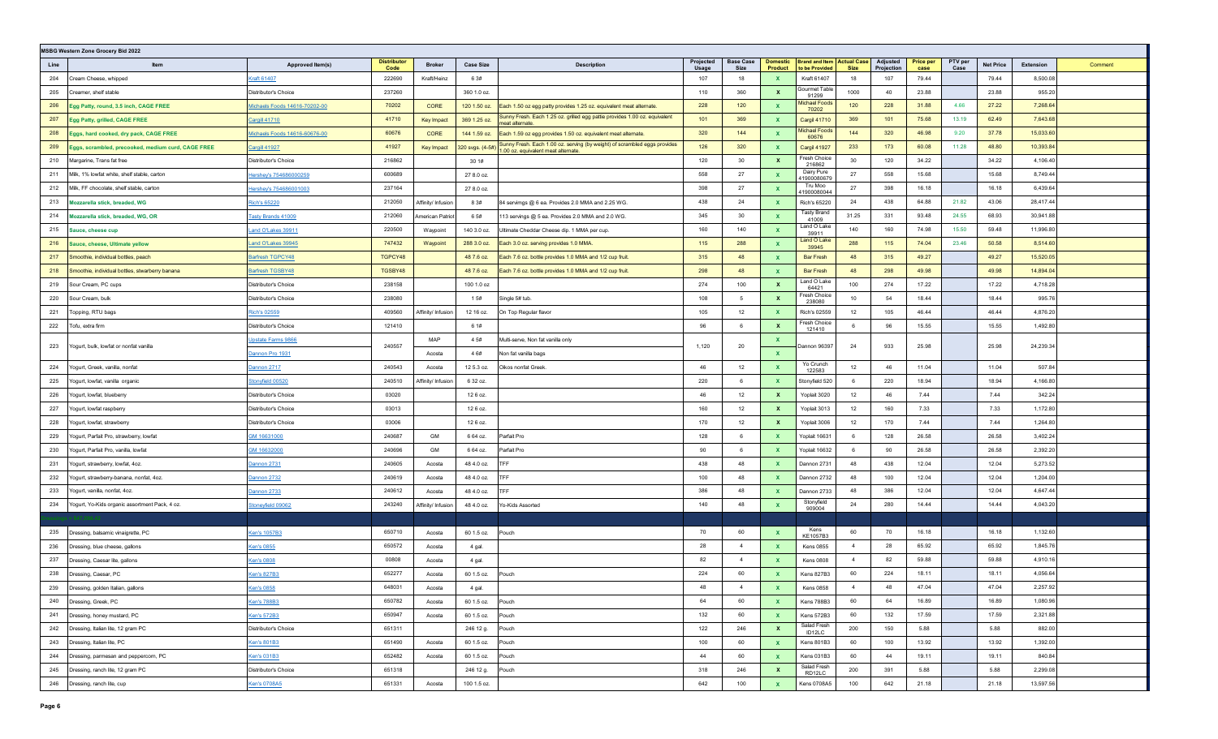## MSBG Western Zone Grocery Bid 2022

| Line | Item | Approved Item(s) | Distributor Code | Broker | Case Size | Description | Projected Usage | Base Case Size | Domestic Product | Brand and Item to be Provided | Actual Case Size | Adjusted Projection | Price per case | PTV per Case | Net Price | Extension | Comment |
|---|---|---|---|---|---|---|---|---|---|---|---|---|---|---|---|---|---|
| 204 | Cream Cheese, whipped | Kraft 61407 | 222690 | Kraft/Heinz | 6 3# | | 107 | 18 | X | Kraft 61407 | 18 | 107 | 79.44 | | 79.44 | 8,500.08 | |
| 205 | Creamer, shelf stable | Distributor's Choice | 237260 | | 360 1.0 oz. | | 110 | 360 | X | Gourmet Table 91299 | 1000 | 40 | 23.88 | | 23.88 | 955.20 | |
| 206 | Egg Patty, round, 3.5 inch, CAGE FREE | Michaels Foods 14616-70202-00 | 70202 | CORE | 120 1.50 oz. | Each 1.50 oz egg patty provides 1.25 oz. equivalent meat alternate. | 228 | 120 | X | Michael Foods 70202 | 120 | 228 | 31.88 | 4.66 | 27.22 | 7,268.64 | |
| 207 | Egg Patty, grilled, CAGE FREE | Cargill 41710 | 41710 | Key Impact | 369 1.25 oz. | Sunny Fresh. Each 1.25 oz. grilled egg pattie provides 1.00 oz. equivalent meat alternate. | 101 | 369 | X | Cargill 41710 | 369 | 101 | 75.68 | 13.19 | 62.49 | 7,643.68 | |
| 208 | Eggs, hard cooked, dry pack, CAGE FREE | Michaels Foods 14616-60676-00 | 60676 | CORE | 144 1.59 oz. | Each 1.59 oz egg provides 1.50 oz. equivalent meat alternate. | 320 | 144 | X | Michael Foods 60676 | 144 | 320 | 46.98 | 9.20 | 37.78 | 15,033.60 | |
| 209 | Eggs, scrambled, precooked, medium curd, CAGE FREE | Cargill 41927 | 41927 | Key Impact | 320 svgs. (4-5#) | Sunny Fresh. Each 1.00 oz. serving (by weight) of scrambled eggs provides 1.00 oz. equivalent meat alternate. | 126 | 320 | X | Cargill 41927 | 233 | 173 | 60.08 | 11.28 | 48.80 | 10,393.84 | |
| 210 | Margarine, Trans fat free | Distributor's Choice | 216862 | | 30 1# | | 120 | 30 | X | Fresh Choice 216862 | 30 | 120 | 34.22 | | 34.22 | 4,106.40 | |
| 211 | Milk, 1% lowfat white, shelf stable, carton | Hershey's 754686000259 | 600689 | | 27 8.0 oz. | | 558 | 27 | X | Dairy Pure 41900080679 | 27 | 558 | 15.68 | | 15.68 | 8,749.44 | |
| 212 | Milk, FF chocolate, shelf stable, carton | Hershey's 754686001003 | 237164 | | 27 8.0 oz. | | 398 | 27 | X | Tru Moo 41900080044 | 27 | 398 | 16.18 | | 16.18 | 6,439.64 | |
| 213 | Mozzarella stick, breaded, WG | Rich's 65220 | 212050 | Affinity/ Infusion | 8 3# | 84 servings @ 6 ea. Provides 2.0 MMA and 2.25 WG. | 438 | 24 | X | Rich's 65220 | 24 | 438 | 64.88 | 21.82 | 43.06 | 28,417.44 | |
| 214 | Mozzarella stick, breaded, WG, OR | Tasty Brands 41009 | 212060 | American Patriot | 6 5# | 113 servings @ 5 ea. Provides 2.0 MMA and 2.0 WG. | 345 | 30 | X | Tasty Brand 41009 | 31.25 | 331 | 93.48 | 24.55 | 68.93 | 30,941.88 | |
| 215 | Sauce, cheese cup | Land O'Lakes 39911 | 220500 | Waypoint | 140 3.0 oz. | Ultimate Cheddar Cheese dip. 1 MMA per cup. | 160 | 140 | X | Land O Lake 39911 | 140 | 160 | 74.98 | 15.50 | 59.48 | 11,996.80 | |
| 216 | Sauce, cheese, Ultimate yellow | Land O'Lakes 39945 | 747432 | Waypoint | 288 3.0 oz. | Each 3.0 oz. serving provides 1.0 MMA. | 115 | 288 | X | Land O Lake 39945 | 288 | 115 | 74.04 | 23.46 | 50.58 | 8,514.60 | |
| 217 | Smoothie, individual bottles, peach | Barfresh TGPCY48 | TGPCY48 | | 48 7.6 oz. | Each 7.6 oz. bottle provides 1.0 MMA and 1/2 cup fruit. | 315 | 48 | X | Bar Fresh | 48 | 315 | 49.27 | | 49.27 | 15,520.05 | |
| 218 | Smoothie, individual bottles, stwarberry banana | Barfresh TGSBY48 | TGSBY48 | | 48 7.6 oz. | Each 7.6 oz. bottle provides 1.0 MMA and 1/2 cup fruit. | 298 | 48 | X | Bar Fresh | 48 | 298 | 49.98 | | 49.98 | 14,894.04 | |
| 219 | Sour Cream, PC cups | Distributor's Choice | 238158 | | 100 1.0 oz | | 274 | 100 | X | Land O Lake 64421 | 100 | 274 | 17.22 | | 17.22 | 4,718.28 | |
| 220 | Sour Cream, bulk | Distributor's Choice | 238080 | | 1 5# | Single 5# tub. | 108 | 5 | X | Fresh Choice 238080 | 10 | 54 | 18.44 | | 18.44 | 995.76 | |
| 221 | Topping, RTU bags | Rich's 02559 | 409560 | Affinity/ Infusion | 12 16 oz. | On Top Regular flavor | 105 | 12 | X | Rich's 02559 | 12 | 105 | 46.44 | | 46.44 | 4,876.20 | |
| 222 | Tofu, extra firm | Distributor's Choice | 121410 | | 6 1# | | 96 | 6 | X | Fresh Choice 121410 | 6 | 96 | 15.55 | | 15.55 | 1,492.80 | |
| 223 | Yogurt, bulk, lowfat or nonfat vanilla | Upstate Farms 9866 | 240557 | MAP | 4 5# | Multi-serve, Non fat vanilla only | 1,120 | 20 | X | Dannon 96397 | 24 | 933 | 25.98 | | 25.98 | 24,239.34 | |
| | | Dannon Pro 1931 | | Acosta | 4 6# | Non fat vanilla bags | | | X | | | | | | | | |
| 224 | Yogurt, Greek, vanilla, nonfat | Dannon 2717 | 240543 | Acosta | 12 5.3 oz. | Oikos nonfat Greek. | 46 | 12 | X | Yo Crunch 122583 | 12 | 46 | 11.04 | | 11.04 | 507.84 | |
| 225 | Yogurt, lowfat, vanilla organic | Stonyfield 00520 | 240510 | Affinity/ Infusion | 6 32 oz. | | 220 | 6 | X | Stonyfield 520 | 6 | 220 | 18.94 | | 18.94 | 4,166.80 | |
| 226 | Yogurt, lowfat, blueberry | Distributor's Choice | 03020 | | 12 6 oz. | | 46 | 12 | X | Yoplait 3020 | 12 | 46 | 7.44 | | 7.44 | 342.24 | |
| 227 | Yogurt, lowfat raspberry | Distributor's Choice | 03013 | | 12 6 oz. | | 160 | 12 | X | Yoplait 3013 | 12 | 160 | 7.33 | | 7.33 | 1,172.80 | |
| 228 | Yogurt, lowfat, strawberry | Distributor's Choice | 03006 | | 12 6 oz. | | 170 | 12 | X | Yoplait 3006 | 12 | 170 | 7.44 | | 7.44 | 1,264.80 | |
| 229 | Yogurt, Parfait Pro, strawberry, lowfat | GM 16631000 | 240687 | GM | 6 64 oz. | Parfait Pro | 128 | 6 | X | Yoplait 16631 | 6 | 128 | 26.58 | | 26.58 | 3,402.24 | |
| 230 | Yogurt, Parfait Pro, vanilla, lowfat | GM 16632000 | 240696 | GM | 6 64 oz. | Parfait Pro | 90 | 6 | X | Yoplait 16632 | 6 | 90 | 26.58 | | 26.58 | 2,392.20 | |
| 231 | Yogurt, strawberry, lowfat, 4oz. | Dannon 2731 | 240605 | Acosta | 48 4.0 oz. | TFF | 438 | 48 | X | Dannon 2731 | 48 | 438 | 12.04 | | 12.04 | 5,273.52 | |
| 232 | Yogurt, strawberry-banana, nonfat, 4oz. | Dannon 2732 | 240619 | Acosta | 48 4.0 oz. | TFF | 100 | 48 | X | Dannon 2732 | 48 | 100 | 12.04 | | 12.04 | 1,204.00 | |
| 233 | Yogurt, vanilla, nonfat, 4oz. | Dannon 2733 | 240612 | Acosta | 48 4.0 oz. | TFF | 386 | 48 | X | Dannon 2733 | 48 | 386 | 12.04 | | 12.04 | 4,647.44 | |
| 234 | Yogurt, Yo-Kids organic assortment Pack, 4 oz. | Stoneyfield 09062 | 243240 | Affinity/ Infusion | 48 4.0 oz. | Yo-Kids Assorted | 140 | 48 | X | Stonyfield 909004 | 24 | 280 | 14.44 | | 14.44 | 4,043.20 | |
| 235 | Dressing, balsamic vinaigrette, PC | Ken's 1057B3 | 650710 | Acosta | 60 1.5 oz. | Pouch | 70 | 60 | X | Kens KE1057B3 | 60 | 70 | 16.18 | | 16.18 | 1,132.60 | |
| 236 | Dressing, blue cheese, gallons | Ken's 0855 | 650572 | Acosta | 4 gal. | | 28 | 4 | X | Kens 0855 | 4 | 28 | 65.92 | | 65.92 | 1,845.76 | |
| 237 | Dressing, Caesar lite, gallons | Ken's 0808 | 00808 | Acosta | 4 gal. | | 82 | 4 | X | Kens 0808 | 4 | 82 | 59.88 | | 59.88 | 4,910.16 | |
| 238 | Dressing, Caesar, PC | Ken's 827B3 | 652277 | Acosta | 60 1.5 oz. | Pouch | 224 | 60 | X | Kens 827B3 | 60 | 224 | 18.11 | | 18.11 | 4,056.64 | |
| 239 | Dressing, golden Italian, gallons | Ken's 0858 | 648031 | Acosta | 4 gal. | | 48 | 4 | X | Kens 0858 | 4 | 48 | 47.04 | | 47.04 | 2,257.92 | |
| 240 | Dressing, Greek, PC | Ken's 788B3 | 650782 | Acosta | 60 1.5 oz. | Pouch | 64 | 60 | X | Kens 788B3 | 60 | 64 | 16.89 | | 16.89 | 1,080.96 | |
| 241 | Dressing, honey mustard, PC | Ken's 572B3 | 650947 | Acosta | 60 1.5 oz. | Pouch | 132 | 60 | X | Kens 572B3 | 60 | 132 | 17.59 | | 17.59 | 2,321.88 | |
| 242 | Dressing, Italian lite, 12 gram PC | Distributor's Choice | 651311 | | 246 12 g. | Pouch | 122 | 246 | X | Salad Fresh ID12LC | 200 | 150 | 5.88 | | 5.88 | 882.00 | |
| 243 | Dressing, Italian lite, PC | Ken's 801B3 | 651490 | Acosta | 60 1.5 oz. | Pouch | 100 | 60 | X | Kens 801B3 | 60 | 100 | 13.92 | | 13.92 | 1,392.00 | |
| 244 | Dressing, parmesan and peppercorn, PC | Ken's 031B3 | 652482 | Acosta | 60 1.5 oz. | Pouch | 44 | 60 | X | Kens 031B3 | 60 | 44 | 19.11 | | 19.11 | 840.84 | |
| 245 | Dressing, ranch lite, 12 gram PC | Distributor's Choice | 651318 | | 246 12 g. | Pouch | 318 | 246 | X | Salad Fresh RD12LC | 200 | 391 | 5.88 | | 5.88 | 2,299.08 | |
| 246 | Dressing, ranch lite, cup | Ken's 0708A5 | 651331 | Acosta | 100 1.5 oz. | | 642 | 100 | X | Kens 0708A5 | 100 | 642 | 21.18 | | 21.18 | 13,597.56 | |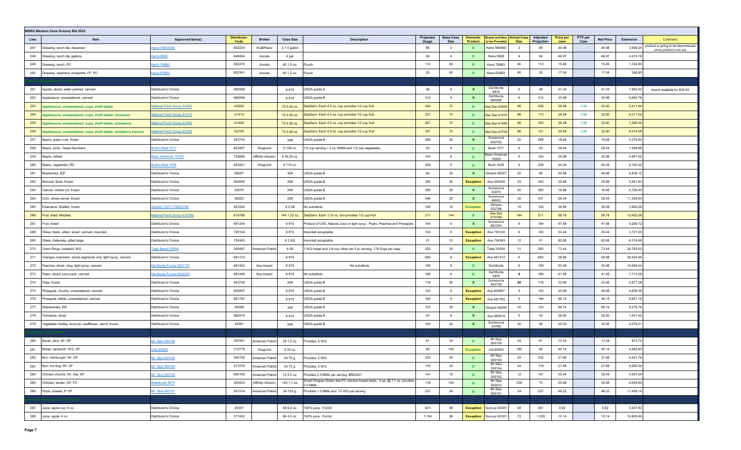**MSBG Western Zone Grocery Bid 2022**

| Line | Item | Approved Item(s) | Distributor Code | Broker | Case Size | Description | Projected Usage | Base Case Size | Domestic Product | Brand and Item to be Provided | Actual Case Size | Adjusted Projection | Price per case | PTV per Case | Net Price | Extension | Comment |
|---|---|---|---|---|---|---|---|---|---|---|---|---|---|---|---|---|---|
| 247 | Dressing, ranch lite, dispenser | Heinz 78004350 | 652224 | Kraft/Heinz | 2 1.5 gallon | | 88 | 3 | X | Heinz 980460 | 3 | 88 | 44.98 | | 44.98 | 3,958.24 | product is going to be discontinued once product runs out |
| 248 | Dressing, ranch lite, gallons | Ken's 0608 | 648454 | Acosta | 4 gal. | | 94 | 4 | X | Kens 0608 | 4 | 94 | 46.97 | | 46.97 | 4,415.18 | |
| 249 | Dressing, ranch, PC | Ken's 789B3 | 652270 | Acosta | 60 1.5 oz. | Pouch | 110 | 60 | X | Kens 789B3 | 60 | 110 | 15.88 | | 15.88 | 1,746.80 | |
| 250 | Dressing, raspberry vinaigrette, FF, PC | Ken's 630B3 | 652561 | Acosta | 60 1.5 oz. | Pouch | 20 | 60 | X | Kens 630B3 | 60 | 20 | 17.94 | | 17.94 | 358.80 | |
| | | | | | | | | | | | | | | | | | |
| 251 | Apples, sliced, water packed, canned | Distributor's Choice | 680598 | | 6 #10 | USDA grade A | 48 | 6 | X | Del Monte 4976 | 6 | 48 | 41.04 | | 41.04 | 1,969.92 | import available for $30.04 |
| 252 | Applesauce, unsweetened, canned | Distributor's Choice | 680596 | | 6 #10 | USDA grade B | 312 | 6 | X | Del Monte 680596 | 6 | 312 | 30.98 | | 30.98 | 9,665.76 | |
| 253 | Applesauce, unsweetened, cups, shelf stable | National Food Group A3500 | A3500 | | 72 4.50 oz. | ZeeZee's. Each 4.5 oz. cup provides 1/2 cup fruit | 344 | 72 | X | Zee Zee A3500 | 96 | 258 | 36.48 | 3.88 | 32.60 | 9,411.84 | |
| 254 | Applesauce, unsweetened, cups, shelf stable, cinnamon | National Food Group A1410 | A1410 | | 72 4.50 oz. | ZeeZee's. Each 4.5 oz. cup provides 1/2 cup fruit | 231 | 72 | X | Zee Zee A1410 | 96 | 173 | 36.48 | 3.88 | 32.60 | 6,311.04 | |
| 255 | Applesauce, unsweetened, cups, shelf stable, strawberry | National Food Group A1490 | A1490 | | 72 4.50 oz. | ZeeZee's. Each 4.5 oz. cup provides 1/2 cup fruit | 267 | 72 | X | Zee Zee A1490 | 96 | 200 | 36.48 | 3.88 | 32.60 | 7,296.00 | |
| 256 | Applesauce, unsweetened, cups, shelf stable, strawberry banana | National Food Group A3700 | A3700 | | 72 4.50 oz. | ZeeZee's. Each 4.5 oz. cup provides 1/2 cup fruit | 161 | 72 | X | Zee Zee A3700 | 96 | 121 | 36.48 | 3.88 | 32.60 | 4,414.08 | |
| 257 | Beans, green cuts, frozen | Distributor's Choice | 453743 | | 20# | USDA grade B | 288 | 20 | X | Sunsource 453743 | 20 | 288 | 18.68 | | 18.68 | 5,379.84 | |
| 258 | Beans, pinto, Texas Ranchero | Bush's Best 1071 | 823497 | Waypoint | 6 108 oz. | 1/2 cup serving = 2 oz. M/MA and 1/2 cup vegetables. | 52 | 6 | X | Bush 1071 | 6 | 52 | 38.44 | | 38.44 | 1,998.88 | |
| 259 | Beans, refried | Basic American 10302 | 735686 | Affinity/ Infusion | 6 26.25 oz. | | 124 | 6 | X | Basic American 10202 | 6 | 124 | 35.98 | | 35.98 | 4,461.52 | |
| 260 | Beans, vegetarian, RS | Bush's Best 1638 | 823501 | Waypoint | 6 115 oz. | | 208 | 6 | X | Bush 1638 | 6 | 208 | 44.04 | | 44.04 | 9,160.32 | |
| 261 | Blueberries, IQF | Distributor's Choice | 99007 | | 30# | USDA grade B | 66 | 30 | X | Simplot 99007 | 20 | 99 | 49.88 | | 49.88 | 4,938.12 | |
| 262 | Broccoli, floret, frozen | Distributor's Choice | 452048 | | 20# | USDA grade B | 384 | 20 | Exception | Ace 452048 | 24 | 320 | 29.88 | | 29.88 | 9,561.60 | |
| 263 | Carrots, crinkle cut, frozen | Distributor's Choice | 93075 | | 20# | USDA grade B | 280 | 20 | X | Sunsource 93075 | 20 | 280 | 16.88 | | 16.88 | 4,726.40 | |
| 264 | Corn, whole kernel, frozen | Distributor's Choice | 48002 | | 20# | USDA grade B | 646 | 20 | X | Sunsource 48002 | 30 | 431 | 26.44 | | 26.44 | 11,395.64 | |
| 265 | Edamame, Shelled, frozen | Simplot 10071179522768 | 453340 | | 6 2.5# | No substitute | 106 | 15 | Exception | Simplot 522768 | 15 | 106 | 36.88 | | 36.88 | 3,909.28 | |
| 266 | Fruit, dried, Mixzees | National Food Group 615789 | 615789 | | 144 1.33 oz. | ZeeZee's. Each 1.33 oz. box provides 1/2 cup fruit | 211 | 144 | X | Zee Zee 615789 | 144 | 211 | 58.78 | | 58.78 | 12,402.58 | |
| 267 | Fruit, mixed | Distributor's Choice | 681254 | | 6 #10 | Product of USA. Natural Juice or light syrup. Pears, Peaches and Pineapple. | 194 | 6 | X | Sunsource 681254 | 6 | 194 | 47.88 | | 47.88 | 9,288.72 | |
| 268 | Olives, black, pitted, sliced, canned, imported | Distributor's Choice | 729124 | | 6 #10 | Imported acceptable | 105 | 6 | Exception | Ace 729124 | 6 | 105 | 35.44 | | 35.44 | 3,721.20 | |
| 269 | Olives, Kalamata, pitted large | Distributor's Choice | 724363 | | 6 2 KG | Imported acceptable | 51 | 12 | Exception | Ace 724363 | 12 | 51 | 82.68 | | 82.68 | 4,216.68 | |
| 270 | Onion Rings, breaded, WG | Tasty Brand 33504 | 399497 | American Patriot | 6 5# | 1 WG bread and 1/4 cup other per 5 pc serving. 178 Svgs per case. | 292 | 30 | X | Tasty 33504 | 31 | 283 | 73.44 | | 73.44 | 20,783.52 | |
| 271 | Oranges, mandarin, whole segments only, light syrup, canned | Distributor's Choice | 681312 | | 6 #10 | | 692 | 6 | Exception | Ace 681312 | 6 | 692 | 38.88 | | 38.88 | 26,904.96 | |
| 272 | Peaches, diced, cling, light syrup, canned | Del Monte Foods 2001707 | 681452 | Key Impact | 6 #10 | No substitute | 198 | 6 | X | Del Monte | 6 | 198 | 50.98 | | 50.98 | 10,094.04 | |
| 273 | Pears, sliced, juice pack, canned | Del Monte Foods 2002203 | 681456 | Key Impact | 6 #10 | No substitute | 186 | 6 | X | Del Monte 4976 | 6 | 186 | 41.48 | | 41.48 | 7,715.28 | |
| 274 | Peas, frozen | Distributor's Choice | 453738 | | 20# | USDA grade B | 116 | 20 | X | Sunsource 453738 | 20 | 116 | 23.08 | | 23.08 | 2,677.28 | |
| 275 | Pineapple, chunks, unsweetened, canned | Distributor's Choice | 826897 | | 6 #10 | USDA grade B | 102 | 6 | Exception | Ace 826897 | 6 | 102 | 45.68 | | 45.68 | 4,659.36 | |
| 276 | Pineapple, tidbits, unsweetened, canned | Distributor's Choice | 681783 | | 6 #10 | USDA grade B | 194 | 6 | Exception | Ace 681783 | 6 | 194 | 46.14 | | 46.14 | 8,951.16 | |
| 277 | Strawberries, IQF | Distributor's Choice | 99298 | | 30# | USDA grade B | 124 | 30 | X | Simplot 99298 | 30 | 124 | 66.74 | | 66.74 | 8,275.76 | |
| 278 | Tomatoes, diced | Distributor's Choice | 982919 | | 6 #10 | USDA grade B | 52 | 6 | X | Ace 982919 | 6 | 52 | 26.95 | | 26.95 | 1,401.40 | |
| 278 | Vegetable medley, broccoli, cauliflower, carrot, frozen | Distributor's Choice | 34391 | | 20# | USDA grade B | 104 | 20 | X | Sunsource 24768 | 30 | 69 | 30.09 | | 30.09 | 2,076.21 | |
| | | | | | | | | | | | | | | | | | |
| 280 | Bread, slice, IW, GF | Mr. Sips 300156 | 305351 | American Patriot | 24 1.5 oz. | Provides .5 WG. | 61 | 24 | X | Mr Sips 300156 | 24 | 61 | 13.34 | | 13.34 | 813.74 | |
| 281 | Bread, sandwich, WG, GF | Udis 80902 | 210776 | Waypoint | 6 30 oz. | | 90 | 180 | Exception | Udi 80902 | 180 | 90 | 45.14 | | 45.14 | 4,062.60 | |
| 282 | Bun, hamburger, IW, GF | Mr. Sips 300155 | 300155 | American Patriot | 24 79 g. | Provides .5 WG. | 232 | 24 | X | Mr Sips 300155 | 24 | 232 | 27.68 | | 27.68 | 6,421.76 | |
| 283 | Bun, hot dog, IW, GF | Mr. Sips 300154 | 217578 | American Patriot | 24 75 g. | Provides .5 WG. | 179 | 24 | X | Mr Sips 300154 | 24 | 179 | 27.88 | | 27.88 | 4,990.52 | |
| 284 | Chicken chunks, IW, tray, GF | Mr. Sips 300152 | 666160 | American Patriot | 12 5.5 oz. | Provides 2.5 MMA per serving. BREAD? | 141 | 12 | X | Mr Sips 300152 | 12 | 141 | 35.44 | | 35.44 | 4,997.04 | |
| 285 | Chicken, tender, GF, FC | Brakebush 5810 | 300433 | Affinity/ Infusion | 145 1.1 oz. | Smart Shapes Gluten free FC chicken breast strips. 4 ea. @ 1.1 oz. provides 2.0 MMA. | 118 | 145 | X | Mr Sips 300433 | 236 | 73 | 55.68 | | 55.68 | 4,064.64 | |
| 286 | Pizza, cheese, 6" GF | Mr. Sips 300151 | 361014 | American Patriot | 24 153 g. | Provides 1.5 MMA and .75 WG per serving | 237 | 24 | X | Mr Sips 300151 | 24 | 237 | 48.22 | | 48.22 | 11,428.14 | |
| | | | | | | | | | | | | | | | | | |
| 287 | Juice, apple cup, 6 oz. | Distributor's Choice | 40301 | | 48 6.0 oz. | 100% juice. Foil lid. | 401 | 48 | Exception | Suncup 40301 | 48 | 401 | 9.82 | | 9.82 | 3,937.82 | |
| 288 | Juice, apple, 4 oz. | Distributor's Choice | 371652 | | 96 4.0 oz. | 100% juice. Foil lid. | 1,154 | 96 | Exception | Suncup 90301 | 72 | 1,539 | 10.14 | | 10.14 | 15,605.46 | |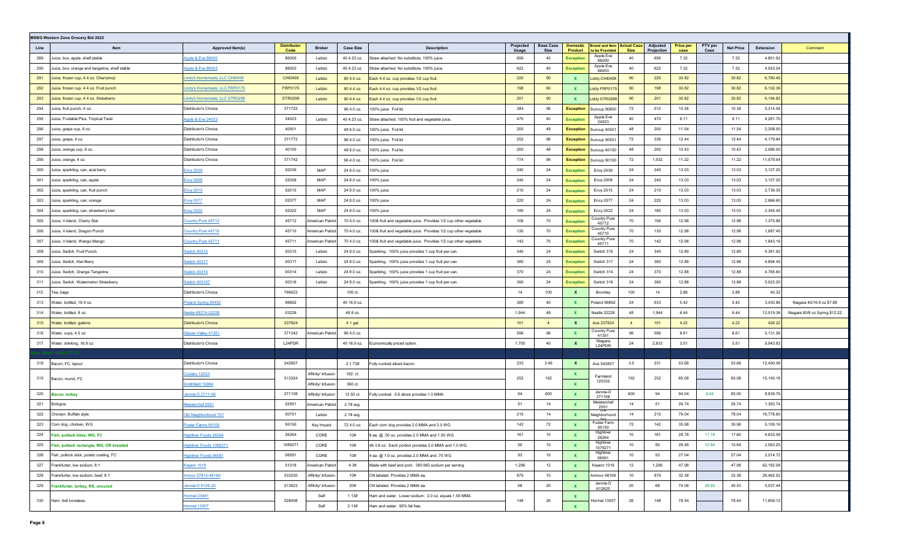**MSBG Western Zone Grocery Bid 2022**

| Line | Item | Approved Item(s) | Distributor Code | Broker | Case Size | Description | Projected Usage | Base Case Size | Domestic Product | Brand and Item to be Provided | Actual Case Size | Adjusted Projection | Price per case | PTV per Case | Net Price | Extension | Comment |
|---|---|---|---|---|---|---|---|---|---|---|---|---|---|---|---|---|---|
| 289 | Juice, box, apple, shelf stable | Apple & Eve 86000 | 86000 | Letizio | 40 4.23 oz. | Straw attached. No substitute. 100% juice. | 656 | 40 | Exception | Apple Eve 86000 | 40 | 656 | 7.32 | | 7.32 | 4,801.92 | |
| 290 | Juice, box, orange and tangerine, shelf stable | Apple & Eve 86003 | 86003 | Letizio | 40 4.23 oz. | Straw attached. No substitute. 100% juice. | 622 | 40 | Exception | Apple Eve 86003 | 40 | 622 | 7.32 | | 7.32 | 4,553.04 | |
| 291 | Juice, frozen cup, 4.4 oz. Cherrymoji | Lindy's Homemade, LLC CHI0458 | CHI0458 | Letizio | 90 4.4 oz. | Each 4.4 oz. cup provides 1/2 cup fruit. | 220 | 90 | X | Liddy CHI0458 | 90 | 220 | 30.82 | | 30.82 | 6,780.40 | |
| 292 | Juice, frozen cup, 4.4 oz. Fruit punch | Lindy's Homemade, LLC FRP0175 | FRP0175 | Letizio | 90 4.4 oz. | Each 4.4 oz. cup provides 1/2 cup fruit. | 198 | 90 | X | Liddy FRP0175 | 90 | 198 | 30.82 | | 30.82 | 6,102.36 | |
| 293 | Juice, frozen cup, 4.4 oz. Strawberry | Lindy's Homemade, LLC STR0298 | STR0298 | Letizio | 90 4.4 oz. | Each 4.4 oz. cup provides 1/2 cup fruit. | 201 | 90 | X | Liddy STR0298 | 90 | 201 | 30.82 | | 30.82 | 6,194.82 | |
| 294 | Juice, fruit punch, 4 oz. | Distributor's Choice | 371722 | | 96 4.0 oz. | 100% juice. Foil lid. | 384 | 96 | Exception | Suncup 90800 | 72 | 512 | 10.38 | | 10.38 | 5,314.56 | |
| 295 | Juice, Fruitable Plus, Tropical Twist | Apple & Eve 24023 | 24023 | Letizio | 40 4.23 oz. | Straw attached. 100% fruit and vegetable juice. | 470 | 40 | Exception | Apple Eve 24023 | 40 | 470 | 9.11 | | 9.11 | 4,281.70 | |
| 296 | Juice, grape cup, 6 oz. | Distributor's Choice | 40501 | | 48 6.0 oz. | 100% juice. Foil lid. | 200 | 48 | Exception | Suncup 40501 | 48 | 200 | 11.54 | | 11.54 | 2,308.00 | |
| 297 | Juice, grape, 4 oz. | Distributor's Choice | 371772 | | 96 4.0 oz. | 100% juice. Foil lid. | 252 | 96 | Exception | Suncup 90501 | 72 | 336 | 12.44 | | 12.44 | 4,179.84 | |
| 298 | Juice, orange cup, 6 oz. | Distributor's Choice | 40100 | | 48 6.0 oz. | 100% juice. Foil lid. | 200 | 48 | Exception | Suncup 40100 | 48 | 200 | 10.43 | | 10.43 | 2,086.00 | |
| 299 | Juice, orange, 4 oz. | Distributor's Choice | 371742 | | 96 4.0 oz. | 100% juice. Foil lid. | 774 | 96 | Exception | Suncup 90100 | 72 | 1,032 | 11.22 | | 11.22 | 11,579.04 | |
| 300 | Juice, sparkling, can, acai berry | Envy 2039 | 02039 | MAP | 24 8.0 oz. | 100% juice | 240 | 24 | Exception | Envy 2039 | 24 | 240 | 13.03 | | 13.03 | 3,127.20 | |
| 301 | Juice, sparkling, can, apple | Envy 2008 | 02008 | MAP | 24 8.0 oz. | 100% juice | 240 | 24 | Exception | Envy 2008 | 24 | 240 | 13.03 | | 13.03 | 3,127.20 | |
| 302 | Juice, sparkling, can, fruit punch | Envy 2015 | 02015 | MAP | 24 8.0 oz. | 100% juice | 210 | 24 | Exception | Envy 2015 | 24 | 210 | 13.03 | | 13.03 | 2,736.30 | |
| 303 | Juice, sparkling, can, orange | Envy 2077 | 02077 | MAP | 24 8.0 oz. | 100% juice | 220 | 24 | Exception | Envy 2077 | 24 | 220 | 13.03 | | 13.03 | 2,866.60 | |
| 304 | Juice, sparkling, can, strawberry kiwi | Envy 2022 | 02022 | MAP | 24 8.0 oz. | 100% juice | 180 | 24 | Exception | Envy 2022 | 24 | 180 | 13.03 | | 13.03 | 2,345.40 | |
| 305 | Juice, V-blend, Cherry Star | Country Pure 45712 | 45712 | American Patriot | 70 4.0 oz. | 100& fruit and vegetable juice. Provides 1/2 cup other vegetable | 106 | 70 | Exception | Country Pure 45712 | 70 | 106 | 12.98 | | 12.98 | 1,375.88 | |
| 306 | Juice, V-blend, Dragon Punch | Country Pure 45710 | 45710 | American Patriot | 70 4.0 oz. | 100& fruit and vegetable juice. Provides 1/2 cup other vegetable | 130 | 70 | Exception | Country Pure 45710 | 70 | 130 | 12.98 | | 12.98 | 1,687.40 | |
| 307 | Juice, V-blend, Wango Mango | Country Pure 45711 | 45711 | American Patriot | 70 4.0 oz. | 100& fruit and vegetable juice. Provides 1/2 cup other vegetable | 142 | 70 | Exception | Country Pure 45711 | 70 | 142 | 12.98 | | 12.98 | 1,843.16 | |
| 308 | Juice. Switch, Fruit Punch | Switch 00315 | 00315 | Letizio | 24 8.0 oz. | Sparkling. 100% juice provides 1 cup fruit per can. | 340 | 24 | Exception | Switch 315 | 24 | 340 | 12.89 | | 12.89 | 4,381.92 | |
| 309 | Juice. Switch, Kiwi Berry | Switch 00317 | 00317 | Letizio | 24 8.0 oz. | Sparkling. 100% juice provides 1 cup fruit per can. | 380 | 24 | Exception | Switch 317 | 24 | 380 | 12.88 | | 12.88 | 4,894.40 | |
| 310 | Juice. Switch, Orange Tangerine | Switch 00314 | 00314 | Letizio | 24 8.0 oz. | Sparkling. 100% juice provides 1 cup fruit per can. | 370 | 24 | Exception | Switch 314 | 24 | 370 | 12.88 | | 12.88 | 4,765.60 | |
| 311 | Juice. Switch, Watermelon Strawberry | Switch 003167 | 00316 | Letizio | 24 8.0 oz. | Sparkling. 100% juice provides 1 cup fruit per can. | 390 | 24 | Exception | Switch 316 | 24 | 390 | 12.88 | | 12.88 | 5,023.20 | |
| 312 | Tea, bags | Distributor's Choice | 796623 | | 100 ct. | | 14 | 100 | X | Bromley | 100 | 14 | 2.88 | | 2.88 | 40.32 | |
| 313 | Water, bottled, 16.9 oz. | Poland Spring 90452 | 96892 | | 40 16.9 oz. | | 380 | 40 | X | Poland 96892 | 24 | 633 | 5.42 | | 5.42 | 3,430.86 | Niagara 40/16.9 oz $7.88 |
| 314 | Water, bottled, 8 oz. | Nestle 68274-32228 | 03228 | | 48 8 oz. | | 1,944 | 48 | X | Nestle 32228 | 48 | 1,944 | 6.44 | | 6.44 | 12,519.36 | Niagara 80/8 oz Spring $12.22 |
| 315 | Water, bottled, gallons | Distributor's Choice | 237824 | | 4 1 gal. | | 101 | 4 | X | Ace 237824 | 4 | 101 | 4.22 | | 4.22 | 426.22 | |
| 316 | Water, cups, 4.0 oz | Glacier Valley 41351 | 371342 | American Patriot | 96 4.0 oz. | | 596 | 96 | X | Country Pure 41351 | 96 | 596 | 8.61 | | 8.61 | 5,131.56 | |
| 317 | Water, drinking, 16.9 oz. | Distributor's Choice | L24PDR | | 40 16.9 oz. | Economically priced option. | 1,700 | 40 | X | Niagara L24PDR | 24 | 2,833 | 3.51 | | 3.51 | 9,943.83 | |
| 318 | Bacon, FC, layout | Distributor's Choice | 542857 | | 2 1.73# | Fully cooked sliced bacon. | 233 | 3.46 | X | Ace 542857 | 3.5 | 231 | 53.68 | | 53.68 | 12,400.08 | |
| 319 | Bacon, round, FC | Cudahy 12033 / Smithfield 15984 | 513324 | Affinity/ Infusion / Affinity/ Infusion | 192. ct. / 360 ct. | | 252 | 192 | X / X | Farmland 120335 | 192 | 252 | 60.08 | | 60.08 | 15,140.16 | |
| 320 | Bacon, turkey | Jennie-O 2711-06 | 271108 | Affinity/ Infusion | 12 50 ct. | Fully cooked. 5.6 slices provides 1.0 MMA | 94 | 600 | X | Jennie-O 271108 | 600 | 94 | 94.04 | 9.04 | 85.00 | 8,839.76 | |
| 321 | Bologna | Meisterchef 2551 | 02551 | American Patriot | 2 7# avg. | | 51 | 14 | X | Meisterchef 2551 | 14 | 51 | 26.74 | | 26.74 | 1,363.74 | |
| 322 | Chicken, Buffalo style | Old Neighborhood 701 | 00701 | Letizio | 2 7# avg. | | 215 | 14 | X | Old Neighborhood 701 | 14 | 215 | 78.04 | | 78.04 | 16,778.60 | |
| 323 | Corn dog, chicken, WG | Foster Farms 95150 | 95150 | Key Impact | 72 4.0 oz. | Each corn dog provides 2.0 MMA and 2.0 WG | 142 | 72 | X | Foster Farm 95150 | 72 | 142 | 35.98 | | 35.98 | 5,109.16 | |
| 324 | Fish, pollack bites, WG, FC | Highliner Foods 26264 | 26264 | CORE | 10# | 8 ea. @ .50 oz. provides 2.0 MMA and 1.50 WG | 161 | 10 | X | Highliner 26264 | 10 | 161 | 28.78 | 11.18 | 17.60 | 4,633.58 | |
| 325 | Fish, pollack rectangle, WG, OR breaded | Highliner Foods 1089271 | 1089271 | CORE | 10# | 46 3.6 oz. Each portion provides 2.0 MMA and 1.0 WG. | 90 | 10 | X | Highliner 1079271 | 10 | 90 | 28.48 | 12.84 | 15.64 | 2,563.20 | |
| 326 | Fish, pollack stick, potato coating, FC | Highliner Foods 06591 | 06591 | CORE | 10# | 4 ea. @ 1.0 oz. provides 2.0 MMA and .75 WG | 93 | 10 | X | Highliner 06591 | 10 | 93 | 27.04 | | 27.04 | 2,514.72 | |
| 327 | Frankfurter, low sodium, 8:1 | Kayem 1018 | 01018 | American Patriot | 4 3# | Made with beef and pork. 360 MG sodium per serving. | 1,296 | 12 | X | Kayem 1018 | 12 | 1,296 | 47.98 | | 47.98 | 62,182.08 | |
| 328 | Frankfurter, low sodium, beef, 8:1 | Amour 27815-48169 | 533230 | Affinity/ Infusion | 10# | CN labeled. Provides 2 MMA ea. | 879 | 10 | X | Armour 48169 | 10 | 879 | 32.38 | | 32.38 | 28,462.02 | |
| 329 | Frankfurter, turkey, RS, uncured | Jennie-O 6126-20 | 513823 | Affinity/ Infusion | 20# | CN labeled. Provides 2 MMA ea. | 68 | 20 | X | Jennie-O 612620 | 20 | 68 | 74.08 | 28.55 | 45.53 | 5,037.44 | |
| 330 | Ham, 4x6 boneless. | Hormel 23941 / Hormel 13507 | 528498 | Self / Self | 1 13# / 2 13# | Ham and water. Lower sodium. 2.0 oz. equals 1.50 MMA / Ham and water. 95% fat free. | 148 | 26 | X / X | Hormel 13507 | 26 | 148 | 78.44 | | 78.44 | 11,609.12 | |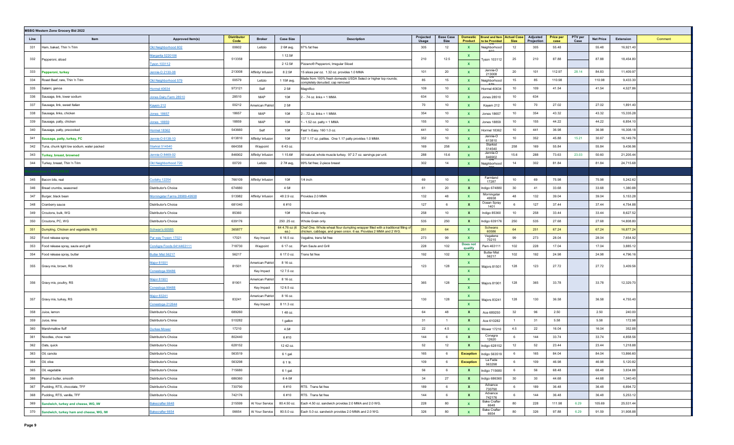**MSBG Western Zone Grocery Bid 2022**

| Line | Item | Approved Item(s) | Distributor Code | Broker | Case Size | Description | Projected Usage | Base Case Size | Domestic Product | Brand and Item to be Provided | Actual Case Size | Adjusted Projection | Price per case | PTV per Case | Net Price | Extension | Comment |
|---|---|---|---|---|---|---|---|---|---|---|---|---|---|---|---|---|---|
| 331 | Ham, baked, Thin 'n Trim | Old Neighborhood 602 | 00602 | Letizio | 2 6# avg. | 97% fat free | 305 | 12 | X | Old Neighborhood 602 | 12 | 305 | 55.48 | | 55.48 | 16,921.40 | |
| 332 | Pepperoni, sliced | Margarita 5220106 | 513358 | | 1 12.5# | | 210 | 12.5 | X | Tyson 103112 | 25 | 210 | 87.88 | | 87.88 | 18,454.80 | |
| | | Tyson 103112 | | | 2 12.5# | Pizzano® Pepperoni, Irregular Sliced | | | X | | | | | | | | |
| 333 | **Pepperoni, turkey** | Jennie-O 2130-08 | 213008 | Affinity/ Infusion | 8 2.5# | 15 slices per oz. 1.32 oz. provides 1.0 MMA | 101 | 20 | X | Jennie-O 213008 | 20 | 101 | 112.97 | 28.14 | 84.83 | 11,409.97 | |
| 334 | Roast Beef, rare, Thin 'n Trim | Old Neighborhood 579 | 00579 | Letizio | 1 15# avg. | Made from 100% fresh domestic USDA Select or higher top rounds; completely denuded; cap removed | 85 | 15 | X | Old Neighborhood 579 | 15 | 85 | 110.98 | | 110.98 | 9,433.30 | |
| 335 | Salami, genoa | Hormel 40634 | 973121 | Self | 2 5# | Magnifico | 109 | 10 | X | Hormel 40634 | 10 | 109 | 41.54 | | 41.54 | 4,527.86 | |
| 336 | Sausage, link, lower sodium | Jones Dairy Farm 28510 | 28510 | MAP | 10# | 2 - .74 oz. links = 1 MMA | 634 | 10 | X | Jones 28510 | 10 | 634 | | | | | |
| 337 | Sausage, link, sweet Italian | Kayem 212 | 00212 | American Patriot | 2 5# | | 70 | 10 | X | Kayem 212 | 10 | 70 | 27.02 | | 27.02 | 1,891.40 | |
| 338 | Sausage, links, chicken | Jones 18657 | 18657 | MAP | 10# | 2 - .72 oz. links = 1 MMA | 354 | 10 | X | Jones 18657 | 10 | 354 | 43.32 | | 43.32 | 15,335.28 | |
| 339 | Sausage, patty, chicken | Jones 18859 | 18859 | MAP | 10# | 1 - 1.52 oz. patty = 1 MMA | 155 | 10 | X | Jones 18859 | 10 | 155 | 44.22 | | 44.22 | 6,854.10 | |
| 340 | Sausage, patty, precooked | Hormel 18362 | 543660 | Self | 10# | Fast 'n Easy. 160 1.0 oz. | 441 | 10 | X | Hormel 18362 | 10 | 441 | 36.98 | | 36.98 | 16,308.18 | |
| 341 | **Sausage, patty, turkey, FC** | Jennie-O 6138-10 | 613810 | Affinity/ Infusion | 10# | 137 1.17 oz. patties. One 1.17 patty provides 1.0 MMA | 352 | 10 | X | Jennie-O 613810 | 10 | 352 | 45.88 | 15.21 | 30.67 | 16,149.76 | |
| 342 | Tuna, chunk light low sodium, water packed | Starkist 514540 | 664358 | Waypoint | 6 43 oz. | | 169 | 258 | X | Starkist 514540 | 258 | 169 | 55.84 | | 55.84 | 9,436.96 | |
| 343 | **Turkey, breast, browned** | Jennie-O 8469-02 | 846902 | Affinity/ Infusion | 1 15.6# | All natural, whole muscle turkey. 97 2.7 oz. servings per unit. | 288 | 15.6 | X | Jennie-O 846902 | 15.6 | 288 | 73.63 | 23.03 | 50.60 | 21,205.44 | |
| 344 | Turkey, breast, Thin 'n Trim | Old Neighborhood 720 | 00720 | Letizio | 2 7# avg, | 99% fat free; 2-piece breast | 302 | 14 | X | Old Neighborhood 720 | 14 | 302 | 81.84 | | 81.84 | 24,715.68 | |
| 345 | Bacon bits, real | Cudahy 12254 | 766109 | Affinity/ Infusion | 10# | 1/4 inch | 69 | 10 | X | Farmland 17287 | 10 | 69 | 75.98 | | 75.98 | 5,242.62 | |
| 346 | Bread crumbs, seasoned | Distributor's Choice | 674880 | | 4 5# | | 61 | 20 | X | Indigo 674880 | 30 | 41 | 33.68 | | 33.68 | 1,380.88 | |
| 347 | Burger, black bean | Morningstar Farms 28989-49938 | 513982 | Affinity/ Infusion | 48 2.9 oz. | Provides 2.0 MMA | 132 | 48 | X | Morningstar 49938 | 48 | 132 | 39.04 | | 39.04 | 5,153.28 | |
| 348 | Cranberry sauce | Distributor's Choice | 681040 | | 6 #10 | | 127 | 6 | X | Ocean Spray 1401 | 6 | 127 | 37.44 | | 37.44 | 4,754.88 | |
| 349 | Croutons, bulk, WG | Distributor's Choice | 85360 | | 10# | Whole Grain only. | 258 | 10 | X | Indigo 85360 | 10 | 258 | 33.44 | | 33.44 | 8,627.52 | |
| 350 | Croutons, PC, WG | Distributor's Choice | 639176 | | 250 .25 oz. | Whole Grain only. | 535 | 250 | X | Indigo 639176 | 250 | 535 | 27.68 | | 27.68 | 14,808.80 | |
| 351 | Dumpling, Chicken and vegetable, WG | Schwan's 60585 | 365877 | | 64 4.76 oz (6 ea.) | Chef One. Whole wheat flour dumpling wrapper filled with a traditional filling of chicken, cabbage, and green onion. 6 ea. Provides 2 MMA and 2 WG. | 251 | 64 | X | Schwans 60586 | 64 | 251 | 67.24 | | 67.24 | 16,877.24 | |
| 352 | Food release spray | Par way Tryson 17021 | 17021 | Key Impact | 6 16.5 oz. | Vegaline, trans fat free | 273 | 99 | X | Vegalene 70215 | 99 | 273 | 28.04 | | 28.04 | 7,654.92 | |
| 353 | Food release spray, saute and grill | ConAgra Foods 6414463111 | 718730 | Waypoint | 6 17 oz. | Pam Saute and Grill | 228 | 102 | Does not qualify | Pam 463111 | 102 | 228 | 17.04 | | 17.04 | 3,885.12 | |
| 354 | Food release spray, butter | Butter Mist 56217 | 56217 | | 6 17.0 oz. | Trans fat free | 192 | 102 | X | Butter Mist 56217 | 102 | 192 | 24.98 | | 24.98 | 4,796.16 | |
| 355 | Gravy mix, brown, RS | Major 81501 | 81501 | American Patriot | 8 16 oz. | | 123 | 128 | X | Majors 81501 | 128 | 123 | 27.72 | | 27.72 | 3,409.56 | |
| | | Conestoga 99486 | | Key Impact | 12 7.5 oz. | | | | X | | | | | | | | |
| 356 | Gravy mix, poultry, RS | Major 81901 | 81901 | American Patriot | 8 16 oz. | | 365 | 128 | X | Majors 81901 | 128 | 365 | 33.78 | | 33.78 | 12,329.70 | |
| | | Conestoga 99488 | | Key Impact | 12 6.5 oz. | | | | X | | | | | | | | |
| 357 | Gravy mix, turkey, RS | Major 83241 | 83241 | American Patriot | 8 16 oz. | | 130 | 128 | X | Majors 83241 | 128 | 130 | 36.58 | | 36.58 | 4,755.40 | |
| | | Conestoga 212644 | | Key Impact | 8 11.3 oz. | | | | X | | | | | | | | |
| 358 | Juice, lemon | Distributor's Choice | 689260 | | 1 48 oz. | | 64 | 48 | X | Ace 689250 | 32 | 96 | 2.50 | | 2.50 | 240.00 | |
| 359 | Juice, lime | Distributor's Choice | 510282 | | 1 gallon | | 31 | 1 | X | Ace 610282 | 1 | 31 | 5.58 | | 5.58 | 172.98 | |
| 360 | Marshmallow fluff | Durkee Mower | 17210 | | 4.5# | | 22 | 4.5 | X | Mower 17210 | 4.5 | 22 | 16.04 | | 16.04 | 352.88 | |
| 361 | Noodles, chow mein | Distributor's Choice | 802440 | | 6 #10 | | 144 | 6 | X | Conagra 12620 | 6 | 144 | 33.74 | | 33.74 | 4,858.56 | |
| 362 | Oats, quick | Distributor's Choice | 628152 | | 12 42 oz. | | 52 | 12 | X | Indigo 628152 | 12 | 52 | 23.44 | | 23.44 | 1,218.88 | |
| 363 | Oil, canola | Distributor's Choice | 563519 | | 6 1 gal. | | 165 | 6 | Exception | Indigo 563519 | 6 | 165 | 84.04 | | 84.04 | 13,866.60 | |
| 364 | Oil, olive | Distributor's Choice | 563298 | | 6 1 ltr. | | 109 | 6 | Exception | La Fede 563298 | 6 | 109 | 46.98 | | 46.98 | 5,120.82 | |
| 365 | Oil, vegetable | Distributor's Choice | 715680 | | 6 1 gal. | | 56 | 6 | X | Indigo 715680 | 6 | 56 | 68.48 | | 68.48 | 3,834.88 | |
| 366 | Peanut butter, smooth | Distributor's Choice | 686360 | | 6 4-5# | | 34 | 27 | X | Indigo 686360 | 30 | 30 | 44.68 | | 44.68 | 1,340.40 | |
| 367 | Pudding, RTS, chocolate, TFF | Distributor's Choice | 730790 | | 6 #10 | RTS. Trans fat free | 189 | 6 | X | Advance 730790 | 6 | 189 | 36.48 | | 36.48 | 6,894.72 | |
| 368 | Pudding, RTS, vanilla, TFF | Distributor's Choice | 742176 | | 6 #10 | RTS. Trans fat free | 144 | 6 | X | Advance 742176 | 6 | 144 | 36.48 | | 36.48 | 5,253.12 | |
| 369 | **Sandwich, turkey and cheese, WG, IW** | Bakecrafter 6648 | 215599 | At Your Service | 80 4.50 oz. | Each 4.50 oz. sandwich provides 2.0 MMA and 2.0 WG. | 228 | 80 | X | Bake Crafter 6648 | 80 | 228 | 111.98 | 6.29 | 105.69 | 25,531.44 | |
| 370 | **Sandwich, turkey ham and cheese, WG, IW** | Bakecrafter 6654 | 06654 | At Your Service | 80 5.0 oz. | Each 5.0 oz. sandwich provides 2.0 MMA and 2.0 WG. | 326 | 80 | X | Bake Crafter 6654 | 80 | 326 | 97.88 | 6.29 | 91.59 | 31,908.88 | |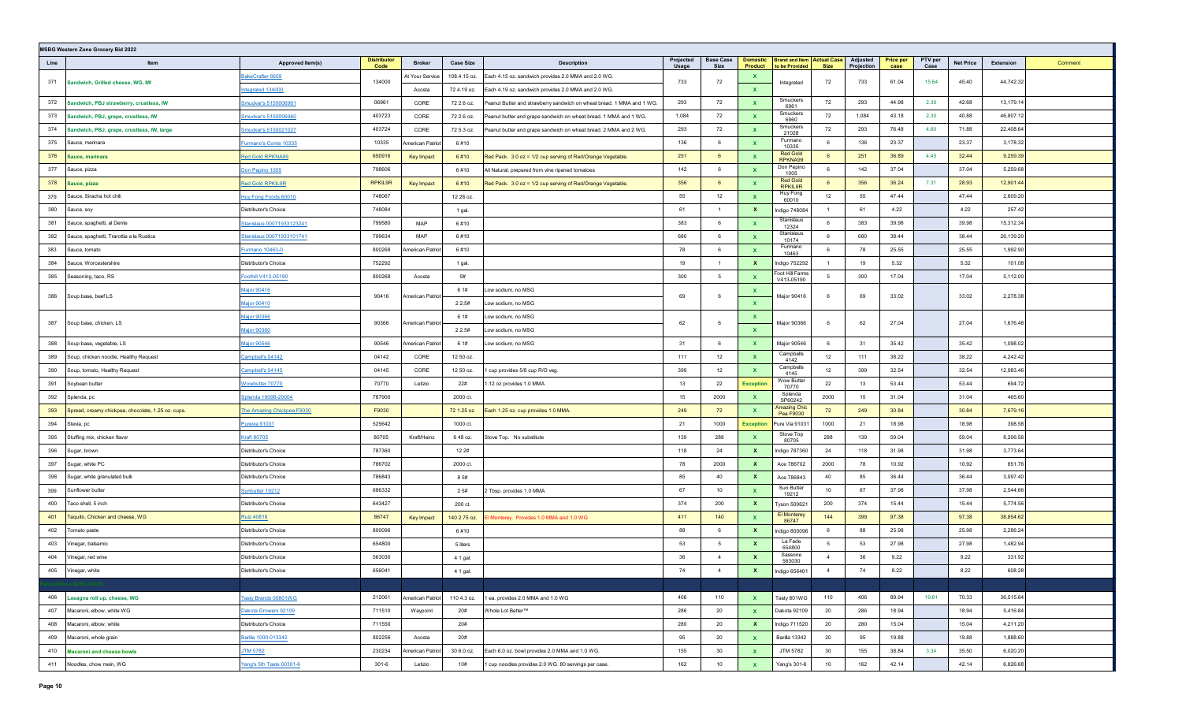**MSBG Western Zone Grocery Bid 2022**

| Line | Item | Approved Item(s) | Distributor Code | Broker | Case Size | Description | Projected Usage | Base Case Size | Domestic Product | Brand and Item to be Provided | Actual Case Size | Adjusted Projection | Price per case | PTV per Case | Net Price | Extension | Comment |
|---|---|---|---|---|---|---|---|---|---|---|---|---|---|---|---|---|---|
| 371 | Sandwich, Grilled cheese, WG, IW | BakeCrafter 6659 | 134000 | At Your Service | 108.4.15 oz. | Each 4.15 oz. sandwich provides 2.0 MMA and 2.0 WG. | 733 | 72 | X | Integrated | 72 | 733 | 61.04 | 15.64 | 45.40 | 44,742.32 | |
| | | Integrated 134000 | | Acosta | 72 4.19 oz. | Each 4.19 oz. sandwich provides 2.0 MMA and 2.0 WG. | | | X | | | | | | | | |
| 372 | Sandwich, PBJ strawberry, crustless, IW | Smucker's 5150006961 | 08961 | CORE | 72 2.6 oz. | Peanut Butter and strawberry sandwich on wheat bread. 1 MMA and 1 WG. | 293 | 72 | X | Smuckers 6961 | 72 | 293 | 44.98 | 2.30 | 42.68 | 13,179.14 | |
| 373 | Sandwich, PBJ, grape, crustless, IW | Smucker's 5150006960 | 403723 | CORE | 72 2.6 oz. | Peanut butter and grape sandwich on wheat bread. 1 MMA and 1 WG. | 1,084 | 72 | X | Smuckers 6960 | 72 | 1,084 | 43.18 | 2.30 | 40.88 | 46,807.12 | |
| 374 | Sandwich, PBJ, grape, crustless, IW, large | Smucker's 5150021027 | 403724 | CORE | 72 5.3 oz. | Peanut butter and grape sandwich on wheat bread. 2 MMA and 2 WG. | 293 | 72 | X | Smuckers 21028 | 72 | 293 | 76.48 | 4.60 | 71.88 | 22,408.64 | |
| 375 | Sauce, marinara | Furmano's Conte 10335 | 10335 | American Patriot | 6 #10 | | 136 | 6 | X | Furmano 10335 | 6 | 136 | 23.37 | | 23.37 | 3,178.32 | |
| 376 | Sauce, marinara | Red Gold RPKNA99 | 650916 | Key Impact | 6 #10 | Red Pack. 3.0 oz = 1/2 cup serving of Red/Orange Vegetable. | 251 | 6 | X | Red Gold RPKNA99 | 6 | 251 | 36.89 | 4.45 | 32.44 | 9,259.39 | |
| 377 | Sauce, pizza | Don Pepino 1005 | 798606 | | 6 #10 | All Natural, prepared from vine ripened tomatoes | 142 | 6 | X | Don Pepino 1005 | 6 | 142 | 37.04 | | 37.04 | 5,259.68 | |
| 378 | Sauce, pizza | Red Gold RPKIL9R | RPKIL9R | Key Impact | 6 #10 | Red Pack. 3.0 oz = 1/2 cup serving of Red/Orange Vegetable. | 356 | 6 | X | Red Gold RPKIL9R | 6 | 356 | 36.24 | 7.31 | 28.93 | 12,901.44 | |
| 379 | Sauce, Siracha hot chili | Huy Fong Foods 60010 | 748067 | | 12 28 oz. | | 55 | 12 | X | Huy Fong 60010 | 12 | 55 | 47.44 | | 47.44 | 2,609.20 | |
| 380 | Sauce, soy | Distributor's Choice | 748084 | | 1 gal. | | 61 | 1 | X | Indigo 748084 | 1 | 61 | 4.22 | | 4.22 | 257.42 | |
| 381 | Sauce, spaghetti, al Dente | Stanislaus 00071933123241 | 799580 | MAP | 6 #10 | | 383 | 6 | X | Stanislaus 12324 | 6 | 383 | 39.98 | | 39.98 | 15,312.34 | |
| 382 | Sauce, spaghetti, Trarottia a la Rustica | Stanislaus 00071933101741 | 799634 | MAP | 6 #10 | | 680 | 6 | X | Stanislaus 10174 | 6 | 680 | 38.44 | | 38.44 | 26,139.20 | |
| 383 | Sauce, tomato | Furmano 10463-0 | 800268 | American Patriot | 6 #10 | | 78 | 6 | X | Furmano 10463 | 6 | 78 | 25.55 | | 25.55 | 1,992.90 | |
| 384 | Sauce, Worcestershire | Distributor's Choice | 752292 | | 1 gal. | | 19 | 1 | X | Indigo 752292 | 1 | 19 | 5.32 | | 5.32 | 101.08 | |
| 385 | Seasoning, taco, RS | Foothill V413-05190 | 800268 | Acosta | 5# | | 300 | 5 | X | Foot Hill Farms V413-05190 | 5 | 300 | 17.04 | | 17.04 | 5,112.00 | |
| 386 | Soup base, beef LS | Major 90416 | 90416 | American Patriot | 6 1# | Low sodium, no MSG | 69 | 6 | X | Major 90416 | 6 | 69 | 33.02 | | 33.02 | 2,278.38 | |
| | | Major 90410 | | | 2 2.5# | Low sodium, no MSG | | | X | | | | | | | | |
| 387 | Soup base, chicken, LS | Major 90366 | 90366 | American Patriot | 6 1# | Low sodium, no MSG | 62 | 6 | X | Major 90366 | 6 | 62 | 27.04 | | 27.04 | 1,676.48 | |
| | | Major 90360 | | | 2 2.5# | Low sodium, no MSG | | | X | | | | | | | | |
| 388 | Soup base, vegetable, LS | Major 90546 | 90546 | American Patriot | 6 1# | Low sodium, no MSG | 31 | 6 | X | Major 90546 | 6 | 31 | 35.42 | | 35.42 | 1,098.02 | |
| 389 | Soup, chicken noodle, Healthy Request | Campbell's 04142 | 04142 | CORE | 12 50 oz. | | 111 | 12 | X | Campbells 4142 | 12 | 111 | 38.22 | | 38.22 | 4,242.42 | |
| 390 | Soup, tomato, Healthy Request | Campbell's 04145 | 04145 | CORE | 12 50 oz. | 1 cup provides 5/8 cup R/O veg. | 399 | 12 | X | Campbells 4145 | 12 | 399 | 32.54 | | 32.54 | 12,983.46 | |
| 391 | Soybean butter | Wowbutter 70770 | 70770 | Letizio | 22# | 1.12 oz provides 1.0 MMA | 13 | 22 | Exception | Wow Butter 70770 | 22 | 13 | 53.44 | | 53.44 | 694.72 | |
| 392 | Splenda, pc | Splenda 19098-20004 | 787900 | | 2000 ct. | | 15 | 2000 | X | Splenda SP60242 | 2000 | 15 | 31.04 | | 31.04 | 465.60 | |
| 393 | Spread, creamy chickpea, chocolate, 1.25 oz. cups. | The Amazing Chickpea F9030 | F9030 | | 72 1.25 oz. | Each 1.25 oz. cup provides 1.0 MMA. | 249 | 72 | X | Amazing Chic Pea F9030 | 72 | 249 | 30.84 | | 30.84 | 7,679.16 | |
| 394 | Stevia, pc | Purevia 91031 | 525642 | | 1000 ct. | | 21 | 1000 | Exception | Pure Via 91031 | 1000 | 21 | 18.98 | | 18.98 | 398.58 | |
| 395 | Stuffing mix, chicken flavor | Kraft 80705 | 80705 | Kraft/Heinz | 6 48 oz. | Stove Top. No substitute | 139 | 288 | X | Stove Top 80705 | 288 | 139 | 59.04 | | 59.04 | 8,206.56 | |
| 396 | Sugar, brown | Distributor's Choice | 787360 | | 12 2# | | 118 | 24 | X | Indigo 787360 | 24 | 118 | 31.98 | | 31.98 | 3,773.64 | |
| 397 | Sugar, white PC | Distributor's Choice | 786702 | | 2000 ct. | | 78 | 2000 | X | Ace 786702 | 2000 | 78 | 10.92 | | 10.92 | 851.76 | |
| 398 | Sugar, white granulated bulk | Distributor's Choice | 786843 | | 8 5# | | 85 | 40 | X | Ace 786843 | 40 | 85 | 36.44 | | 36.44 | 3,097.40 | |
| 399 | Sunflower butter | Sunbutter 19212 | 686332 | | 2 5# | 2 Tbsp. provides 1.0 MMA | 67 | 10 | X | Sun Butter 19212 | 10 | 67 | 37.98 | | 37.98 | 2,544.66 | |
| 400 | Taco shell, 5 inch | Distributor's Choice | 643427 | | 200 ct. | | 374 | 200 | X | Tyson 500621 | 200 | 374 | 15.44 | | 15.44 | 5,774.56 | |
| 401 | Taquito, Chicken and cheese, WG | Ruiz 40818 | 86747 | Key Impact | 140 2.75 oz. | El Monterey. Provides 1.0 MMA and 1.0 WG | 411 | 140 | X | El Monterey 86747 | 144 | 399 | 97.38 | | 97.38 | 38,854.62 | |
| 402 | Tomato paste | Distributor's Choice | 800096 | | 6 #10 | | 88 | 6 | X | Indigo 800096 | 6 | 88 | 25.98 | | 25.98 | 2,286.24 | |
| 403 | Vinegar, balsamic | Distributor's Choice | 654800 | | 5 liters | | 53 | 5 | X | La Fede 654800 | 5 | 53 | 27.98 | | 27.98 | 1,482.94 | |
| 404 | Vinegar, red wine | Distributor's Choice | 563030 | | 4 1 gal. | | 36 | 4 | X | Sassone 563030 | 4 | 36 | 9.22 | | 9.22 | 331.92 | |
| 405 | Vinegar, white | Distributor's Choice | 656041 | | 4 1 gal. | | 74 | 4 | X | Indigo 656401 | 4 | 74 | 8.22 | | 8.22 | 608.28 | |
| | | | | | | | | | | | | | | | | | |
| 406 | Lasagna roll up, cheese, WG | Tasty Brands 00801WG | 212061 | American Patriot | 110 4.3 oz. | 1 ea. provides 2.0 MMA and 1.0 WG | 406 | 110 | X | Tasty 801WG | 110 | 406 | 89.94 | 19.61 | 70.33 | 36,515.64 | |
| 407 | Macaroni, elbow, white WG | Dakota Growers 92109 | 711510 | Waypoint | 20# | Whole Lot Better™ | 286 | 20 | X | Dakota 92109 | 20 | 286 | 18.94 | | 18.94 | 5,416.84 | |
| 408 | Macaroni, elbow, white | Distributor's Choice | 711550 | | 20# | | 280 | 20 | X | Indigo 711520 | 20 | 280 | 15.04 | | 15.04 | 4,211.20 | |
| 409 | Macaroni, whole grain | Barilla 1000-013342 | 802256 | Acosta | 20# | | 95 | 20 | X | Barilla 13342 | 20 | 95 | 19.88 | | 19.88 | 1,888.60 | |
| 410 | Macaroni and cheese bowls | JTM 5782 | 230234 | American Patriot | 30 6.0 oz. | Each 6.0 oz. bowl provides 2.0 MMA and 1.0 WG. | 155 | 30 | X | JTM 5782 | 30 | 155 | 38.84 | 3.34 | 35.50 | 6,020.20 | |
| 411 | Noodles, chow mein, WG | Yang's 5th Taste 00301-6 | 301-6 | Letizio | 10# | 1 cup noodles provides 2.0 WG. 80 servings per case. | 162 | 10 | X | Yang's 301-6 | 10 | 162 | 42.14 | | 42.14 | 6,826.68 | |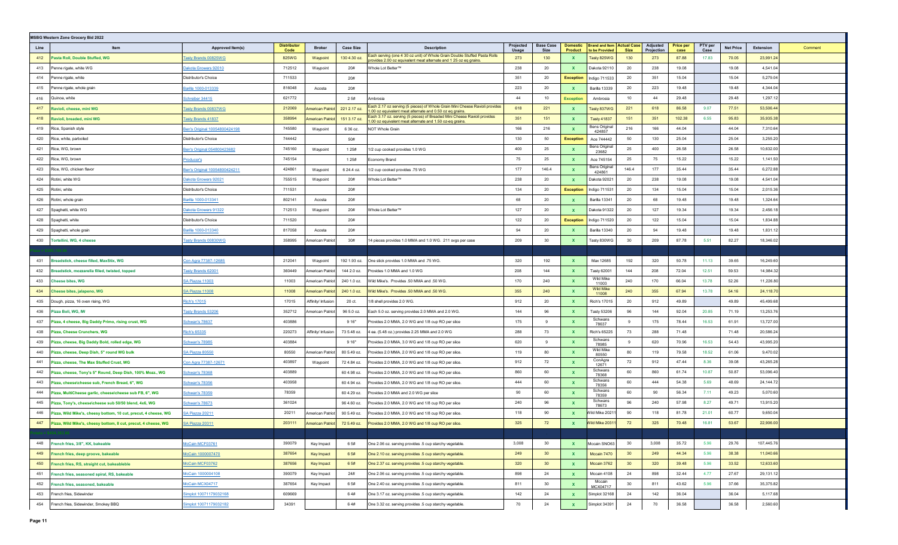**MSBG Western Zone Grocery Bid 2022**

| Line | Item | Approved Item(s) | Distributor Code | Broker | Case Size | Description | Projected Usage | Base Case Size | Domestic Product | Brand and Item to be Provided | Actual Case Size | Adjusted Projection | Price per case | PTV per Case | Net Price | Extension | Comment |
|---|---|---|---|---|---|---|---|---|---|---|---|---|---|---|---|---|---|
| 412 | Pasta Roll, Double Stuffed, WG | Tasty Brands 00825WG | 825WG | Waypoint | 130 4.30 oz. | Each serving (one 4.30 oz unit) of Whole Grain Double Stuffed Pasta Rolls provides 2.00 oz equivalent meat alternate and 1.25 oz eq grains. | 273 | 130 | X | Tasty 825WG | 130 | 273 | 87.88 | 17.83 | 70.05 | 23,991.24 | |
| 413 | Penne rigate, white WG | Dakota Growers 92010 | 712512 | Waypoint | 20# | Whole Lot Better™ | 238 | 20 | X | Dakota 92110 | 20 | 238 | 19.08 | | 19.08 | 4,541.04 | |
| 414 | Penne rigate, white | Distributor's Choice | 711533 | | 20# | | 351 | 20 | Exception | Indigo 711533 | 20 | 351 | 15.04 | | 15.04 | 5,279.04 | |
| 415 | Penne rigate, whole grain | Barilla 1000-013339 | 816048 | Acosta | 20# | | 223 | 20 | X | Barilla 13339 | 20 | 223 | 19.48 | | 19.48 | 4,344.04 | |
| 416 | Quinoa, white | Schreiber 34415 | 621772 | | 2 5# | Ambrosia | 44 | 10 | Exception | Ambrosia | 10 | 44 | 29.48 | | 29.48 | 1,297.12 | |
| 417 | Ravioli, cheese, mini WG | Tasty Brands 00837WG | 212069 | American Patriot | 221 2.17 oz. | Each 2.17 oz serving (5 pieces) of Whole Grain Mini Cheese Ravioli provides 1.00 oz equivalent meat alternate and 0.50 oz eq grains. | 618 | 221 | X | Tasty 837WG | 221 | 618 | 86.58 | 9.07 | 77.51 | 53,506.44 | |
| 418 | Ravioli, breaded, mini WG | Tasty Brands 41837 | 358994 | American Patriot | 151 3.17 oz. | Each 3.17 oz. serving (5 pieces) of Breaded Mini Cheese Ravioli provides 1.00 oz equivalent meat alternate and 1.50 oz-eq grains. | 351 | 151 | X | Tasty 41837 | 151 | 351 | 102.38 | 6.55 | 95.83 | 35,935.38 | |
| 419 | Rice, Spanish style | Ben's Original 10054800424198 | 745580 | Waypoint | 6 36 oz. | NOT Whole Grain | 166 | 216 | X | Bens Original 424857 | 216 | 166 | 44.04 | | 44.04 | 7,310.64 | |
| 420 | Rice, white, parboiled | Distributor's Choice | 744442 | | 50# | | 130 | 50 | Exception | Ace 744442 | 50 | 130 | 25.04 | | 25.04 | 3,255.20 | |
| 421 | Rice, WG, brown | Ben's Original 054800423682 | 745160 | Waypoint | 1 25# | 1/2 cup cooked provides 1.0 WG | 400 | 25 | X | Bens Original 23682 | 25 | 400 | 26.58 | | 26.58 | 10,632.00 | |
| 422 | Rice, WG, brown | Producer's | 745154 | | 1 25# | Economy Brand | 75 | 25 | X | Ace 745154 | 25 | 75 | 15.22 | | 15.22 | 1,141.50 | |
| 423 | Rice, WG, chicken flavor | Ben's Original 10054800424211 | 424861 | Waypoint | 6 24.4 oz. | 1/2 cup cooked provides .75 WG | 177 | 146.4 | X | Bens Original 424861 | 146.4 | 177 | 35.44 | | 35.44 | 6,272.88 | |
| 424 | Rotini, white WG | Dakota Growers 92021 | 755515 | Waypoint | 20# | Whole Lot Better™ | 238 | 20 | X | Dakota 92021 | 20 | 238 | 19.08 | | 19.08 | 4,541.04 | |
| 425 | Rotini, white | Distributor's Choice | 711531 | | 20# | | 134 | 20 | Exception | Indigo 711531 | 20 | 134 | 15.04 | | 15.04 | 2,015.36 | |
| 426 | Rotini, whole grain | Barilla 1000-013341 | 802141 | Acosta | 20# | | 68 | 20 | X | Barilla 13341 | 20 | 68 | 19.48 | | 19.48 | 1,324.64 | |
| 427 | Spaghetti, white WG | Dakota Growers 91322 | 712513 | Waypoint | 20# | Whole Lot Better™ | 127 | 20 | X | Dakota 91322 | 20 | 127 | 19.34 | | 19.34 | 2,456.18 | |
| 428 | Spaghetti, white | Distributor's Choice | 711520 | | 20# | | 122 | 20 | Exception | Indigo 711520 | 20 | 122 | 15.04 | | 15.04 | 1,834.88 | |
| 429 | Spaghetti, whole grain | Barilla 1000-013340 | 817058 | Acosta | 20# | | 94 | 20 | X | Barilla 13340 | 20 | 94 | 19.48 | | 19.48 | 1,831.12 | |
| 430 | Tortellini, WG, 4 cheese | Tasty Brands 00830WG | 358995 | American Patriot | 30# | 14 pieces provides 1.0 MMA and 1.0 WG. 211 svgs per case | 209 | 30 | X | Tasty 830WG | 30 | 209 | 87.78 | 5.51 | 82.27 | 18,346.02 | |
| 431 | Breadstick, cheese filled, MaxStix, WG | Con Agra 77387-12685 | 212041 | Waypoint | 192 1.93 oz. | One stick provides 1.0 MMA and .75 WG. | 320 | 192 | X | Max 12685 | 192 | 320 | 50.78 | 11.13 | 39.65 | 16,249.60 | |
| 432 | Breadstick, mozzarella filled, twisted, topped | Tasty Brands 62001 | 360449 | American Patriot | 144 2.0 oz. | Provides 1.0 MMA and 1.0 WG | 208 | 144 | X | Tasty 62001 | 144 | 208 | 72.04 | 12.51 | 59.53 | 14,984.32 | |
| 433 | Cheese bites, WG | SA Piazza 11003 | 11003 | American Patriot | 240 1.0 oz. | Wild Mike's. Provides .50 MMA and .50 WG. | 170 | 240 | X | Wild Mike 11003 | 240 | 170 | 66.04 | 13.78 | 52.26 | 11,226.80 | |
| 434 | Cheese bites, jalapeno, WG | SA Piazza 11008 | 11008 | American Patriot | 240 1.0 oz. | Wild Mike's. Provides .50 MMA and .50 WG. | 355 | 240 | X | Wild Mike 11008 | 240 | 355 | 67.94 | 13.78 | 54.16 | 24,118.70 | |
| 435 | Dough, pizza, 16 oven rising, WG | Rich's 17015 | 17015 | Affinity/ Infusion | 20 ct. | 1/8 shell provides 2.0 WG. | 912 | 20 | X | Rich's 17015 | 20 | 912 | 49.89 | | 49.89 | 45,499.68 | |
| 436 | Pizza Boli, WG, IW | Tasty Brands 53206 | 352712 | American Patriot | 96 5.0 oz. | Each 5.0 oz. serving provides 2.0 MMA and 2.0 WG. | 144 | 96 | X | Tasty 53206 | 96 | 144 | 92.04 | 20.85 | 71.19 | 13,253.76 | |
| 437 | Pizza, 4 cheese, Big Daddy Primo, rising crust, WG | Schwan's 78637 | 403886 | | 9 16" | Provides 2.0 MMA, 2.0 WG and 1/8 cup RO per slice | 175 | 9 | X | Schwans 78637 | 9 | 175 | 78.44 | 16.53 | 61.91 | 13,727.00 | |
| 438 | Pizza, Cheese Crunchers, WG | Rich's 65325 | 220273 | Affinity/ Infusion | 73 5.48 oz. | 4 ea. (5.48 oz.) provides 2.25 MMA and 2.0 WG | 288 | 73 | X | Rich's 65225 | 73 | 288 | 71.48 | | 71.48 | 20,586.24 | |
| 439 | Pizza, cheese, Big Daddy Bold, rolled edge, WG | Schwan's 78985 | 403884 | | 9 16" | Provides 2.0 MMA, 3.0 WG and 1/8 cup RO per slice | 620 | 9 | X | Schwans 78985 | 9 | 620 | 70.96 | 16.53 | 54.43 | 43,995.20 | |
| 440 | Pizza, cheese, Deep Dish, 5" round WG bulk | SA Piazza 80550 | 80550 | American Patriot | 80 5.49 oz. | Provides 2.0 MMA, 2.0 WG and 1/8 cup RO per slice. | 119 | 80 | X | Wild Mike 80550 | 80 | 119 | 79.58 | 18.52 | 61.06 | 9,470.02 | |
| 441 | Pizza, cheese, The Max Stuffed Crust, WG | Con Agra 77387-12671 | 403897 | Waypoint | 72 4.84 oz. | Provides 2.0 MMA, 2.0 WG and 1/8 cup RO per slice. | 912 | 72 | X | ConAgra 12671 | 72 | 912 | 47.44 | 8.36 | 39.08 | 43,265.28 | |
| 442 | Pizza, cheese, Tony's 5" Round, Deep Dish, 100% Mozz., WG | Schwan's 78368 | 403889 | | 60 4.98 oz. | Provides 2.0 MMA, 2.0 WG and 1/8 cup RO per slice | 860 | 60 | X | Schwans 78368 | 60 | 860 | 61.74 | 10.87 | 50.87 | 53,096.40 | |
| 443 | Pizza, cheese\cheese sub, French Bread, 6", WG | Schwan's 78356 | 403958 | | 60 4.94 oz. | Provides 2.0 MMA, 2.0 WG and 1/8 cup RO per slice. | 444 | 60 | X | Schwans 78356 | 60 | 444 | 54.38 | 5.69 | 48.69 | 24,144.72 | |
| 444 | Pizza, MultiCheese garlic, cheese\cheese sub FB, 6", WG | Schwan's 78359 | 78359 | | 60 4.29 oz. | Provides 2.0 MMA and 2.0 WG per slice | 90 | 60 | X | Schwans 78359 | 60 | 90 | 56.34 | 7.11 | 49.23 | 5,070.60 | |
| 445 | Pizza, Tony's, cheese\cheese sub 50/50 blend, 4x6, WG | Schwan's 78673 | 361024 | | 96 4.60 oz. | Provides 2.0 MMA, 2.0 WG and 1/8 cup RO per slice | 240 | 96 | X | Schwans 78673 | 96 | 240 | 57.98 | 8.27 | 49.71 | 13,915.20 | |
| 446 | Pizza, Wild Mike's, cheesy bottom, 10 cut, precut, 4 cheese, WG | SA Piazza 20211 | 20211 | American Patriot | 90 5.49 oz. | Provides 2.0 MMA, 2.0 WG and 1/8 cup RO per slice. | 118 | 90 | X | Wild Mike 20211 | 90 | 118 | 81.78 | 21.01 | 60.77 | 9,650.04 | |
| 447 | Pizza, Wild Mike's, cheesy bottom, 8 cut, precut, 4 cheese, WG | SA Piazza 20311 | 203111 | American Patriot | 72 5.49 oz. | Provides 2.0 MMA, 2.0 WG and 1/8 cup RO per slice. | 325 | 72 | X | Wild Mike 20311 | 72 | 325 | 70.48 | 16.81 | 53.67 | 22,906.00 | |
| 448 | French fries, 3/8", KK, bakeable | McCain MCF03761 | 390079 | Key Impact | 6 5# | One 2.06 oz. serving provides .5 cup starchy vegetable. | 3,008 | 30 | X | Mccain SNO63 | 30 | 3,008 | 35.72 | 5.96 | 29.76 | 107,445.76 | |
| 449 | French fries, deep groove, bakeable | McCain 1000007470 | 387654 | Key Impact | 6 5# | One 2.10 oz. serving provides .5 cup starchy vegetable. | 249 | 30 | X | Mccain 7470 | 30 | 249 | 44.34 | 5.96 | 38.38 | 11,040.66 | |
| 450 | French fries, RS, straight cut, bakeableble | McCain MCF03762 | 387656 | Key Impact | 6 5# | One 2.37 oz. serving provides .5 cup starchy vegetable. | 320 | 30 | X | Mccain 3762 | 30 | 320 | 39.48 | 5.96 | 33.52 | 12,633.60 | |
| 451 | French fries, seasoned spiral, RS, bakeable | McCain 1000004108 | 390079 | Key Impact | 24# | One 2.06 oz. serving provides .5 cup starchy vegetable. | 898 | 24 | X | Mccain 4108 | 24 | 898 | 32.44 | 4.77 | 27.67 | 29,131.12 | |
| 452 | French fries, seasoned, bakeable | McCain MCX04717 | 387654 | Key Impact | 6 5# | One 2.40 oz. serving provides .5 cup starchy vegetable. | 811 | 30 | X | Mccain MCX04717 | 30 | 811 | 43.62 | 5.96 | 37.66 | 35,375.82 | |
| 453 | French fries, Sidewinder | Simplot 10071179032168 | 609669 | | 6 4# | One 3.17 oz. serving provides .5 cup starchy vegetable. | 142 | 24 | X | Simplot 32168 | 24 | 142 | 36.04 | | 36.04 | 5,117.68 | |
| 454 | French fries, Sidewinder, Smokey BBQ | Simplot 10071179032182 | 34391 | | 6 4# | One 3.32 oz. serving provides .5 cup starchy vegetable. | 70 | 24 | X | Simplot 34391 | 24 | 70 | 36.58 | | 36.58 | 2,560.60 | |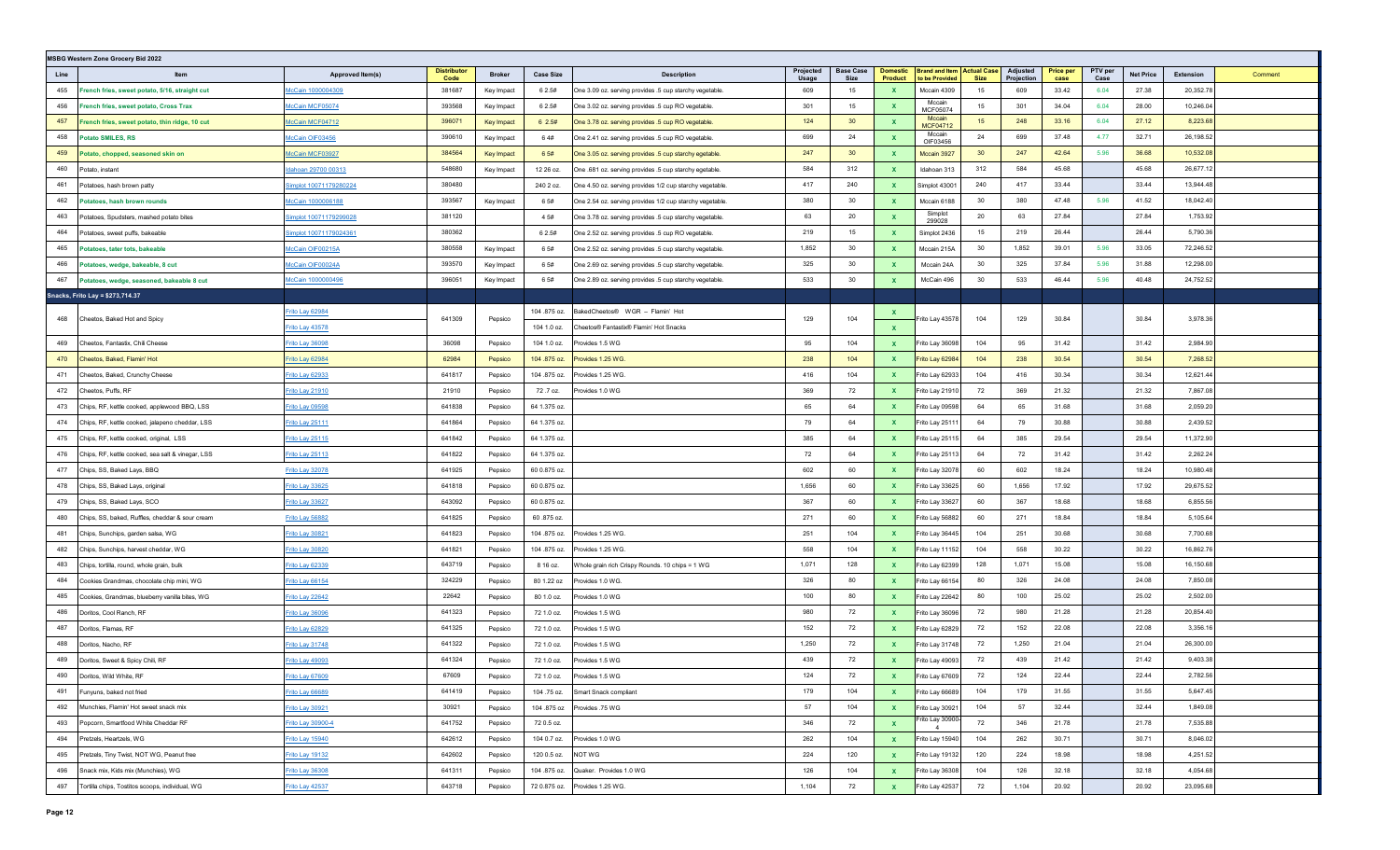**MSBG Western Zone Grocery Bid 2022**

| Line | Item | Approved Item(s) | Distributor Code | Broker | Case Size | Description | Projected Usage | Base Case Size | Domestic Product | Brand and Item to be Provided | Actual Case Size | Adjusted Projection | Price per case | PTV per Case | Net Price | Extension | Comment |
|---|---|---|---|---|---|---|---|---|---|---|---|---|---|---|---|---|---|
| 455 | French fries, sweet potato, 5/16, straight cut | McCain 1000004309 | 381687 | Key Impact | 6 2.5# | One 3.09 oz. serving provides .5 cup starchy vegetable. | 609 | 15 | X | Mccain 4309 | 15 | 609 | 33.42 | 6.04 | 27.38 | 20,352.78 | |
| 456 | French fries, sweet potato, Cross Trax | McCain MCF05074 | 393568 | Key Impact | 6 2.5# | One 3.02 oz. serving provides .5 cup RO vegetable. | 301 | 15 | X | Mccain MCF05074 | 15 | 301 | 34.04 | 6.04 | 28.00 | 10,246.04 | |
| 457 | French fries, sweet potato, thin ridge, 10 cut | McCain MCF04712 | 396071 | Key Impact | 6 2.5# | One 3.78 oz. serving provides .5 cup RO vegetable. | 124 | 30 | X | Mccain MCF04712 | 15 | 248 | 33.16 | 6.04 | 27.12 | 8,223.68 | |
| 458 | Potato SMILES, RS | McCain OIF03456 | 390610 | Key Impact | 6 4# | One 2.41 oz. serving provides .5 cup RO vegetable. | 699 | 24 | X | Mccain OIF03456 | 24 | 699 | 37.48 | 4.77 | 32.71 | 26,198.52 | |
| 459 | Potato, chopped, seasoned skin on | McCain MCF03927 | 384564 | Key Impact | 6 5# | One 3.05 oz. serving provides .5 cup starchy egetable. | 247 | 30 | X | Mccain 3927 | 30 | 247 | 42.64 | 5.96 | 36.68 | 10,532.08 | |
| 460 | Potato, instant | Idahoan 29700 00313 | 548680 | Key Impact | 12 26 oz. | One .681 oz. serving provides .5 cup starchy egetable. | 584 | 312 | X | Idahoan 313 | 312 | 584 | 45.68 | | 45.68 | 26,677.12 | |
| 461 | Potatoes, hash brown patty | Simplot 10071179280224 | 380480 | | 240 2 oz. | One 4.50 oz. serving provides 1/2 cup starchy vegetable. | 417 | 240 | X | Simplot 43001 | 240 | 417 | 33.44 | | 33.44 | 13,944.48 | |
| 462 | Potatoes, hash brown rounds | McCain 1000006188 | 393567 | Key Impact | 6 5# | One 2.54 oz. serving provides 1/2 cup starchy vegetable. | 380 | 30 | X | Mccain 6188 | 30 | 380 | 47.48 | 5.96 | 41.52 | 18,042.40 | |
| 463 | Potatoes, Spudsters, mashed potato bites | Simplot 10071179299028 | 381120 | | 4 5# | One 3.78 oz. serving provides .5 cup starchy vegetable. | 63 | 20 | X | Simplot 299028 | 20 | 63 | 27.84 | | 27.84 | 1,753.92 | |
| 464 | Potatoes, sweet puffs, bakeable | Simplot 10071179024361 | 380362 | | 6 2.5# | One 2.52 oz. serving provides .5 cup RO vegetable. | 219 | 15 | X | Simplot 2436 | 15 | 219 | 26.44 | | 26.44 | 5,790.36 | |
| 465 | Potatoes, tater tots, bakeable | McCain OIF00215A | 380558 | Key Impact | 6 5# | One 2.52 oz. serving provides .5 cup starchy vegetable. | 1,852 | 30 | X | Mccain 215A | 30 | 1,852 | 39.01 | 5.96 | 33.05 | 72,246.52 | |
| 466 | Potatoes, wedge, bakeable, 8 cut | McCain OIF00024A | 393570 | Key Impact | 6 5# | One 2.69 oz. serving provides .5 cup starchy vegetable. | 325 | 30 | X | Mccain 24A | 30 | 325 | 37.84 | 5.96 | 31.88 | 12,298.00 | |
| 467 | Potatoes, wedge, seasoned, bakeable 8 cut | McCain 1000000496 | 396051 | Key Impact | 6 5# | One 2.89 oz. serving provides .5 cup starchy vegetable. | 533 | 30 | X | McCain 496 | 30 | 533 | 46.44 | 5.96 | 40.48 | 24,752.52 | |
| **Snacks, Frito Lay = $273,714.37** | | | | | | | | | | | | | | | | | |
| 468 | Cheetos, Baked Hot and Spicy | Frito Lay 62984 / Frito Lay 43578 | 641309 | Pepsico | 104 .875 oz. / 104 1.0 oz. | BakedCheetos® WGR – Flamin' Hot / Cheetos® Fantastix® Flamin' Hot Snacks | 129 | 104 | X / X | Frito Lay 43578 | 104 | 129 | 30.84 | | 30.84 | 3,978.36 | |
| 469 | Cheetos, Fantastix, Chili Cheese | Frito Lay 36098 | 36098 | Pepsico | 104 1.0 oz. | Provides 1.5 WG | 95 | 104 | X | Frito Lay 36098 | 104 | 95 | 31.42 | | 31.42 | 2,984.90 | |
| 470 | Cheetos, Baked, Flamin' Hot | Frito Lay 62984 | 62984 | Pepsico | 104 .875 oz. | Provides 1.25 WG. | 238 | 104 | X | Frito Lay 62984 | 104 | 238 | 30.54 | | 30.54 | 7,268.52 | |
| 471 | Cheetos, Baked, Crunchy Cheese | Frito Lay 62933 | 641817 | Pepsico | 104 .875 oz. | Provides 1.25 WG. | 416 | 104 | X | Frito Lay 62933 | 104 | 416 | 30.34 | | 30.34 | 12,621.44 | |
| 472 | Cheetos, Puffs, RF | Frito Lay 21910 | 21910 | Pepsico | 72 .7 oz. | Provides 1.0 WG | 369 | 72 | X | Frito Lay 21910 | 72 | 369 | 21.32 | | 21.32 | 7,867.08 | |
| 473 | Chips, RF, kettle cooked, applewood BBQ, LSS | Frito Lay 09598 | 641838 | Pepsico | 64 1.375 oz. | | 65 | 64 | X | Frito Lay 09598 | 64 | 65 | 31.68 | | 31.68 | 2,059.20 | |
| 474 | Chips, RF, kettle cooked, jalapeno cheddar, LSS | Frito Lay 25111 | 641864 | Pepsico | 64 1.375 oz. | | 79 | 64 | X | Frito Lay 25111 | 64 | 79 | 30.88 | | 30.88 | 2,439.52 | |
| 475 | Chips, RF, kettle cooked, original, LSS | Frito Lay 25115 | 641842 | Pepsico | 64 1.375 oz. | | 385 | 64 | X | Frito Lay 25115 | 64 | 385 | 29.54 | | 29.54 | 11,372.90 | |
| 476 | Chips, RF, kettle cooked, sea salt & vinegar, LSS | Frito Lay 25113 | 641822 | Pepsico | 64 1.375 oz. | | 72 | 64 | X | Frito Lay 25113 | 64 | 72 | 31.42 | | 31.42 | 2,262.24 | |
| 477 | Chips, SS, Baked Lays, BBQ | Frito Lay 32078 | 641925 | Pepsico | 60 0.875 oz. | | 602 | 60 | X | Frito Lay 32078 | 60 | 602 | 18.24 | | 18.24 | 10,980.48 | |
| 478 | Chips, SS, Baked Lays, original | Frito Lay 33625 | 641818 | Pepsico | 60 0.875 oz. | | 1,656 | 60 | X | Frito Lay 33625 | 60 | 1,656 | 17.92 | | 17.92 | 29,675.52 | |
| 479 | Chips, SS, Baked Lays, SCO | Frito Lay 33627 | 643092 | Pepsico | 60 0.875 oz. | | 367 | 60 | X | Frito Lay 33627 | 60 | 367 | 18.68 | | 18.68 | 6,855.56 | |
| 480 | Chips, SS, baked, Ruffles, cheddar & sour cream | Frito Lay 56882 | 641825 | Pepsico | 60 .875 oz. | | 271 | 60 | X | Frito Lay 56882 | 60 | 271 | 18.84 | | 18.84 | 5,105.64 | |
| 481 | Chips, Sunchips, garden salsa, WG | Frito Lay 30821 | 641823 | Pepsico | 104 .875 oz. | Provides 1.25 WG. | 251 | 104 | X | Frito Lay 36445 | 104 | 251 | 30.68 | | 30.68 | 7,700.68 | |
| 482 | Chips, Sunchips, harvest cheddar, WG | Frito Lay 30820 | 641821 | Pepsico | 104 .875 oz. | Provides 1.25 WG. | 558 | 104 | X | Frito Lay 11152 | 104 | 558 | 30.22 | | 30.22 | 16,862.76 | |
| 483 | Chips, tortilla, round, whole grain, bulk | Frito Lay 62339 | 643719 | Pepsico | 8 16 oz. | Whole grain rich Crispy Rounds. 10 chips = 1 WG | 1,071 | 128 | X | Frito Lay 62399 | 128 | 1,071 | 15.08 | | 15.08 | 16,150.68 | |
| 484 | Cookies Grandmas, chocolate chip mini, WG | Frito Lay 66154 | 324229 | Pepsico | 80 1.22 oz | Provides 1.0 WG. | 326 | 80 | X | Frito Lay 66154 | 80 | 326 | 24.08 | | 24.08 | 7,850.08 | |
| 485 | Cookies, Grandmas, blueberry vanilla bites, WG | Frito Lay 22642 | 22642 | Pepsico | 80 1.0 oz. | Provides 1.0 WG | 100 | 80 | X | Frito Lay 22642 | 80 | 100 | 25.02 | | 25.02 | 2,502.00 | |
| 486 | Doritos, Cool Ranch, RF | Frito Lay 36096 | 641323 | Pepsico | 72 1.0 oz. | Provides 1.5 WG | 980 | 72 | X | Frito Lay 36096 | 72 | 980 | 21.28 | | 21.28 | 20,854.40 | |
| 487 | Doritos, Flamas, RF | Frito Lay 62829 | 641325 | Pepsico | 72 1.0 oz. | Provides 1.5 WG | 152 | 72 | X | Frito Lay 62829 | 72 | 152 | 22.08 | | 22.08 | 3,356.16 | |
| 488 | Doritos, Nacho, RF | Frito Lay 31748 | 641322 | Pepsico | 72 1.0 oz. | Provides 1.5 WG | 1,250 | 72 | X | Frito Lay 31748 | 72 | 1,250 | 21.04 | | 21.04 | 26,300.00 | |
| 489 | Doritos, Sweet & Spicy Chili, RF | Frito Lay 49093 | 641324 | Pepsico | 72 1.0 oz. | Provides 1.5 WG | 439 | 72 | X | Frito Lay 49093 | 72 | 439 | 21.42 | | 21.42 | 9,403.38 | |
| 490 | Doritos, Wild White, RF | Frito Lay 67609 | 67609 | Pepsico | 72 1.0 oz. | Provides 1.5 WG | 124 | 72 | X | Frito Lay 67609 | 72 | 124 | 22.44 | | 22.44 | 2,782.56 | |
| 491 | Funyuns, baked not fried | Frito Lay 66689 | 641419 | Pepsico | 104 .75 oz. | Smart Snack compliant | 179 | 104 | X | Frito Lay 66689 | 104 | 179 | 31.55 | | 31.55 | 5,647.45 | |
| 492 | Munchies, Flamin' Hot sweet snack mix | Frito Lay 30921 | 30921 | Pepsico | 104 .875 oz | Provides .75 WG | 57 | 104 | X | Frito Lay 30921 | 104 | 57 | 32.44 | | 32.44 | 1,849.08 | |
| 493 | Popcorn, Smartfood White Cheddar RF | Frito Lay 30900-4 | 641752 | Pepsico | 72 0.5 oz. | | 346 | 72 | X | Frito Lay 30900-4 | 72 | 346 | 21.78 | | 21.78 | 7,535.88 | |
| 494 | Pretzels, Heartzels, WG | Frito Lay 15940 | 642612 | Pepsico | 104 0.7 oz. | Provides 1.0 WG | 262 | 104 | X | Frito Lay 15940 | 104 | 262 | 30.71 | | 30.71 | 8,046.02 | |
| 495 | Pretzels, Tiny Twist, NOT WG, Peanut free | Frito Lay 19132 | 642602 | Pepsico | 120 0.5 oz. | NOT WG | 224 | 120 | X | Frito Lay 19132 | 120 | 224 | 18.98 | | 18.98 | 4,251.52 | |
| 496 | Snack mix, Kids mix (Munchies), WG | Frito Lay 36308 | 641311 | Pepsico | 104 .875 oz. | Quaker. Provides 1.0 WG | 126 | 104 | X | Frito Lay 36308 | 104 | 126 | 32.18 | | 32.18 | 4,054.68 | |
| 497 | Tortilla chips, Tostitos scoops, individual, WG | Frito Lay 42537 | 643718 | Pepsico | 72 0.875 oz. | Provides 1.25 WG. | 1,104 | 72 | X | Frito Lay 42537 | 72 | 1,104 | 20.92 | | 20.92 | 23,095.68 | |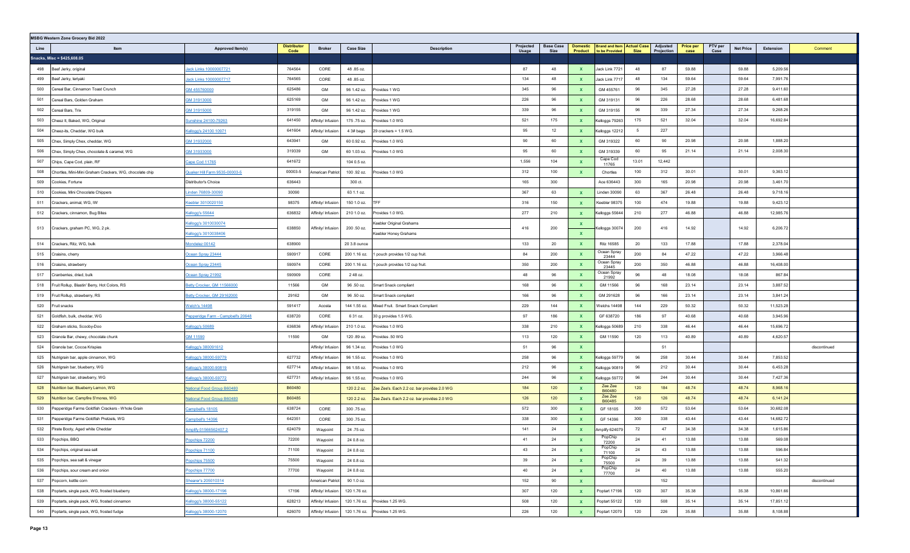**MSBG Western Zone Grocery Bid 2022**

| Line | Item | Approved Item(s) | Distributor Code | Broker | Case Size | Description | Projected Usage | Base Case Size | Domestic Product | Brand and Item to be Provided | Actual Case Size | Adjusted Projection | Price per case | PTV per Case | Net Price | Extension | Comment |
|---|---|---|---|---|---|---|---|---|---|---|---|---|---|---|---|---|---|
| Snacks, Misc = $425,608.05 | | | | | | | | | | | | | | | | | |
| 498 | Beef Jerky, original | Jack Links 10000007721 | 764564 | CORE | 48 .85 oz. | | 87 | 48 | X | Jack Link 7721 | 48 | 87 | 59.88 | | 59.88 | 5,209.56 | |
| 499 | Beef Jerky, teriyaki | Jack Links 10000007717 | 764565 | CORE | 48 .85 oz. | | 134 | 48 | X | Jack Link 7717 | 48 | 134 | 59.64 | | 59.64 | 7,991.76 | |
| 500 | Cereal Bar, Cinnamon Toast Crunch | GM 455760000 | 625486 | GM | 96 1.42 oz. | Provides 1 WG | 345 | 96 | X | GM 455761 | 96 | 345 | 27.28 | | 27.28 | 9,411.60 | |
| 501 | Cereal Bars, Golden Graham | GM 31913000 | 625169 | GM | 96 1.42 oz. | Provides 1 WG | 226 | 96 | X | GM 319131 | 96 | 226 | 28.68 | | 28.68 | 6,481.68 | |
| 502 | Cereal Bars, Trix | GM 31915000 | 319155 | GM | 96 1.42 oz. | Provides 1 WG | 339 | 96 | X | GM 319155 | 96 | 339 | 27.34 | | 27.34 | 9,268.26 | |
| 503 | Cheez It, Baked, WG, Original | Sunshine 24100-79263 | 641450 | Affinity/ Infusion | 175 .75 oz. | Provides 1.0 WG | 521 | 175 | X | Kelloggs 79263 | 175 | 521 | 32.04 | | 32.04 | 16,692.84 | |
| 504 | Cheez-its, Cheddar, WG bulk | Kellogg's 24100 10971 | 641604 | Affinity/ Infusion | 4 3# bags | 29 crackers = 1.5 WG. | 95 | 12 | X | Kelloggs 12212 | 5 | 227 | | | | | |
| 505 | Chex, Simply Chex, cheddar, WG | GM 31932000 | 643941 | GM | 60 0.92 oz. | Provides 1.0 WG | 90 | 60 | X | GM 319322 | 60 | 90 | 20.98 | | 20.98 | 1,888.20 | |
| 506 | Chex, Simply Chex, chocolate & caramel, WG | GM 31933000 | 319339 | GM | 60 1.03 oz. | Provides 1.0 WG | 95 | 60 | X | GM 319339 | 60 | 95 | 21.14 | | 21.14 | 2,008.30 | |
| 507 | Chips, Cape Cod, plain, RF | Cape Cod 11765 | 641672 | | 104 0.5 oz. | | 1,556 | 104 | X | Cape Cod 11765 | 13.01 | 12,442 | | | | | |
| 508 | Chortles, Mini-Mini Graham Crackers, WG, chocolate chip | Quaker Hill Farm 9535-00003-5 | 00003-5 | American Patriot | 100 .92 oz. | Provides 1.0 WG | 312 | 100 | X | Chortles | 100 | 312 | 30.01 | | 30.01 | 9,363.12 | |
| 509 | Cookies, Fortune | Distributor's Choice | 636443 | | 300 ct. | | 165 | 300 | | Ace 636443 | 300 | 165 | 20.98 | | 20.98 | 3,461.70 | |
| 510 | Cookies, Mini Chocolate Chippers | Linden 76809-30090 | 30090 | | 63 1.1 oz. | | 367 | 63 | X | Linden 30090 | 63 | 367 | 26.48 | | 26.48 | 9,718.16 | |
| 511 | Crackers, animal, WG, IW | Keebler 3010020150 | 98375 | Affinity/ Infusion | 150 1.0 oz. | TFF | 316 | 150 | X | Keebler 98375 | 100 | 474 | 19.88 | | 19.88 | 9,423.12 | |
| 512 | Crackers, cinnamon, Bug Bites | Kellogg's 55644 | 636832 | Affinity/ Infusion | 210 1.0 oz. | Provides 1.0 WG. | 277 | 210 | X | Kelloggs 55644 | 210 | 277 | 46.88 | | 46.88 | 12,985.76 | |
| 513 | Crackers, graham PC, WG, 2 pk. | Kellogg's 3010030074<br>Kellogg's 3010038406 | 638850 | Affinity/ Infusion | 200 .50 oz. | Keebler Original Grahams<br>Keebler Honey Grahams | 416 | 200 | X<br>X | Kelloggs 30074 | 200 | 416 | 14.92 | | 14.92 | 6,206.72 | |
| 514 | Crackers, Ritz, WG, bulk | Mondelez 00142 | 638900 | | 20 3.8 ounce | | 133 | 20 | X | Ritz 16585 | 20 | 133 | 17.88 | | 17.88 | 2,378.04 | |
| 515 | Craisins, cherry | Ocean Spray 23444 | 590917 | CORE | 200 1.16 oz. | 1 pouch provides 1/2 cup fruit. | 84 | 200 | X | Ocean Spray 23444 | 200 | 84 | 47.22 | | 47.22 | 3,966.48 | |
| 516 | Craisins, strawberry | Ocean Spray 23445 | 590974 | CORE | 200 1.16 oz. | 1 pouch provides 1/2 cup fruit. | 350 | 200 | X | Ocean Spray 23445 | 200 | 350 | 46.88 | | 46.88 | 16,408.00 | |
| 517 | Cranberries, dried, bulk | Ocean Spray 21992 | 590909 | CORE | 2 48 oz. | | 48 | 96 | X | Ocean Spray 21992 | 96 | 48 | 18.08 | | 18.08 | 867.84 | |
| 518 | Fruit Rollup, Blastin' Berry, Hot Colors, RS | Betty Crocker, GM 11566000 | 11566 | GM | 96 .50 oz. | Smart Snack compliant | 168 | 96 | X | GM 11566 | 96 | 168 | 23.14 | | 23.14 | 3,887.52 | |
| 519 | Fruit Rollup, strawberry, RS | Betty Crocker, GM 29162000 | 29162 | GM | 96 .50 oz. | Smart Snack compliant | 166 | 96 | X | GM 291628 | 96 | 166 | 23.14 | | 23.14 | 3,841.24 | |
| 520 | Fruit snacks | Welch's 14498 | 591417 | Acosta | 144 1.55 oz. | Mixed Fruit. Smart Snack Compliant | 229 | 144 | X | Welchs 14498 | 144 | 229 | 50.32 | | 50.32 | 11,523.28 | |
| 521 | Goldfish, bulk, cheddar, WG | Pepperidge Farm - Campbell's 20648 | 638720 | CORE | 6 31 oz. | 30 g provides 1.5 WG. | 97 | 186 | X | GF 638720 | 186 | 97 | 40.68 | | 40.68 | 3,945.96 | |
| 522 | Graham sticks, Scooby-Doo | Kellogg's 50689 | 636836 | Affinity/ Infusion | 210 1.0 oz. | Provides 1.0 WG | 338 | 210 | X | Kelloggs 50689 | 210 | 338 | 46.44 | | 46.44 | 15,696.72 | |
| 523 | Granola Bar, chewy, chocolate chunk | GM 11590 | 11590 | GM | 120 .89 oz. | Provides .50 WG | 113 | 120 | X | GM 11590 | 120 | 113 | 40.89 | | 40.89 | 4,620.57 | |
| 524 | Granola Bar, Cocoa Krispies | Kellogg's 380091612 | | Affinity/ Infusion | 96 1.34 oz. | Provides 1.0 WG | 51 | 96 | X | | | 51 | | | | | discontinued |
| 525 | Nutrigrain bar, apple cinnamon, WG | Kellogg's 38000-59779 | 627732 | Affinity/ Infusion | 96 1.55 oz. | Provides 1.0 WG | 258 | 96 | X | Kelloggs 59779 | 96 | 258 | 30.44 | | 30.44 | 7,853.52 | |
| 526 | Nutrigrain bar, blueberry, WG | Kellogg's 38000-90819 | 627714 | Affinity/ Infusion | 96 1.55 oz. | Provides 1.0 WG | 212 | 96 | X | Kelloggs 90819 | 96 | 212 | 30.44 | | 30.44 | 6,453.28 | |
| 527 | Nutrigrain bar, strawberry, WG | Kellogg's 38000-59772 | 627731 | Affinity/ Infusion | 96 1.55 oz. | Provides 1.0 WG | 244 | 96 | X | Kelloggs 59772 | 96 | 244 | 30.44 | | 30.44 | 7,427.36 | |
| 528 | Nutrition bar, Blueberry Lemon, WG | National Food Group B60480 | B60480 | | 120 2.2 oz. | Zee Zee's. Each 2.2 oz. bar provides 2.0 WG | 184 | 120 | X | Zee Zee B60480 | 120 | 184 | 48.74 | | 48.74 | 8,968.16 | |
| 529 | Nutrition bar, Campfire S'mores, WG | National Food Group B60485 | B60485 | | 120 2.2 oz. | Zee Zee's. Each 2.2 oz. bar provides 2.0 WG | 126 | 120 | X | Zee Zee B60485 | 120 | 126 | 48.74 | | 48.74 | 6,141.24 | |
| 530 | Pepperidge Farms Goldfish Crackers - Whole Grain | Campbell's 18105 | 638724 | CORE | 300 .75 oz. | | 572 | 300 | X | GF 18105 | 300 | 572 | 53.64 | | 53.64 | 30,682.08 | |
| 531 | Pepperidge Farms Goldfish Pretzels, WG | Campbell's 14396 | 642351 | CORE | 300 .75 oz. | | 338 | 300 | X | GF 14396 | 300 | 338 | 43.44 | | 43.44 | 14,682.72 | |
| 532 | Pirate Booty, Aged white Cheddar | Amplify 01566562407 2 | 624079 | Waypoint | 24 .75 oz. | | 141 | 24 | X | Amplify 624079 | 72 | 47 | 34.38 | | 34.38 | 1,615.86 | |
| 533 | Popchips, BBQ | Popchips 72200 | 72200 | Waypoint | 24 0.8 oz. | | 41 | 24 | X | PopChip 72200 | 24 | 41 | 13.88 | | 13.88 | 569.08 | |
| 534 | Popchips, original sea salt | Popchips 71100 | 71100 | Waypoint | 24 0.8 oz. | | 43 | 24 | X | PopChip 71100 | 24 | 43 | 13.88 | | 13.88 | 596.84 | |
| 535 | Popchips, sea salt & vinegar | Popchips 75500 | 75500 | Waypoint | 24 0.8 oz. | | 39 | 24 | X | PopChip 75500 | 24 | 39 | 13.88 | | 13.88 | 541.32 | |
| 536 | Popchips, sour cream and onion | Popchips 77700 | 77700 | Waypoint | 24 0.8 oz. | | 40 | 24 | X | PopChip 77700 | 24 | 40 | 13.88 | | 13.88 | 555.20 | |
| 537 | Popcorn, kettle corn | Shearer's 205010314 | | American Patriot | 90 1.0 oz. | | 152 | 90 | X | | | 152 | | | | | discontinued |
| 538 | Poptarts, single pack, WG, frosted blueberry | Kellogg's 38000-17196 | 17196 | Affinity/ Infusion | 120 1.76 oz. | | 307 | 120 | X | Poptart 17196 | 120 | 307 | 35.38 | | 35.38 | 10,861.66 | |
| 539 | Poptarts, single pack, WG, frosted cinnamon | Kellogg's 38000-55122 | 628213 | Affinity/ Infusion | 120 1.76 oz. | Provides 1.25 WG. | 508 | 120 | X | Poptart 55122 | 120 | 508 | 35.14 | | 35.14 | 17,851.12 | |
| 540 | Poptarts, single pack, WG, frosted fudge | Kellogg's 38000-12070 | 626070 | Affinity/ Infusion | 120 1.76 oz. | Provides 1.25 WG. | 226 | 120 | X | Poptart 12070 | 120 | 226 | 35.88 | | 35.88 | 8,108.88 | |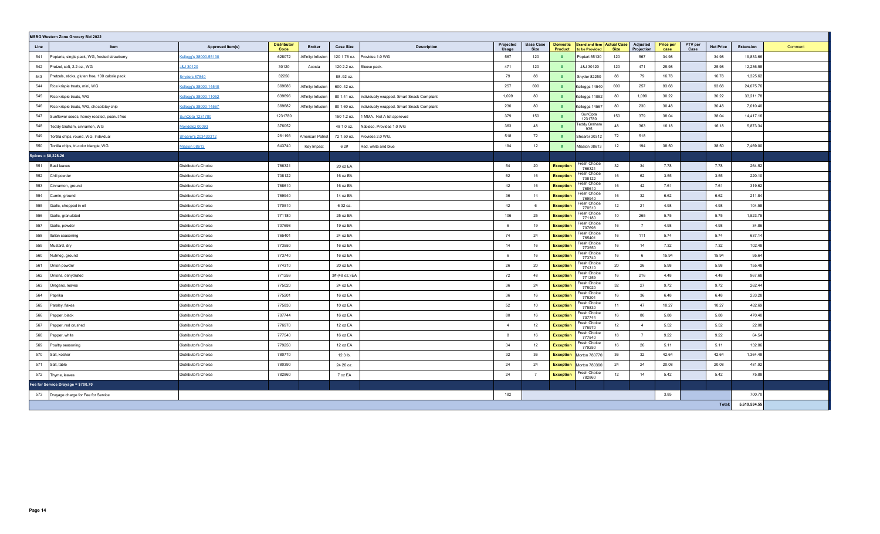| **MSBG Western Zone Grocery Bid 2022** | | | | | | | | | | | | | | | | | | |
|---|---|---|---|---|---|---|---|---|---|---|---|---|---|---|---|---|---|---|
| **Line** | **Item** | **Approved Item(s)** | **Distributor Code** | **Broker** | **Case Size** | **Description** | **Projected Usage** | **Base Case Size** | **Domestic Product** | **Brand and Item to be Provided** | **Actual Case Size** | **Adjusted Projection** | **Price per case** | **PTV per Case** | **Net Price** | **Extension** | **Comment** |
| 541 | Poptarts, single pack, WG, frosted strawberry | Kellogg's 38000-55130 | 628072 | Affinity/ Infusion | 120 1.76 oz. | Provides 1.0 WG | 567 | 120 | X | Poptart 55130 | 120 | 567 | 34.98 | | 34.98 | 19,833.66 | |
| 542 | Pretzel, soft, 2.2 oz., WG | J&J 30120 | 30120 | Acosta | 120 2.2 oz. | Sleeve pack. | 471 | 120 | X | J&J 30120 | 120 | 471 | 25.98 | | 25.98 | 12,236.58 | |
| 543 | Pretzels, sticks, gluten free, 100 calorie pack | Snyders 87840 | 82250 | | 88 .92 oz. | | 79 | 88 | X | Snyder 82250 | 88 | 79 | 16.78 | | 16.78 | 1,325.62 | |
| 544 | Rice krispie treats, mini, WG | Kellogg's 38000-14540 | 369686 | Affinity/ Infusion | 600 .42 oz. | | 257 | 600 | X | Kelloggs 14540 | 600 | 257 | 93.68 | | 93.68 | 24,075.76 | |
| 545 | Rice krispie treats, WG | Kellogg's 38000-11052 | 639696 | Affinity/ Infusion | 80 1.41 oz. | Individually wrapped. Smart Snack Compliant | 1,099 | 80 | X | Kelloggs 11052 | 80 | 1,099 | 30.22 | | 30.22 | 33,211.78 | |
| 546 | Rice krispie treats, WG, chocolatey chip | Kellogg's 38000-14567 | 369682 | Affinity/ Infusion | 80 1.60 oz. | Individually wrapped. Smart Snack Compliant | 230 | 80 | X | Kelloggs 14567 | 80 | 230 | 30.48 | | 30.48 | 7,010.40 | |
| 547 | Sunflower seeds, honey roasted, peanut free | SunOpta 1231780 | 1231780 | | 150 1.2 oz. | 1 MMA. Not A list approved | 379 | 150 | X | SunOpta 1231780 | 150 | 379 | 38.04 | | 38.04 | 14,417.16 | |
| 548 | Teddy Graham, cinnamon, WG | Mondelez 00093 | 376052 | | 48 1.0 oz. | Nabisco. Provides 1.0 WG | 363 | 48 | X | Teddy Graham 935 | 48 | 363 | 16.18 | | 16.18 | 5,873.34 | |
| 549 | Tortilla chips, round, WG, Individual | Shearer's 203430312 | 261193 | American Patriot | 72 1.50 oz. | Provides 2.0 WG. | 518 | 72 | X | Shearer 30312 | 72 | 518 | | | | | |
| 550 | Tortilla chips, tri-color triangle, WG | Mission 08613 | 643740 | Key Impact | 6 2# | Red, white and blue | 194 | 12 | X | Mission 08613 | 12 | 194 | 38.50 | | 38.50 | 7,469.00 | |
| **Spices = $6,228.26** | | | | | | | | | | | | | | | | | |
| 551 | Basil leaves | Distributor's Choice | 766321 | | 20 oz EA | | 54 | 20 | Exception | Fresh Choice 766321 | 32 | 34 | 7.78 | | 7.78 | 264.52 | |
| 552 | Chili powder | Distributor's Choice | 708122 | | 16 oz EA | | 62 | 16 | Exception | Fresh Choice 708122 | 16 | 62 | 3.55 | | 3.55 | 220.10 | |
| 553 | Cinnamon, ground | Distributor's Choice | 768610 | | 16 oz EA | | 42 | 16 | Exception | Fresh Choice 768610 | 16 | 42 | 7.61 | | 7.61 | 319.62 | |
| 554 | Cumin, ground | Distributor's Choice | 769940 | | 14 oz EA | | 36 | 14 | Exception | Fresh Choice 769940 | 16 | 32 | 6.62 | | 6.62 | 211.84 | |
| 555 | Garlic, chopped in oil | Distributor's Choice | 770510 | | 6 32 oz. | | 42 | 6 | Exception | Fresh Choice 770510 | 12 | 21 | 4.98 | | 4.98 | 104.58 | |
| 556 | Garlic, granulated | Distributor's Choice | 771180 | | 25 oz EA | | 106 | 25 | Exception | Fresh Choice 771180 | 10 | 265 | 5.75 | | 5.75 | 1,523.75 | |
| 557 | Garlic, powder | Distributor's Choice | 707698 | | 19 oz EA | | 6 | 19 | Exception | Fresh Choice 707698 | 16 | 7 | 4.98 | | 4.98 | 34.86 | |
| 558 | Italian seasoning | Distributor's Choice | 765401 | | 24 oz EA | | 74 | 24 | Exception | Fresh Choice 765401 | 16 | 111 | 5.74 | | 5.74 | 637.14 | |
| 559 | Mustard, dry | Distributor's Choice | 773550 | | 16 oz EA | | 14 | 16 | Exception | Fresh Choice 773550 | 16 | 14 | 7.32 | | 7.32 | 102.48 | |
| 560 | Nutmeg, ground | Distributor's Choice | 773740 | | 16 oz EA | | 6 | 16 | Exception | Fresh Choice 773740 | 16 | 6 | 15.94 | | 15.94 | 95.64 | |
| 561 | Onion powder | Distributor's Choice | 774310 | | 20 oz EA | | 26 | 20 | Exception | Fresh Choice 774310 | 20 | 26 | 5.98 | | 5.98 | 155.48 | |
| 562 | Onions, dehydrated | Distributor's Choice | 771259 | | 3# (48 oz.) EA | | 72 | 48 | Exception | Fresh Choice 771259 | 16 | 216 | 4.48 | | 4.48 | 967.68 | |
| 563 | Oregano, leaves | Distributor's Choice | 775020 | | 24 oz EA | | 36 | 24 | Exception | Fresh Choice 775020 | 32 | 27 | 9.72 | | 9.72 | 262.44 | |
| 564 | Paprika | Distributor's Choice | 775201 | | 16 oz EA | | 36 | 16 | Exception | Fresh Choice 775201 | 16 | 36 | 6.48 | | 6.48 | 233.28 | |
| 565 | Parsley, flakes | Distributor's Choice | 775830 | | 10 oz EA | | 52 | 10 | Exception | Fresh Choice 775830 | 11 | 47 | 10.27 | | 10.27 | 482.69 | |
| 566 | Pepper, black | Distributor's Choice | 707744 | | 16 oz EA | | 80 | 16 | Exception | Fresh Choice 707744 | 16 | 80 | 5.88 | | 5.88 | 470.40 | |
| 567 | Pepper, red crushed | Distributor's Choice | 776970 | | 12 oz EA | | 4 | 12 | Exception | Fresh Choice 776970 | 12 | 4 | 5.52 | | 5.52 | 22.08 | |
| 568 | Pepper, white | Distributor's Choice | 777540 | | 16 oz EA | | 8 | 16 | Exception | Fresh Choice 777540 | 18 | 7 | 9.22 | | 9.22 | 64.54 | |
| 569 | Poultry seasoning | Distributor's Choice | 779250 | | 12 oz EA | | 34 | 12 | Exception | Fresh Choice 779250 | 16 | 26 | 5.11 | | 5.11 | 132.86 | |
| 570 | Salt, kosher | Distributor's Choice | 780770 | | 12 3 lb. | | 32 | 36 | Exception | Morton 780770 | 36 | 32 | 42.64 | | 42.64 | 1,364.48 | |
| 571 | Salt, table | Distributor's Choice | 780390 | | 24 26 oz. | | 24 | 24 | Exception | Morton 780390 | 24 | 24 | 20.08 | | 20.08 | 481.92 | |
| 572 | Thyme, leaves | Distributor's Choice | 782860 | | 7 oz EA | | 24 | 7 | Exception | Fresh Choice 782860 | 12 | 14 | 5.42 | | 5.42 | 75.88 | |
| **Fee for Service Drayage = $700.70** | | | | | | | | | | | | | | | | | |
| 573 | Drayage charge for Fee for Service | | | | | | 182 | | | | | | 3.85 | | | 700.70 | |
| | | | | | | | | | | | | | | | **Total:** | **5,619,534.55** | |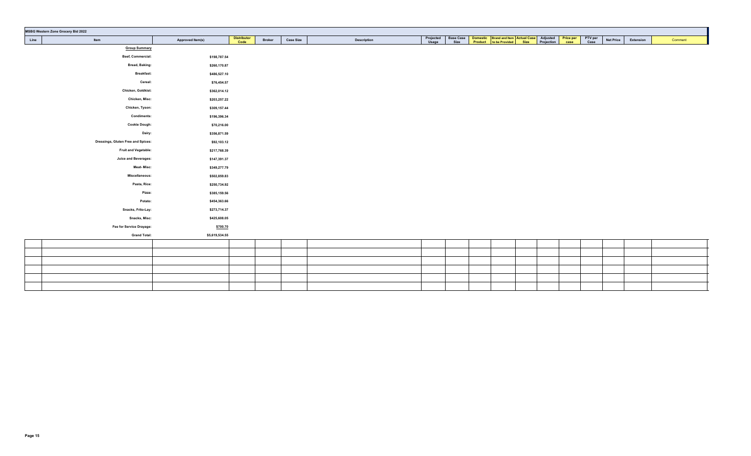**MSBG Western Zone Grocery Bid 2022**

| Line | Item | Approved Item(s) | Distributor Code | Broker | Case Size | Description | Projected Usage | Base Case Size | Domestic Product | Brand and Item to be Provided | Actual Case Size | Adjusted Projection | Price per case | PTV per Case | Net Price | Extension | Comment |
|---|---|---|---|---|---|---|---|---|---|---|---|---|---|---|---|---|---|
| | **Group Summary** | | | | | | | | | | | | | | | | |
| | **Beef, Commercial:** | $198,787.54 | | | | | | | | | | | | | | | |
| | **Bread, Baking:** | $260,170.87 | | | | | | | | | | | | | | | |
| | **Breakfast:** | $486,527.10 | | | | | | | | | | | | | | | |
| | **Cereal:** | $76,454.57 | | | | | | | | | | | | | | | |
| | **Chicken, Goldkist:** | $362,014.12 | | | | | | | | | | | | | | | |
| | **Chicken, Misc:** | $203,257.22 | | | | | | | | | | | | | | | |
| | **Chicken, Tyson:** | $309,157.44 | | | | | | | | | | | | | | | |
| | **Condiments:** | $196,396.34 | | | | | | | | | | | | | | | |
| | **Cookie Dough:** | $70,216.00 | | | | | | | | | | | | | | | |
| | **Dairy:** | $356,871.59 | | | | | | | | | | | | | | | |
| | **Dressings, Gluten Free and Spices:** | $92,103.12 | | | | | | | | | | | | | | | |
| | **Fruit and Vegetable:** | $217,768.39 | | | | | | | | | | | | | | | |
| | **Juice and Beverages:** | $147,391.37 | | | | | | | | | | | | | | | |
| | **Meat- Misc:** | $349,277.79 | | | | | | | | | | | | | | | |
| | **Miscellaneous:** | $502,859.83 | | | | | | | | | | | | | | | |
| | **Pasta, Rice:** | $250,734.92 | | | | | | | | | | | | | | | |
| | **Pizza:** | $385,159.56 | | | | | | | | | | | | | | | |
| | **Potato:** | $454,363.66 | | | | | | | | | | | | | | | |
| | **Snacks, Frito-Lay:** | $273,714.37 | | | | | | | | | | | | | | | |
| | **Snacks, Misc:** | $425,608.05 | | | | | | | | | | | | | | | |
| | **Fee for Service Drayage:** | $700.70 | | | | | | | | | | | | | | | |
| | **Grand Total:** | $5,619,534.55 | | | | | | | | | | | | | | | |
| | | | | | | | | | | | | | | | | | |
| | | | | | | | | | | | | | | | | | |
| | | | | | | | | | | | | | | | | | |
| | | | | | | | | | | | | | | | | | |
| | | | | | | | | | | | | | | | | | |
| | | | | | | | | | | | | | | | | | |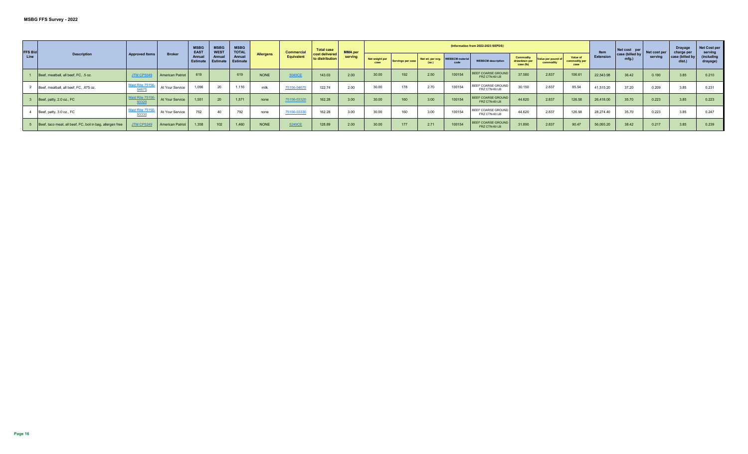**MSBG FFS Survey - 2022**

| FFS Bid Line | Description | Approved Items | Broker | MSBG EAST Annual Estimate | MSBG WEST Annual Estimate | MSBG TOTAL Annual Estimate | Allergens | Commercial Equivalent | Total case cost delivered to distribution | MMA per serving | (Information from 2022-2023 SEPDS) | | | | | | | | Item Extension | Net cost per case (billed by mfg.) | Net cost per serving | Drayage charge per case (billed by dist.) | Net Cost per serving (including drayage) |
|---|---|---|---|---|---|---|---|---|---|---|---|---|---|---|---|---|---|---|---|---|---|---|---|
| | | | | | | | | | | | Net weight per case | Servings per case | Net wt. per svg. (oz.) | WEBSCM material code | WEBSCM description | Commodity drawdown per case (lb) | Value per pound of commodity | Value of commodity per case | | | | | |
| 1 | Beef, meatball, all beef, FC, .5 oz. | JTM CP5049 | American Patriot | 619 | | 619 | NONE | 5049CE | 143.03 | 2.00 | 30.00 | 192 | 2.50 | 100154 | BEEF COARSE GROUND FRZ CTN-60 LB | 37.580 | 2.837 | 106.61 | 22,543.98 | 36.42 | 0.190 | 3.85 | 0.210 |
| 2 | Beef, meatball, all beef, FC, .675 oz. | Maid Rite 75156-94675 | At Your Service | 1,096 | 20 | 1,116 | milk | 75156-04675 | 122.74 | 2.00 | 30.00 | 178 | 2.70 | 100154 | BEEF COARSE GROUND FRZ CTN-60 LB | 30.150 | 2.837 | 85.54 | 41,515.20 | 37.20 | 0.209 | 3.85 | 0.231 |
| 3 | Beef, patty, 2.0 oz., FC | Maid Rite 75156-93320 | At Your Service | 1,551 | 20 | 1,571 | none | 75156-03320 | 162.28 | 3.00 | 30.00 | 160 | 3.00 | 100154 | BEEF COARSE GROUND FRZ CTN-60 LB | 44.620 | 2.837 | 126.58 | 26,418.00 | 35.70 | 0.223 | 3.85 | 0.223 |
| 4 | Beef, patty, 3.0 oz., FC | Maid Rite 75156-93330 | At Your Service | 752 | 40 | 792 | none | 75156-03330 | 162.28 | 3.00 | 30.00 | 160 | 3.00 | 100154 | BEEF COARSE GROUND FRZ CTN-60 LB | 44.620 | 2.837 | 126.58 | 28,274.40 | 35.70 | 0.223 | 3.85 | 0.247 |
| 5 | Beef, taco meat, all beef, FC, boil in bag, allergen free | JTM CP5249 | American Patriot | 1,358 | 102 | 1,460 | NONE | 5249CE | 128.89 | 2.00 | 30.00 | 177 | 2.71 | 100154 | BEEF COARSE GROUND FRZ CTN-60 LB | 31.890 | 2.837 | 90.47 | 56,093.20 | 38.42 | 0.217 | 3.85 | 0.239 |